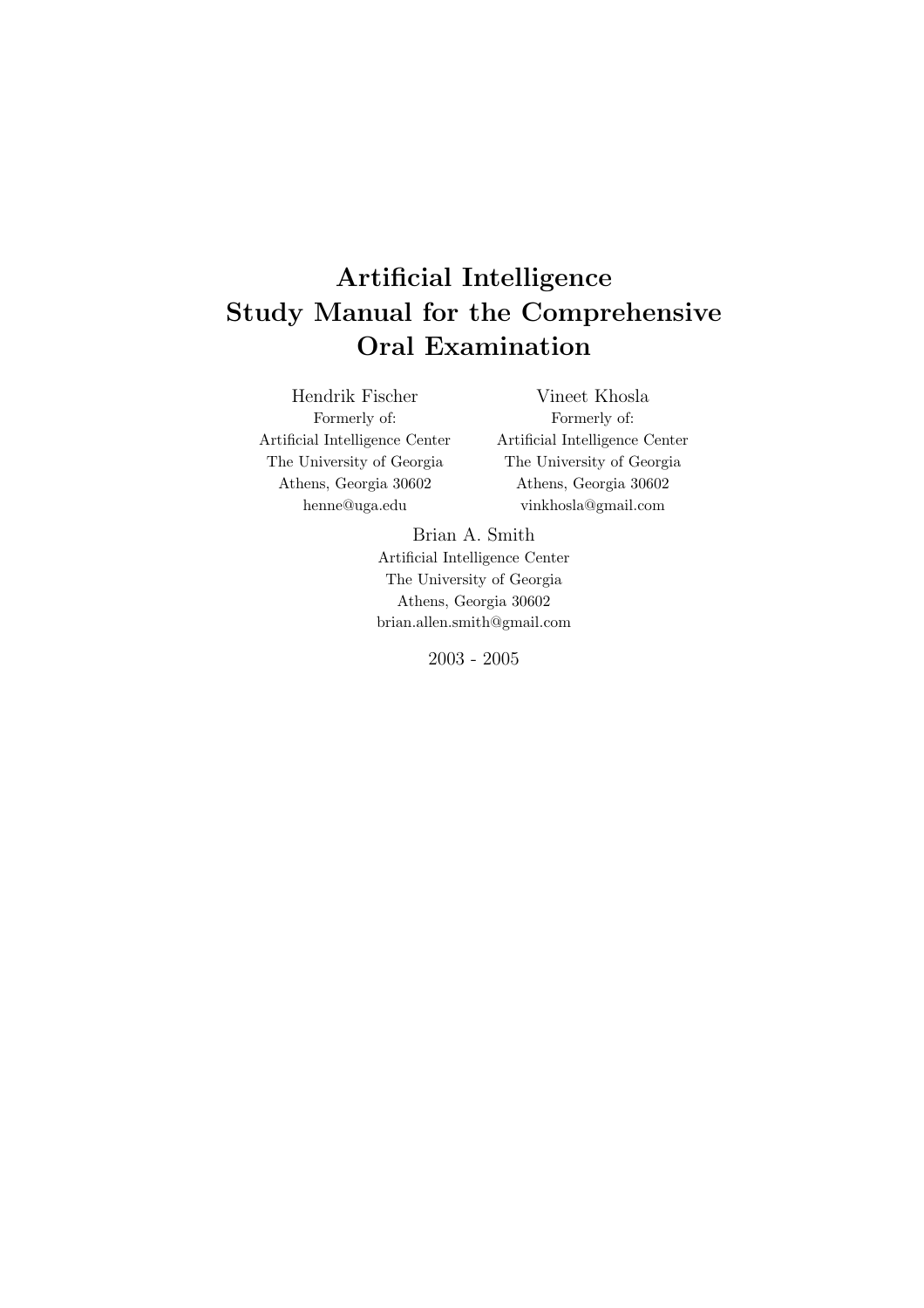# Artificial Intelligence
# Study Manual for the Comprehensive Oral Examination

Hendrik Fischer
Formerly of:
Artificial Intelligence Center
The University of Georgia
Athens, Georgia 30602
henne@uga.edu

Vineet Khosla
Formerly of:
Artificial Intelligence Center
The University of Georgia
Athens, Georgia 30602
vinkhosla@gmail.com

Brian A. Smith
Artificial Intelligence Center
The University of Georgia
Athens, Georgia 30602
brian.allen.smith@gmail.com

2003 - 2005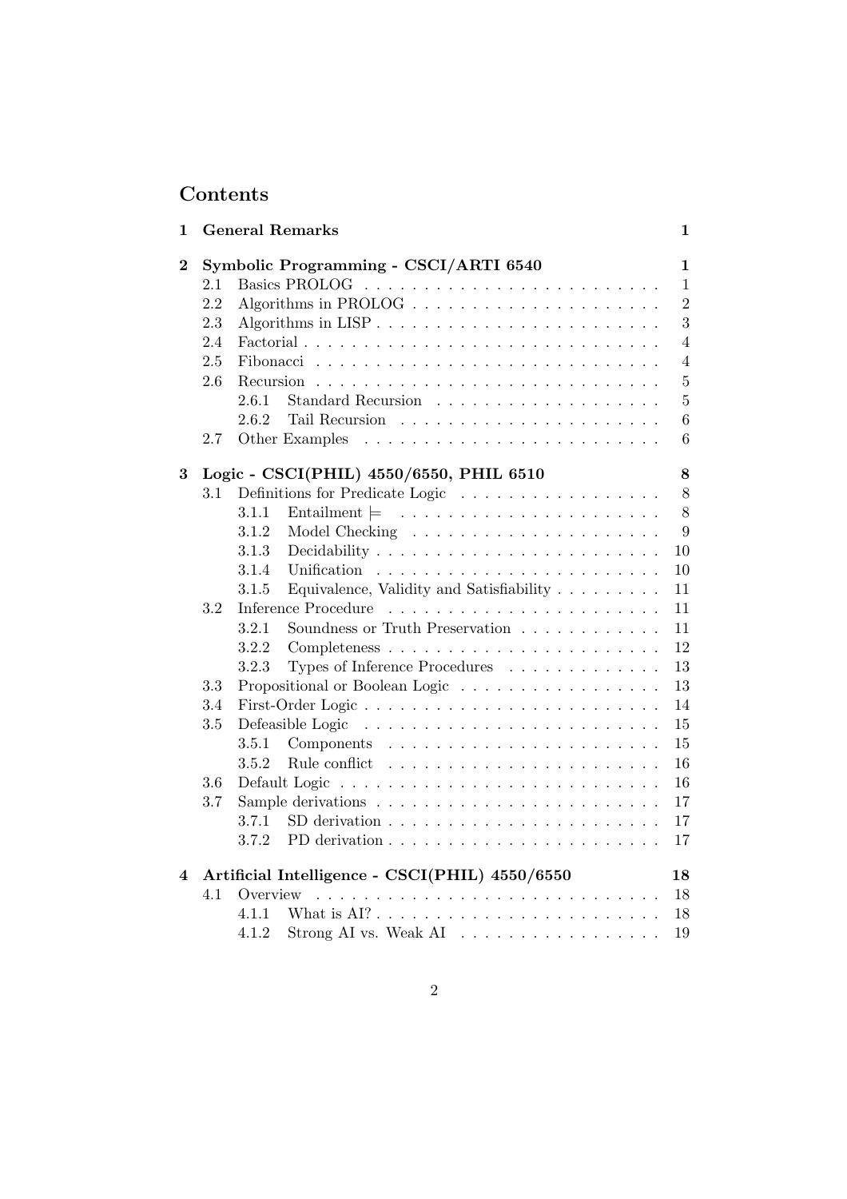# Contents

**1 General Remarks** — 1

**2 Symbolic Programming - CSCI/ARTI 6540** — 1

- 2.1 Basics PROLOG — 1
- 2.2 Algorithms in PROLOG — 2
- 2.3 Algorithms in LISP — 3
- 2.4 Factorial — 4
- 2.5 Fibonacci — 4
- 2.6 Recursion — 5
  - 2.6.1 Standard Recursion — 5
  - 2.6.2 Tail Recursion — 6
- 2.7 Other Examples — 6

**3 Logic - CSCI(PHIL) 4550/6550, PHIL 6510** — 8

- 3.1 Definitions for Predicate Logic — 8
  - 3.1.1 Entailment $\models$ — 8
  - 3.1.2 Model Checking — 9
  - 3.1.3 Decidability — 10
  - 3.1.4 Unification — 10
  - 3.1.5 Equivalence, Validity and Satisfiability — 11
- 3.2 Inference Procedure — 11
  - 3.2.1 Soundness or Truth Preservation — 11
  - 3.2.2 Completeness — 12
  - 3.2.3 Types of Inference Procedures — 13
- 3.3 Propositional or Boolean Logic — 13
- 3.4 First-Order Logic — 14
- 3.5 Defeasible Logic — 15
  - 3.5.1 Components — 15
  - 3.5.2 Rule conflict — 16
- 3.6 Default Logic — 16
- 3.7 Sample derivations — 17
  - 3.7.1 SD derivation — 17
  - 3.7.2 PD derivation — 17

**4 Artificial Intelligence - CSCI(PHIL) 4550/6550** — 18

- 4.1 Overview — 18
  - 4.1.1 What is AI? — 18
  - 4.1.2 Strong AI vs. Weak AI — 19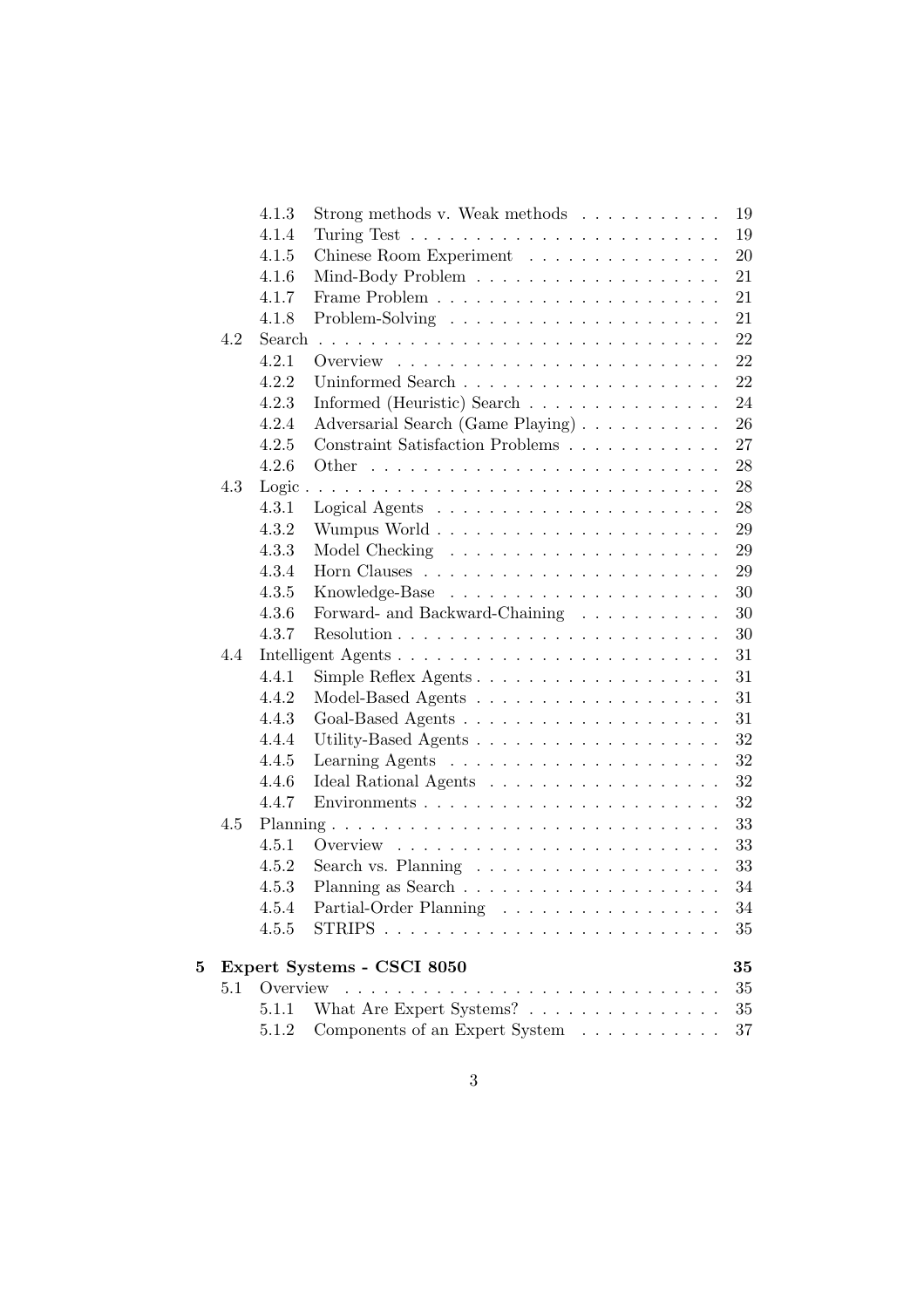- 4.1.3 Strong methods v. Weak methods . . . . . . . . . . . 19
- 4.1.4 Turing Test . . . . . . . . . . . . . . . . . . . . . . . . 19
- 4.1.5 Chinese Room Experiment . . . . . . . . . . . . . . . 20
- 4.1.6 Mind-Body Problem . . . . . . . . . . . . . . . . . . . 21
- 4.1.7 Frame Problem . . . . . . . . . . . . . . . . . . . . . . 21
- 4.1.8 Problem-Solving . . . . . . . . . . . . . . . . . . . . . 21

4.2 Search . . . . . . . . . . . . . . . . . . . . . . . . . . . . . . 22

- 4.2.1 Overview . . . . . . . . . . . . . . . . . . . . . . . . . 22
- 4.2.2 Uninformed Search . . . . . . . . . . . . . . . . . . . 22
- 4.2.3 Informed (Heuristic) Search . . . . . . . . . . . . . . . 24
- 4.2.4 Adversarial Search (Game Playing) . . . . . . . . . . . 26
- 4.2.5 Constraint Satisfaction Problems . . . . . . . . . . . . 27
- 4.2.6 Other . . . . . . . . . . . . . . . . . . . . . . . . . . . 28

4.3 Logic . . . . . . . . . . . . . . . . . . . . . . . . . . . . . . . 28

- 4.3.1 Logical Agents . . . . . . . . . . . . . . . . . . . . . . 28
- 4.3.2 Wumpus World . . . . . . . . . . . . . . . . . . . . . . 29
- 4.3.3 Model Checking . . . . . . . . . . . . . . . . . . . . . 29
- 4.3.4 Horn Clauses . . . . . . . . . . . . . . . . . . . . . . . 29
- 4.3.5 Knowledge-Base . . . . . . . . . . . . . . . . . . . . . 30
- 4.3.6 Forward- and Backward-Chaining . . . . . . . . . . . 30
- 4.3.7 Resolution . . . . . . . . . . . . . . . . . . . . . . . . 30

4.4 Intelligent Agents . . . . . . . . . . . . . . . . . . . . . . . . 31

- 4.4.1 Simple Reflex Agents . . . . . . . . . . . . . . . . . . . 31
- 4.4.2 Model-Based Agents . . . . . . . . . . . . . . . . . . . 31
- 4.4.3 Goal-Based Agents . . . . . . . . . . . . . . . . . . . . 31
- 4.4.4 Utility-Based Agents . . . . . . . . . . . . . . . . . . . 32
- 4.4.5 Learning Agents . . . . . . . . . . . . . . . . . . . . . 32
- 4.4.6 Ideal Rational Agents . . . . . . . . . . . . . . . . . . 32
- 4.4.7 Environments . . . . . . . . . . . . . . . . . . . . . . . 32

4.5 Planning . . . . . . . . . . . . . . . . . . . . . . . . . . . . . 33

- 4.5.1 Overview . . . . . . . . . . . . . . . . . . . . . . . . . 33
- 4.5.2 Search vs. Planning . . . . . . . . . . . . . . . . . . . 33
- 4.5.3 Planning as Search . . . . . . . . . . . . . . . . . . . . 34
- 4.5.4 Partial-Order Planning . . . . . . . . . . . . . . . . . 34
- 4.5.5 STRIPS . . . . . . . . . . . . . . . . . . . . . . . . . . 35

**5 Expert Systems - CSCI 8050** **35**

5.1 Overview . . . . . . . . . . . . . . . . . . . . . . . . . . . . . 35

- 5.1.1 What Are Expert Systems? . . . . . . . . . . . . . . . 35
- 5.1.2 Components of an Expert System . . . . . . . . . . . 37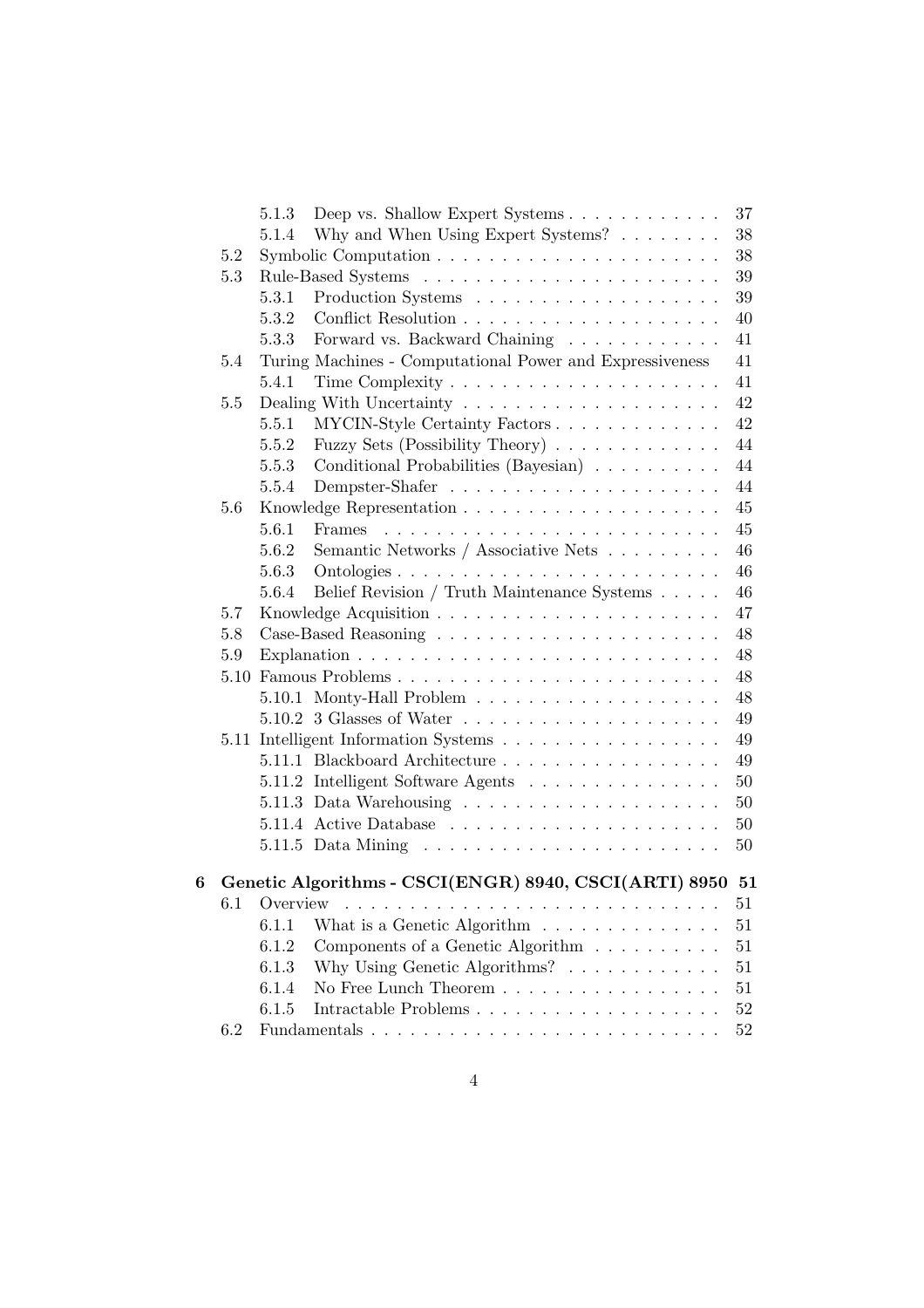- 5.1.3 Deep vs. Shallow Expert Systems . . . . . . . . . . . . 37
- 5.1.4 Why and When Using Expert Systems? . . . . . . . . 38
- 5.2 Symbolic Computation . . . . . . . . . . . . . . . . . . . . . . 38
- 5.3 Rule-Based Systems . . . . . . . . . . . . . . . . . . . . . . . 39
  - 5.3.1 Production Systems . . . . . . . . . . . . . . . . . . 39
  - 5.3.2 Conflict Resolution . . . . . . . . . . . . . . . . . . . 40
  - 5.3.3 Forward vs. Backward Chaining . . . . . . . . . . . . 41
- 5.4 Turing Machines - Computational Power and Expressiveness 41
  - 5.4.1 Time Complexity . . . . . . . . . . . . . . . . . . . . 41
- 5.5 Dealing With Uncertainty . . . . . . . . . . . . . . . . . . . . 42
  - 5.5.1 MYCIN-Style Certainty Factors . . . . . . . . . . . . . 42
  - 5.5.2 Fuzzy Sets (Possibility Theory) . . . . . . . . . . . . . 44
  - 5.5.3 Conditional Probabilities (Bayesian) . . . . . . . . . . 44
  - 5.5.4 Dempster-Shafer . . . . . . . . . . . . . . . . . . . . . 44
- 5.6 Knowledge Representation . . . . . . . . . . . . . . . . . . . . 45
  - 5.6.1 Frames . . . . . . . . . . . . . . . . . . . . . . . . . 45
  - 5.6.2 Semantic Networks / Associative Nets . . . . . . . . . 46
  - 5.6.3 Ontologies . . . . . . . . . . . . . . . . . . . . . . . . 46
  - 5.6.4 Belief Revision / Truth Maintenance Systems . . . . . 46
- 5.7 Knowledge Acquisition . . . . . . . . . . . . . . . . . . . . . 47
- 5.8 Case-Based Reasoning . . . . . . . . . . . . . . . . . . . . . . 48
- 5.9 Explanation . . . . . . . . . . . . . . . . . . . . . . . . . . . 48
- 5.10 Famous Problems . . . . . . . . . . . . . . . . . . . . . . . . 48
  - 5.10.1 Monty-Hall Problem . . . . . . . . . . . . . . . . . . . 48
  - 5.10.2 3 Glasses of Water . . . . . . . . . . . . . . . . . . . 49
- 5.11 Intelligent Information Systems . . . . . . . . . . . . . . . . . 49
  - 5.11.1 Blackboard Architecture . . . . . . . . . . . . . . . . . 49
  - 5.11.2 Intelligent Software Agents . . . . . . . . . . . . . . . 50
  - 5.11.3 Data Warehousing . . . . . . . . . . . . . . . . . . . . 50
  - 5.11.4 Active Database . . . . . . . . . . . . . . . . . . . . . 50
  - 5.11.5 Data Mining . . . . . . . . . . . . . . . . . . . . . . . 50

**6 Genetic Algorithms - CSCI(ENGR) 8940, CSCI(ARTI) 8950 51**

- 6.1 Overview . . . . . . . . . . . . . . . . . . . . . . . . . . . . . 51
  - 6.1.1 What is a Genetic Algorithm . . . . . . . . . . . . . . 51
  - 6.1.2 Components of a Genetic Algorithm . . . . . . . . . . 51
  - 6.1.3 Why Using Genetic Algorithms? . . . . . . . . . . . . 51
  - 6.1.4 No Free Lunch Theorem . . . . . . . . . . . . . . . . . 51
  - 6.1.5 Intractable Problems . . . . . . . . . . . . . . . . . . . 52
- 6.2 Fundamentals . . . . . . . . . . . . . . . . . . . . . . . . . . 52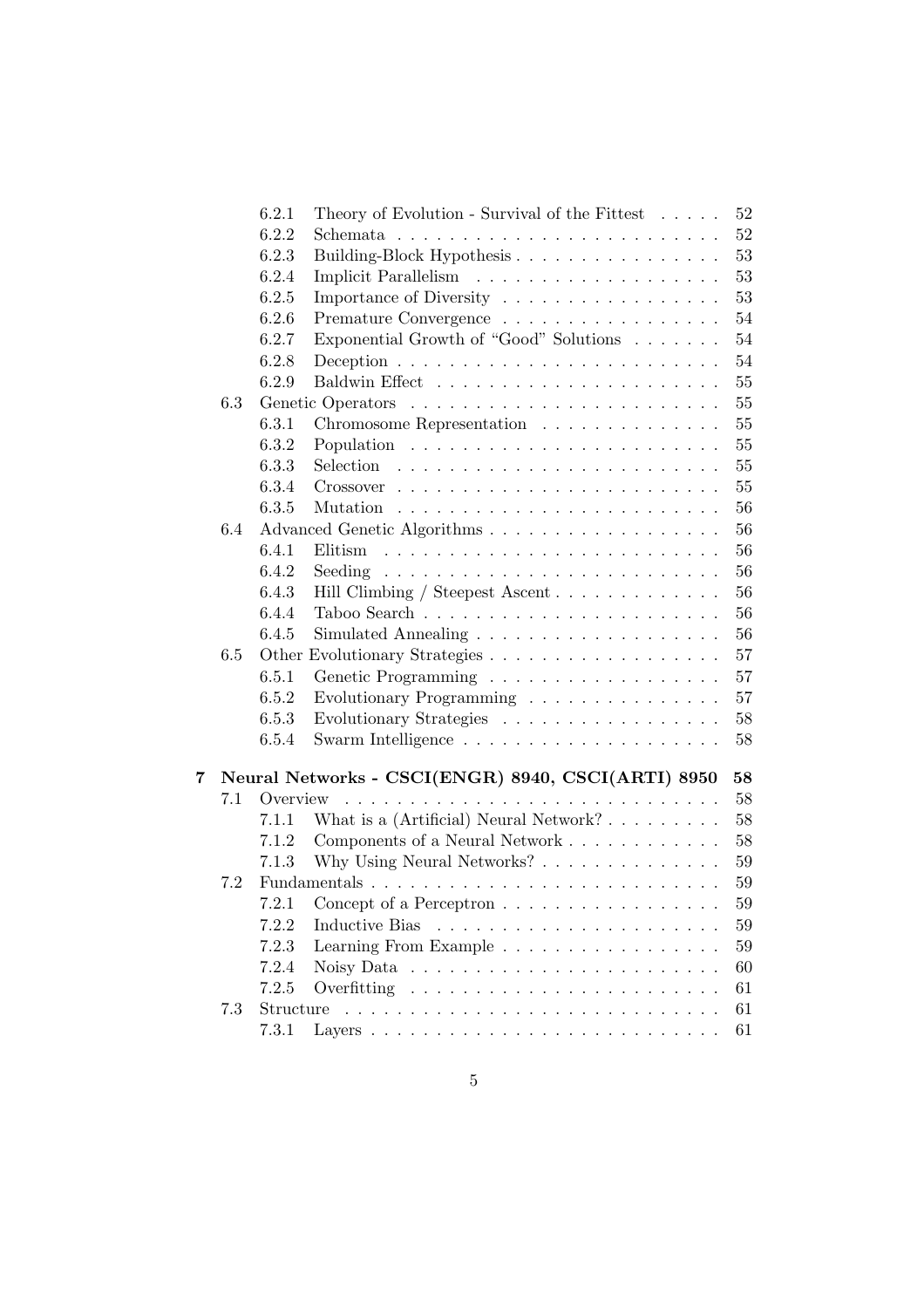- 6.2.1 Theory of Evolution - Survival of the Fittest . . . . . 52
- 6.2.2 Schemata . . . . . . . . . . . . . . . . . . . . . . . . 52
- 6.2.3 Building-Block Hypothesis . . . . . . . . . . . . . . . . 53
- 6.2.4 Implicit Parallelism . . . . . . . . . . . . . . . . . . . 53
- 6.2.5 Importance of Diversity . . . . . . . . . . . . . . . . . 53
- 6.2.6 Premature Convergence . . . . . . . . . . . . . . . . . 54
- 6.2.7 Exponential Growth of "Good" Solutions . . . . . . . 54
- 6.2.8 Deception . . . . . . . . . . . . . . . . . . . . . . . . 54
- 6.2.9 Baldwin Effect . . . . . . . . . . . . . . . . . . . . . 55

6.3 Genetic Operators . . . . . . . . . . . . . . . . . . . . . . . 55
- 6.3.1 Chromosome Representation . . . . . . . . . . . . . . 55
- 6.3.2 Population . . . . . . . . . . . . . . . . . . . . . . . 55
- 6.3.3 Selection . . . . . . . . . . . . . . . . . . . . . . . . 55
- 6.3.4 Crossover . . . . . . . . . . . . . . . . . . . . . . . . 55
- 6.3.5 Mutation . . . . . . . . . . . . . . . . . . . . . . . . 56

6.4 Advanced Genetic Algorithms . . . . . . . . . . . . . . . . . . 56
- 6.4.1 Elitism . . . . . . . . . . . . . . . . . . . . . . . . . 56
- 6.4.2 Seeding . . . . . . . . . . . . . . . . . . . . . . . . . 56
- 6.4.3 Hill Climbing / Steepest Ascent . . . . . . . . . . . . . 56
- 6.4.4 Taboo Search . . . . . . . . . . . . . . . . . . . . . . 56
- 6.4.5 Simulated Annealing . . . . . . . . . . . . . . . . . . . 56

6.5 Other Evolutionary Strategies . . . . . . . . . . . . . . . . . . 57
- 6.5.1 Genetic Programming . . . . . . . . . . . . . . . . . . 57
- 6.5.2 Evolutionary Programming . . . . . . . . . . . . . . . 57
- 6.5.3 Evolutionary Strategies . . . . . . . . . . . . . . . . . 58
- 6.5.4 Swarm Intelligence . . . . . . . . . . . . . . . . . . . . 58

**7 Neural Networks - CSCI(ENGR) 8940, CSCI(ARTI) 8950 58**

7.1 Overview . . . . . . . . . . . . . . . . . . . . . . . . . . . . 58
- 7.1.1 What is a (Artificial) Neural Network? . . . . . . . . . 58
- 7.1.2 Components of a Neural Network . . . . . . . . . . . . 58
- 7.1.3 Why Using Neural Networks? . . . . . . . . . . . . . . 59

7.2 Fundamentals . . . . . . . . . . . . . . . . . . . . . . . . . . 59
- 7.2.1 Concept of a Perceptron . . . . . . . . . . . . . . . . . 59
- 7.2.2 Inductive Bias . . . . . . . . . . . . . . . . . . . . . . 59
- 7.2.3 Learning From Example . . . . . . . . . . . . . . . . . 59
- 7.2.4 Noisy Data . . . . . . . . . . . . . . . . . . . . . . . . 60
- 7.2.5 Overfitting . . . . . . . . . . . . . . . . . . . . . . . . 61

7.3 Structure . . . . . . . . . . . . . . . . . . . . . . . . . . . . 61
- 7.3.1 Layers . . . . . . . . . . . . . . . . . . . . . . . . . . 61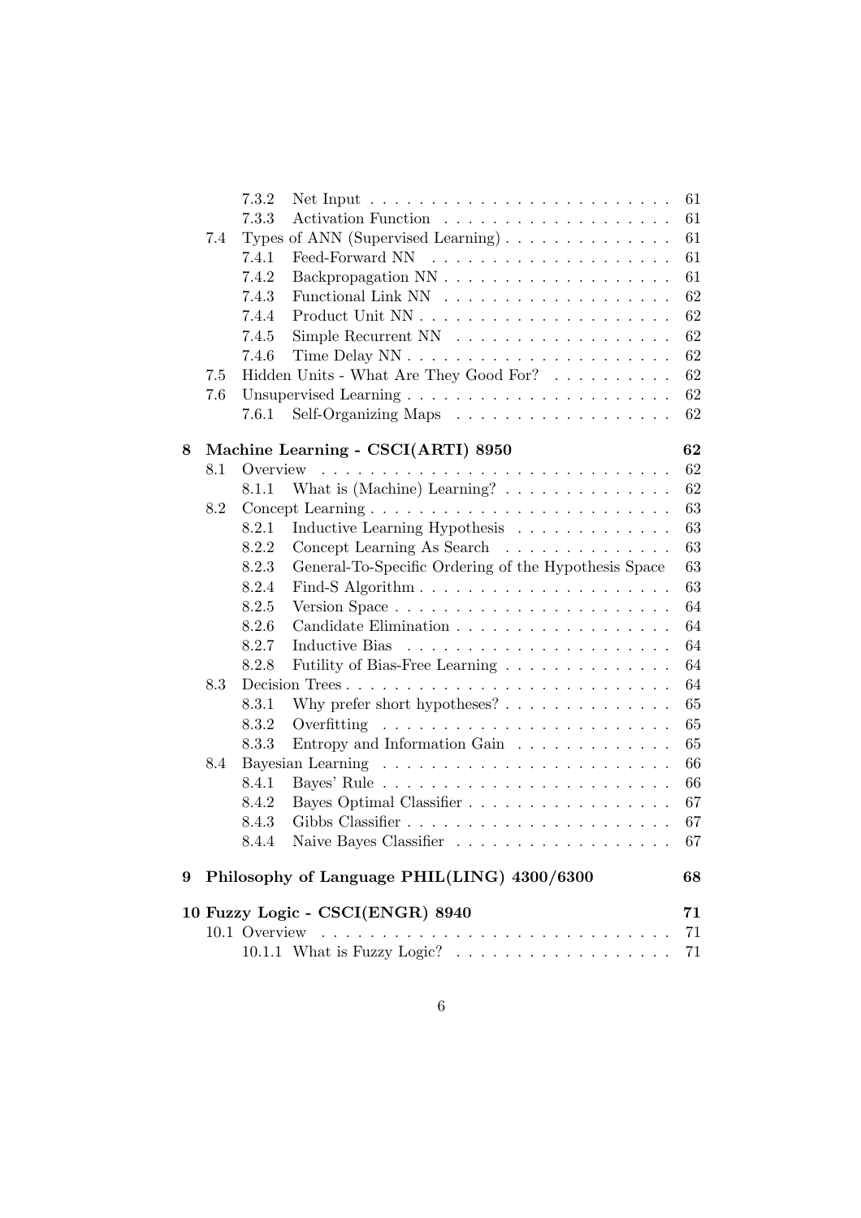- 7.3.2 Net Input . . . . . . . . . . . . . . . . . . . . . . . . . 61
- 7.3.3 Activation Function . . . . . . . . . . . . . . . . . . . 61
- 7.4 Types of ANN (Supervised Learning) . . . . . . . . . . . . . . 61
  - 7.4.1 Feed-Forward NN . . . . . . . . . . . . . . . . . . . . 61
  - 7.4.2 Backpropagation NN . . . . . . . . . . . . . . . . . . . 61
  - 7.4.3 Functional Link NN . . . . . . . . . . . . . . . . . . . 62
  - 7.4.4 Product Unit NN . . . . . . . . . . . . . . . . . . . . . 62
  - 7.4.5 Simple Recurrent NN . . . . . . . . . . . . . . . . . . 62
  - 7.4.6 Time Delay NN . . . . . . . . . . . . . . . . . . . . . . 62
- 7.5 Hidden Units - What Are They Good For? . . . . . . . . . . 62
- 7.6 Unsupervised Learning . . . . . . . . . . . . . . . . . . . . . . 62
  - 7.6.1 Self-Organizing Maps . . . . . . . . . . . . . . . . . . 62

**8 Machine Learning - CSCI(ARTI) 8950 62**

- 8.1 Overview . . . . . . . . . . . . . . . . . . . . . . . . . . . . . 62
  - 8.1.1 What is (Machine) Learning? . . . . . . . . . . . . . . 62
- 8.2 Concept Learning . . . . . . . . . . . . . . . . . . . . . . . . . 63
  - 8.2.1 Inductive Learning Hypothesis . . . . . . . . . . . . . 63
  - 8.2.2 Concept Learning As Search . . . . . . . . . . . . . . 63
  - 8.2.3 General-To-Specific Ordering of the Hypothesis Space 63
  - 8.2.4 Find-S Algorithm . . . . . . . . . . . . . . . . . . . . . 63
  - 8.2.5 Version Space . . . . . . . . . . . . . . . . . . . . . . . 64
  - 8.2.6 Candidate Elimination . . . . . . . . . . . . . . . . . . 64
  - 8.2.7 Inductive Bias . . . . . . . . . . . . . . . . . . . . . . 64
  - 8.2.8 Futility of Bias-Free Learning . . . . . . . . . . . . . . 64
- 8.3 Decision Trees . . . . . . . . . . . . . . . . . . . . . . . . . . . 64
  - 8.3.1 Why prefer short hypotheses? . . . . . . . . . . . . . . 65
  - 8.3.2 Overfitting . . . . . . . . . . . . . . . . . . . . . . . . 65
  - 8.3.3 Entropy and Information Gain . . . . . . . . . . . . . 65
- 8.4 Bayesian Learning . . . . . . . . . . . . . . . . . . . . . . . . 66
  - 8.4.1 Bayes' Rule . . . . . . . . . . . . . . . . . . . . . . . . 66
  - 8.4.2 Bayes Optimal Classifier . . . . . . . . . . . . . . . . . 67
  - 8.4.3 Gibbs Classifier . . . . . . . . . . . . . . . . . . . . . . 67
  - 8.4.4 Naive Bayes Classifier . . . . . . . . . . . . . . . . . . 67

**9 Philosophy of Language PHIL(LING) 4300/6300 68**

**10 Fuzzy Logic - CSCI(ENGR) 8940 71**

- 10.1 Overview . . . . . . . . . . . . . . . . . . . . . . . . . . . . . 71
  - 10.1.1 What is Fuzzy Logic? . . . . . . . . . . . . . . . . . . 71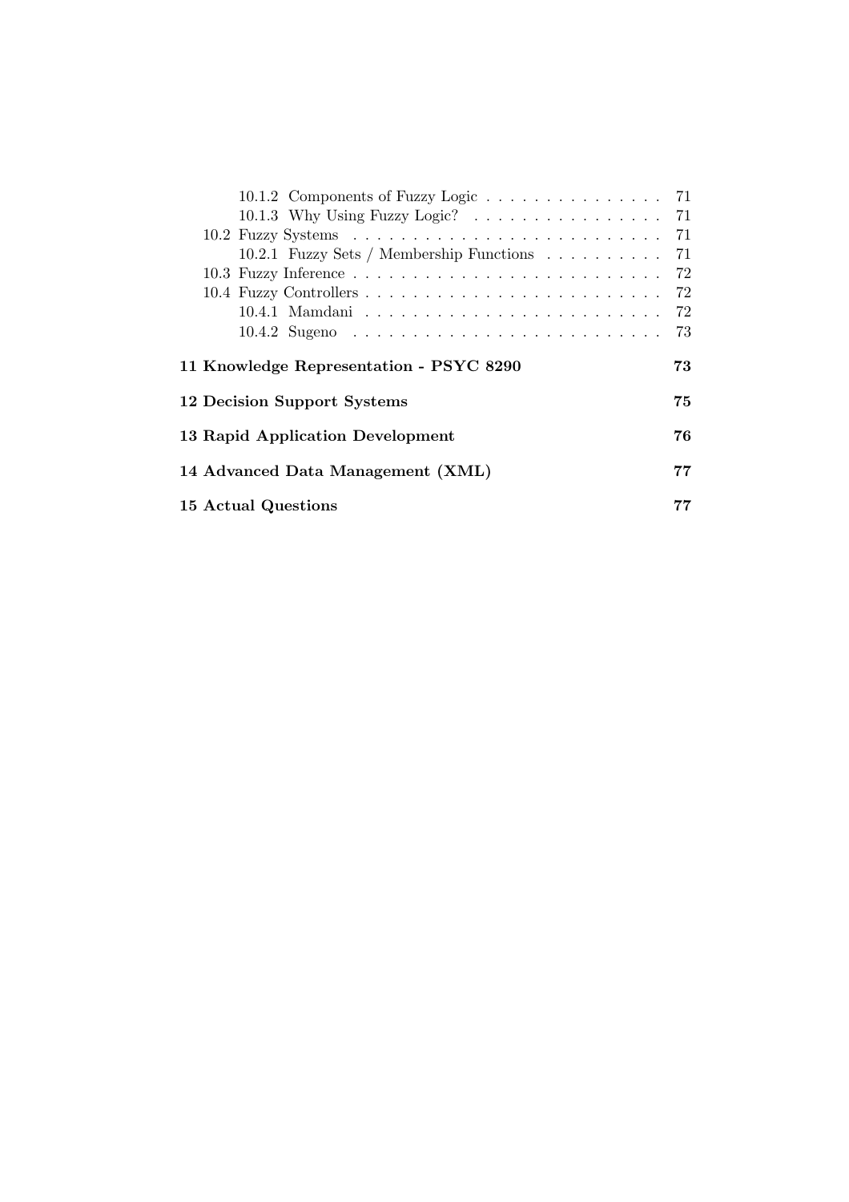- 10.1.2 Components of Fuzzy Logic . . . . . . . . . . . . . . . 71
- 10.1.3 Why Using Fuzzy Logic? . . . . . . . . . . . . . . . 71
- 10.2 Fuzzy Systems . . . . . . . . . . . . . . . . . . . . . . . . . 71
  - 10.2.1 Fuzzy Sets / Membership Functions . . . . . . . . . . 71
- 10.3 Fuzzy Inference . . . . . . . . . . . . . . . . . . . . . . . . 72
- 10.4 Fuzzy Controllers . . . . . . . . . . . . . . . . . . . . . . . 72
  - 10.4.1 Mamdani . . . . . . . . . . . . . . . . . . . . . . . . 72
  - 10.4.2 Sugeno . . . . . . . . . . . . . . . . . . . . . . . . . 73

**11 Knowledge Representation - PSYC 8290** **73**

**12 Decision Support Systems** **75**

**13 Rapid Application Development** **76**

**14 Advanced Data Management (XML)** **77**

**15 Actual Questions** **77**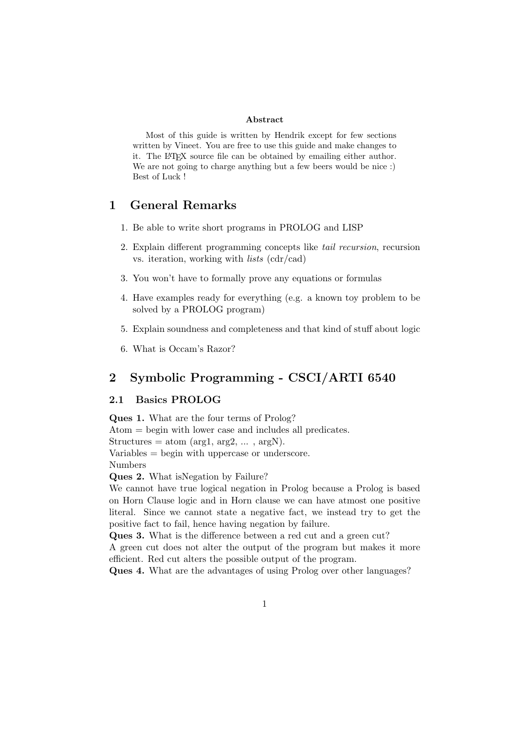**Abstract**

Most of this guide is written by Hendrik except for few sections written by Vineet. You are free to use this guide and make changes to it. The LaTeX source file can be obtained by emailing either author. We are not going to charge anything but a few beers would be nice :) Best of Luck !

# 1 General Remarks

1. Be able to write short programs in PROLOG and LISP
2. Explain different programming concepts like *tail recursion*, recursion vs. iteration, working with *lists* (cdr/cad)
3. You won't have to formally prove any equations or formulas
4. Have examples ready for everything (e.g. a known toy problem to be solved by a PROLOG program)
5. Explain soundness and completeness and that kind of stuff about logic
6. What is Occam's Razor?

# 2 Symbolic Programming - CSCI/ARTI 6540

## 2.1 Basics PROLOG

**Ques 1.** What are the four terms of Prolog?
Atom = begin with lower case and includes all predicates.
Structures = atom (arg1, arg2, ... , argN).
Variables = begin with uppercase or underscore.
Numbers

**Ques 2.** What isNegation by Failure?
We cannot have true logical negation in Prolog because a Prolog is based on Horn Clause logic and in Horn clause we can have atmost one positive literal. Since we cannot state a negative fact, we instead try to get the positive fact to fail, hence having negation by failure.

**Ques 3.** What is the difference between a red cut and a green cut?
A green cut does not alter the output of the program but makes it more efficient. Red cut alters the possible output of the program.

**Ques 4.** What are the advantages of using Prolog over other languages?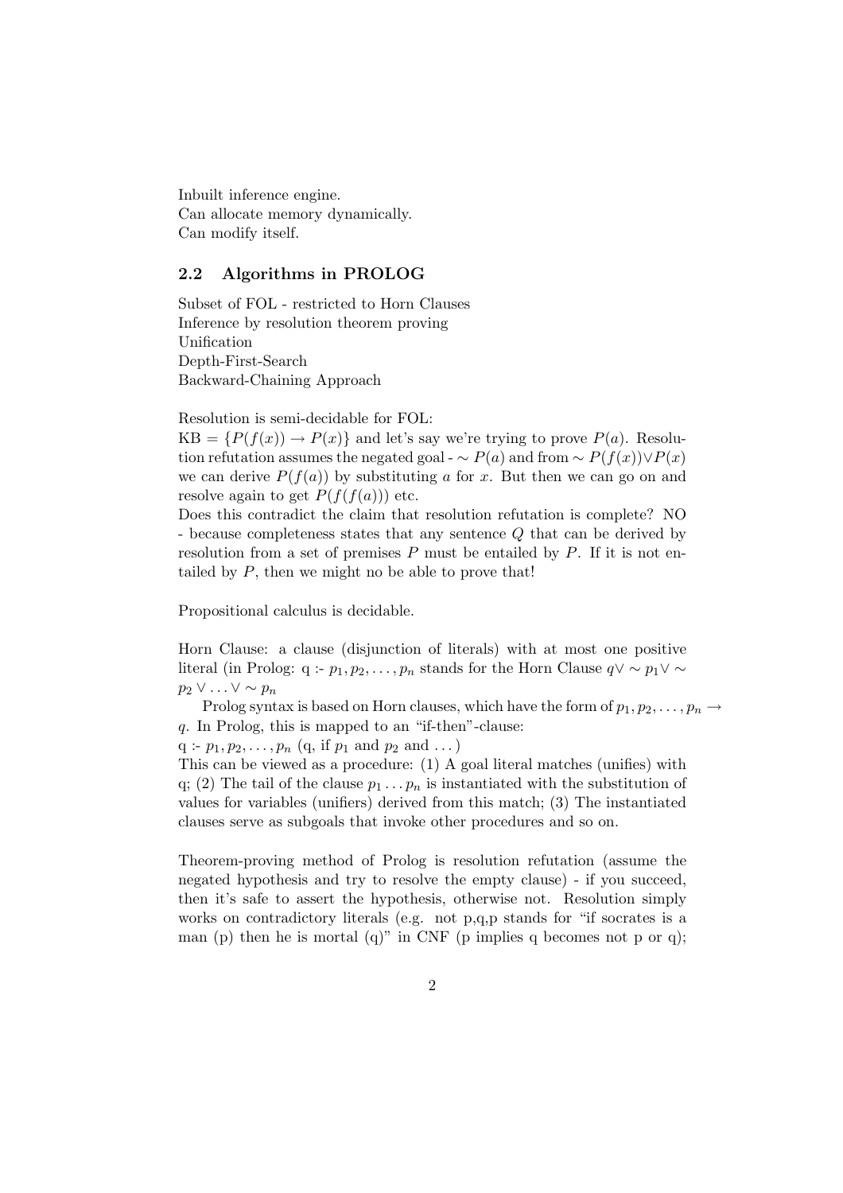Inbuilt inference engine.
Can allocate memory dynamically.
Can modify itself.

### 2.2 Algorithms in PROLOG

Subset of FOL - restricted to Horn Clauses
Inference by resolution theorem proving
Unification
Depth-First-Search
Backward-Chaining Approach

Resolution is semi-decidable for FOL:
KB = $\{P(f(x)) \rightarrow P(x)\}$ and let's say we're trying to prove $P(a)$. Resolution refutation assumes the negated goal - $\sim P(a)$ and from $\sim P(f(x)) \vee P(x)$ we can derive $P(f(a))$ by substituting $a$ for $x$. But then we can go on and resolve again to get $P(f(f(a)))$ etc.
Does this contradict the claim that resolution refutation is complete? NO - because completeness states that any sentence $Q$ that can be derived by resolution from a set of premises $P$ must be entailed by $P$. If it is not entailed by $P$, then we might no be able to prove that!

Propositional calculus is decidable.

Horn Clause: a clause (disjunction of literals) with at most one positive literal (in Prolog: q :- $p_1, p_2, \ldots, p_n$ stands for the Horn Clause $q \vee \sim p_1 \vee \sim p_2 \vee \ldots \vee \sim p_n$

Prolog syntax is based on Horn clauses, which have the form of $p_1, p_2, \ldots, p_n \rightarrow q$. In Prolog, this is mapped to an "if-then"-clause:
q :- $p_1, p_2, \ldots, p_n$ (q, if $p_1$ and $p_2$ and ...)
This can be viewed as a procedure: (1) A goal literal matches (unifies) with q; (2) The tail of the clause $p_1 \ldots p_n$ is instantiated with the substitution of values for variables (unifiers) derived from this match; (3) The instantiated clauses serve as subgoals that invoke other procedures and so on.

Theorem-proving method of Prolog is resolution refutation (assume the negated hypothesis and try to resolve the empty clause) - if you succeed, then it's safe to assert the hypothesis, otherwise not. Resolution simply works on contradictory literals (e.g. not p,q,p stands for "if socrates is a man (p) then he is mortal (q)" in CNF (p implies q becomes not p or q);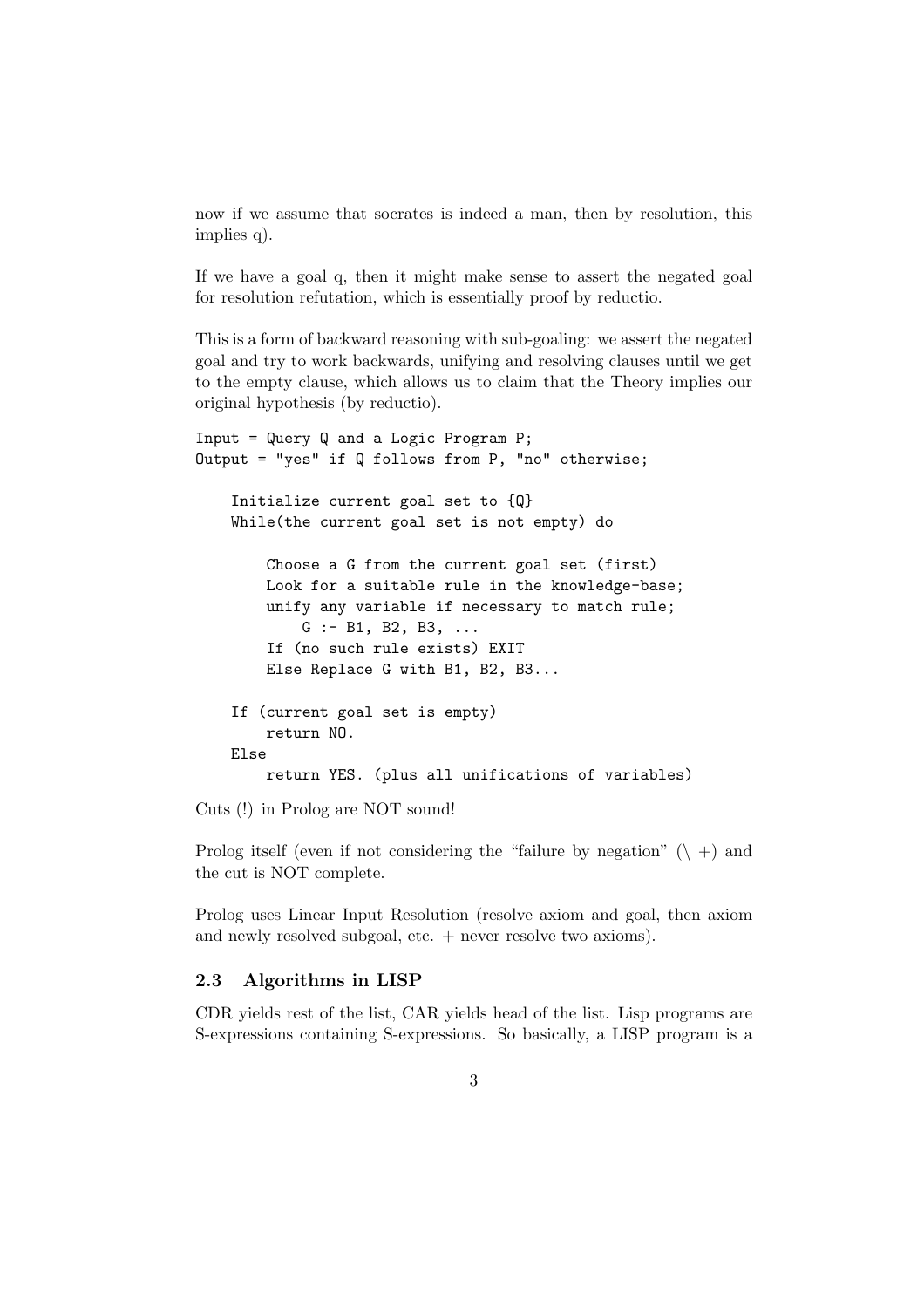now if we assume that socrates is indeed a man, then by resolution, this implies q).

If we have a goal q, then it might make sense to assert the negated goal for resolution refutation, which is essentially proof by reductio.

This is a form of backward reasoning with sub-goaling: we assert the negated goal and try to work backwards, unifying and resolving clauses until we get to the empty clause, which allows us to claim that the Theory implies our original hypothesis (by reductio).

```
Input = Query Q and a Logic Program P;
Output = "yes" if Q follows from P, "no" otherwise;

    Initialize current goal set to {Q}
    While(the current goal set is not empty) do

        Choose a G from the current goal set (first)
        Look for a suitable rule in the knowledge-base;
        unify any variable if necessary to match rule;
            G :- B1, B2, B3, ...
        If (no such rule exists) EXIT
        Else Replace G with B1, B2, B3...

    If (current goal set is empty)
        return NO.
    Else
        return YES. (plus all unifications of variables)
```

Cuts (!) in Prolog are NOT sound!

Prolog itself (even if not considering the "failure by negation" (\ +) and the cut is NOT complete.

Prolog uses Linear Input Resolution (resolve axiom and goal, then axiom and newly resolved subgoal, etc. + never resolve two axioms).

### 2.3 Algorithms in LISP

CDR yields rest of the list, CAR yields head of the list. Lisp programs are S-expressions containing S-expressions. So basically, a LISP program is a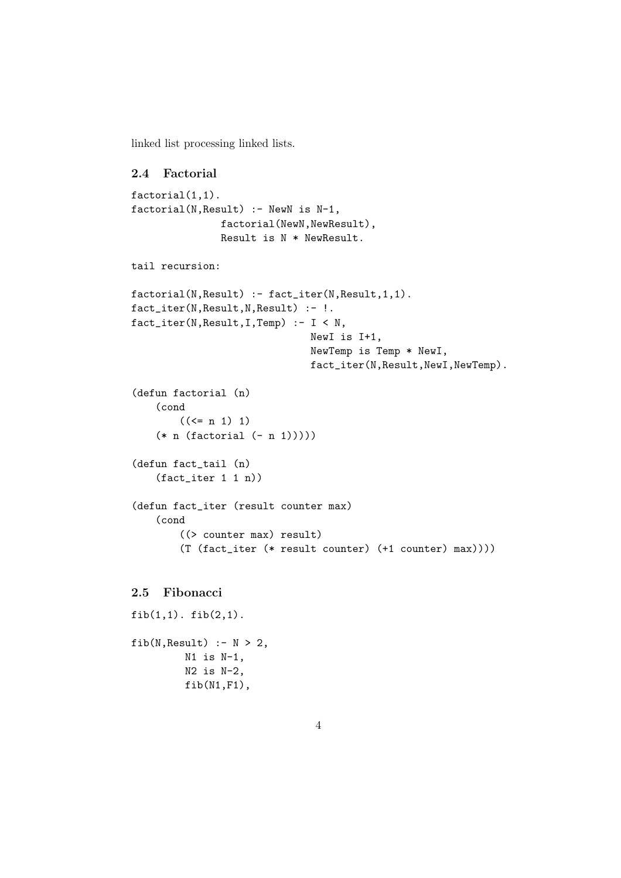linked list processing linked lists.

## 2.4 Factorial

```
factorial(1,1).
factorial(N,Result) :- NewN is N-1,
              factorial(NewN,NewResult),
              Result is N * NewResult.

tail recursion:

factorial(N,Result) :- fact_iter(N,Result,1,1).
fact_iter(N,Result,N,Result) :- !.
fact_iter(N,Result,I,Temp) :- I < N,
                             NewI is I+1,
                             NewTemp is Temp * NewI,
                             fact_iter(N,Result,NewI,NewTemp).

(defun factorial (n)
    (cond
        ((<= n 1) 1)
    (* n (factorial (- n 1)))))

(defun fact_tail (n)
    (fact_iter 1 1 n))

(defun fact_iter (result counter max)
    (cond
        ((> counter max) result)
        (T (fact_iter (* result counter) (+1 counter) max))))
```

## 2.5 Fibonacci

```
fib(1,1). fib(2,1).

fib(N,Result) :- N > 2,
         N1 is N-1,
         N2 is N-2,
         fib(N1,F1),
```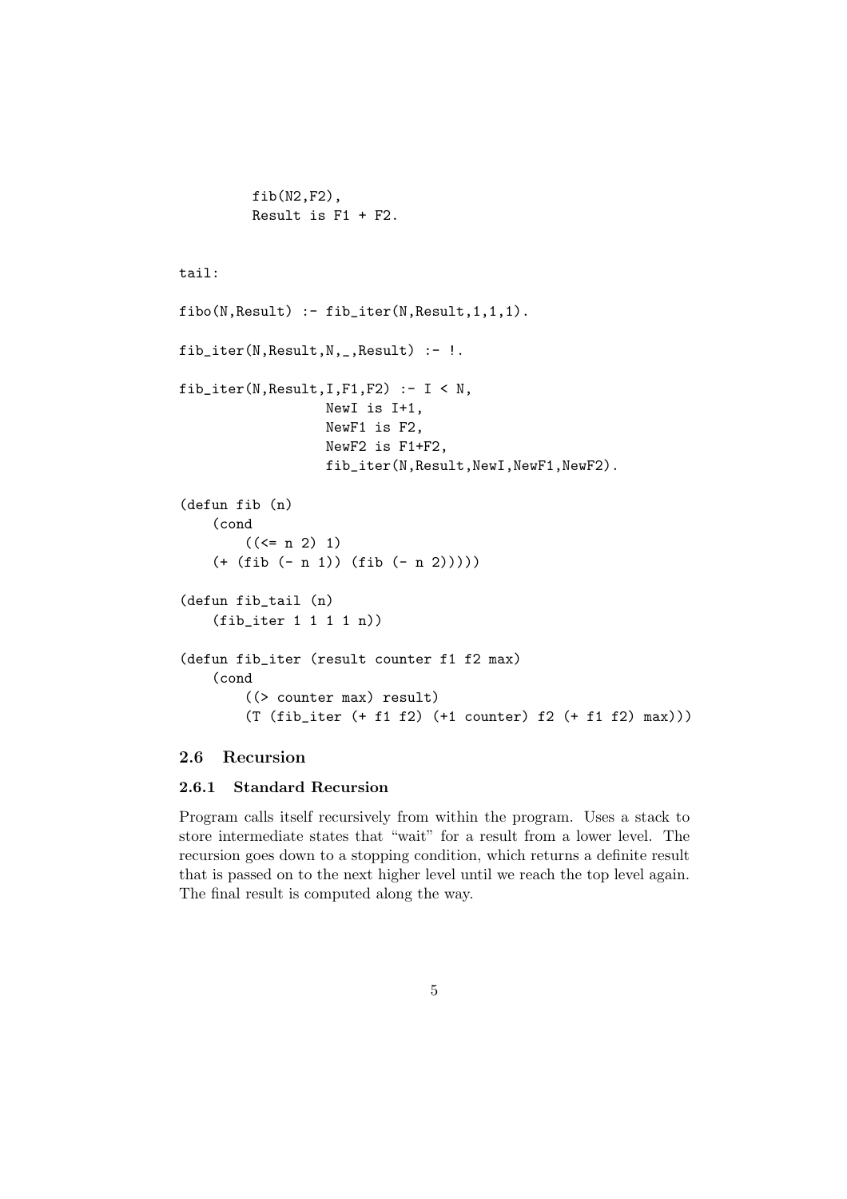```
        fib(N2,F2),
        Result is F1 + F2.
```

```
tail:

fibo(N,Result) :- fib_iter(N,Result,1,1,1).

fib_iter(N,Result,N,_,Result) :- !.

fib_iter(N,Result,I,F1,F2) :- I < N,
                NewI is I+1,
                NewF1 is F2,
                NewF2 is F1+F2,
                fib_iter(N,Result,NewI,NewF1,NewF2).

(defun fib (n)
    (cond
        ((<= n 2) 1)
    (+ (fib (- n 1)) (fib (- n 2)))))

(defun fib_tail (n)
    (fib_iter 1 1 1 1 n))

(defun fib_iter (result counter f1 f2 max)
    (cond
        ((> counter max) result)
        (T (fib_iter (+ f1 f2) (+1 counter) f2 (+ f1 f2) max)))
```

### 2.6 Recursion

#### 2.6.1 Standard Recursion

Program calls itself recursively from within the program. Uses a stack to store intermediate states that "wait" for a result from a lower level. The recursion goes down to a stopping condition, which returns a definite result that is passed on to the next higher level until we reach the top level again. The final result is computed along the way.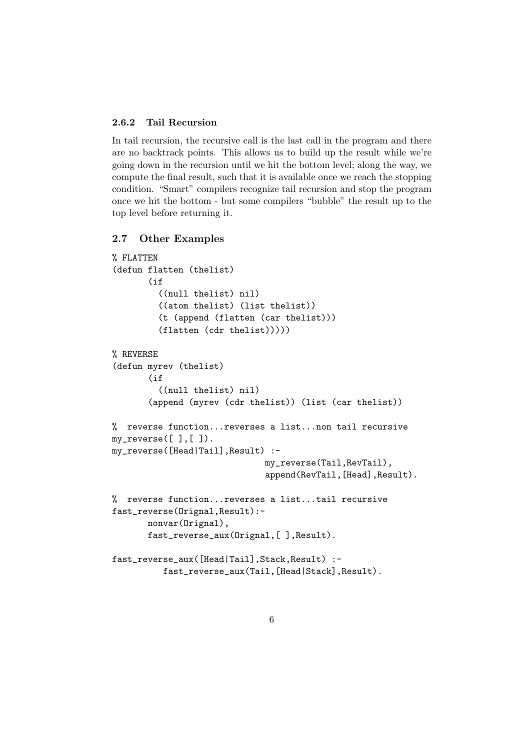### 2.6.2 Tail Recursion

In tail recursion, the recursive call is the last call in the program and there are no backtrack points. This allows us to build up the result while we're going down in the recursion until we hit the bottom level; along the way, we compute the final result, such that it is available once we reach the stopping condition. "Smart" compilers recognize tail recursion and stop the program once we hit the bottom - but some compilers "bubble" the result up to the top level before returning it.

## 2.7 Other Examples

```
% FLATTEN
(defun flatten (thelist)
       (if
         ((null thelist) nil)
         ((atom thelist) (list thelist))
         (t (append (flatten (car thelist)))
         (flatten (cdr thelist)))))

% REVERSE
(defun myrev (thelist)
       (if
         ((null thelist) nil)
       (append (myrev (cdr thelist)) (list (car thelist))

%  reverse function...reverses a list...non tail recursive
my_reverse([ ],[ ]).
my_reverse([Head|Tail],Result) :-
                              my_reverse(Tail,RevTail),
                              append(RevTail,[Head],Result).

%  reverse function...reverses a list...tail recursive
fast_reverse(Orignal,Result):-
       nonvar(Orignal),
       fast_reverse_aux(Orignal,[ ],Result).

fast_reverse_aux([Head|Tail],Stack,Result) :-
          fast_reverse_aux(Tail,[Head|Stack],Result).
```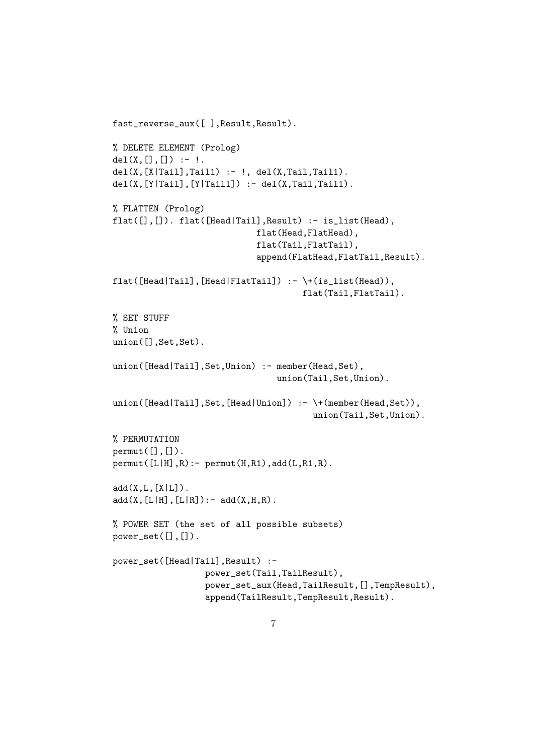```
fast_reverse_aux([ ],Result,Result).

% DELETE ELEMENT (Prolog)
del(X,[],[]) :- !.
del(X,[X|Tail],Tail1) :- !, del(X,Tail,Tail1).
del(X,[Y|Tail],[Y|Tail1]) :- del(X,Tail,Tail1).

% FLATTEN (Prolog)
flat([],[]). flat([Head|Tail],Result) :- is_list(Head),
                            flat(Head,FlatHead),
                            flat(Tail,FlatTail),
                            append(FlatHead,FlatTail,Result).

flat([Head|Tail],[Head|FlatTail]) :- \+(is_list(Head)),
                                    flat(Tail,FlatTail).

% SET STUFF
% Union
union([],Set,Set).

union([Head|Tail],Set,Union) :- member(Head,Set),
                                union(Tail,Set,Union).

union([Head|Tail],Set,[Head|Union]) :- \+(member(Head,Set)),
                                      union(Tail,Set,Union).

% PERMUTATION
permut([],[]).
permut([L|H],R):- permut(H,R1),add(L,R1,R).

add(X,L,[X|L]).
add(X,[L|H],[L|R]):- add(X,H,R).

% POWER SET (the set of all possible subsets)
power_set([],[]).

power_set([Head|Tail],Result) :-
                 power_set(Tail,TailResult),
                 power_set_aux(Head,TailResult,[],TempResult),
                 append(TailResult,TempResult,Result).
```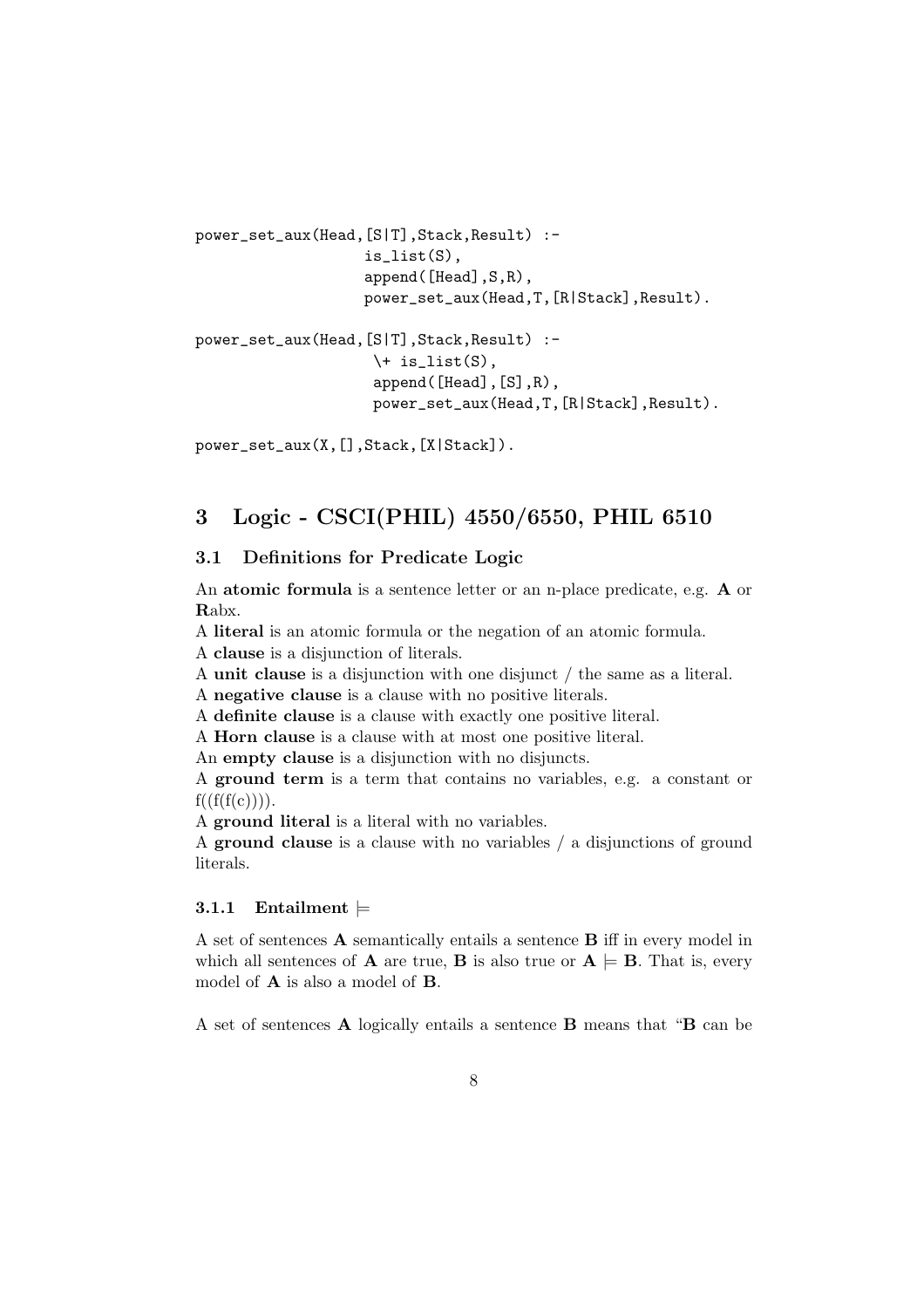```
power_set_aux(Head,[S|T],Stack,Result) :-
                   is_list(S),
                   append([Head],S,R),
                   power_set_aux(Head,T,[R|Stack],Result).

power_set_aux(Head,[S|T],Stack,Result) :-
                    \+ is_list(S),
                    append([Head],[S],R),
                    power_set_aux(Head,T,[R|Stack],Result).

power_set_aux(X,[],Stack,[X|Stack]).
```

# 3 Logic - CSCI(PHIL) 4550/6550, PHIL 6510

## 3.1 Definitions for Predicate Logic

An **atomic formula** is a sentence letter or an n-place predicate, e.g. **A** or **R**abx.

A **literal** is an atomic formula or the negation of an atomic formula.

A **clause** is a disjunction of literals.

A **unit clause** is a disjunction with one disjunct / the same as a literal.

A **negative clause** is a clause with no positive literals.

A **definite clause** is a clause with exactly one positive literal.

A **Horn clause** is a clause with at most one positive literal.

An **empty clause** is a disjunction with no disjuncts.

A **ground term** is a term that contains no variables, e.g. a constant or f((f(f(c)))).

A **ground literal** is a literal with no variables.

A **ground clause** is a clause with no variables / a disjunctions of ground literals.

### 3.1.1 Entailment $\models$

A set of sentences **A** semantically entails a sentence **B** iff in every model in which all sentences of **A** are true, **B** is also true or $\mathbf{A} \models \mathbf{B}$. That is, every model of **A** is also a model of **B**.

A set of sentences **A** logically entails a sentence **B** means that "**B** can be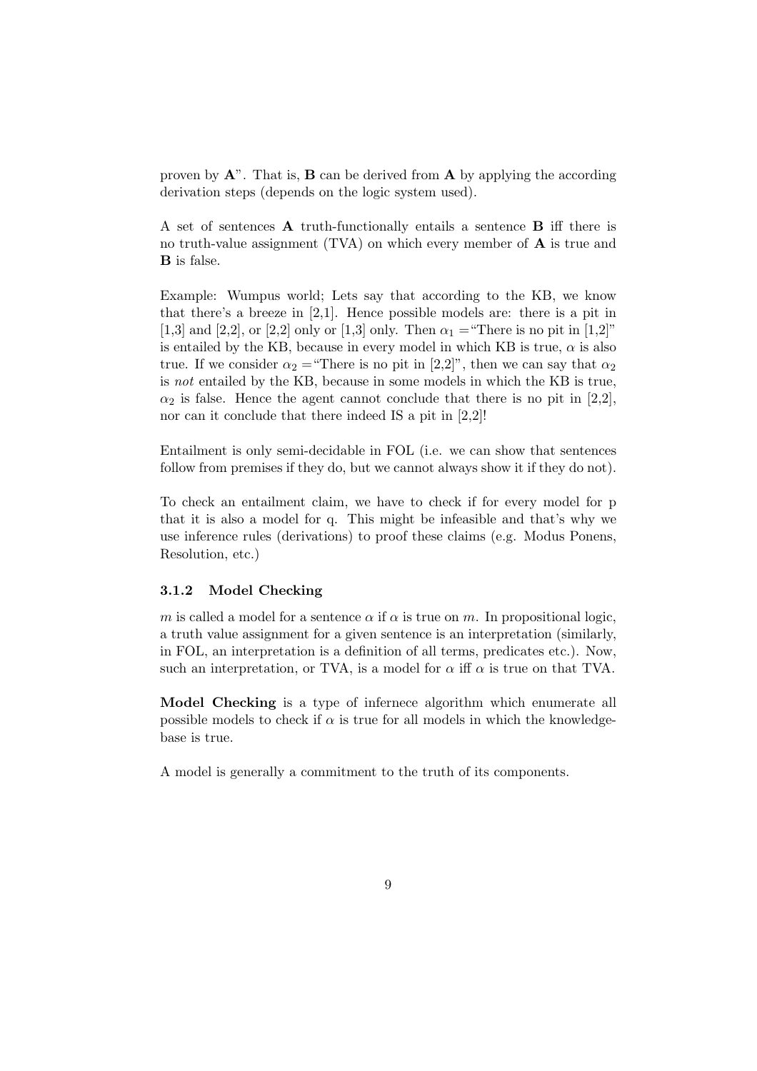proven by **A**". That is, **B** can be derived from **A** by applying the according derivation steps (depends on the logic system used).

A set of sentences **A** truth-functionally entails a sentence **B** iff there is no truth-value assignment (TVA) on which every member of **A** is true and **B** is false.

Example: Wumpus world; Lets say that according to the KB, we know that there's a breeze in [2,1]. Hence possible models are: there is a pit in [1,3] and [2,2], or [2,2] only or [1,3] only. Then $\alpha_1 =$"There is no pit in [1,2]" is entailed by the KB, because in every model in which KB is true, $\alpha$ is also true. If we consider $\alpha_2 =$"There is no pit in [2,2]", then we can say that $\alpha_2$ is *not* entailed by the KB, because in some models in which the KB is true, $\alpha_2$ is false. Hence the agent cannot conclude that there is no pit in [2,2], nor can it conclude that there indeed IS a pit in [2,2]!

Entailment is only semi-decidable in FOL (i.e. we can show that sentences follow from premises if they do, but we cannot always show it if they do not).

To check an entailment claim, we have to check if for every model for p that it is also a model for q. This might be infeasible and that's why we use inference rules (derivations) to proof these claims (e.g. Modus Ponens, Resolution, etc.)

### 3.1.2 Model Checking

$m$ is called a model for a sentence $\alpha$ if $\alpha$ is true on $m$. In propositional logic, a truth value assignment for a given sentence is an interpretation (similarly, in FOL, an interpretation is a definition of all terms, predicates etc.). Now, such an interpretation, or TVA, is a model for $\alpha$ iff $\alpha$ is true on that TVA.

**Model Checking** is a type of infernece algorithm which enumerate all possible models to check if $\alpha$ is true for all models in which the knowledge-base is true.

A model is generally a commitment to the truth of its components.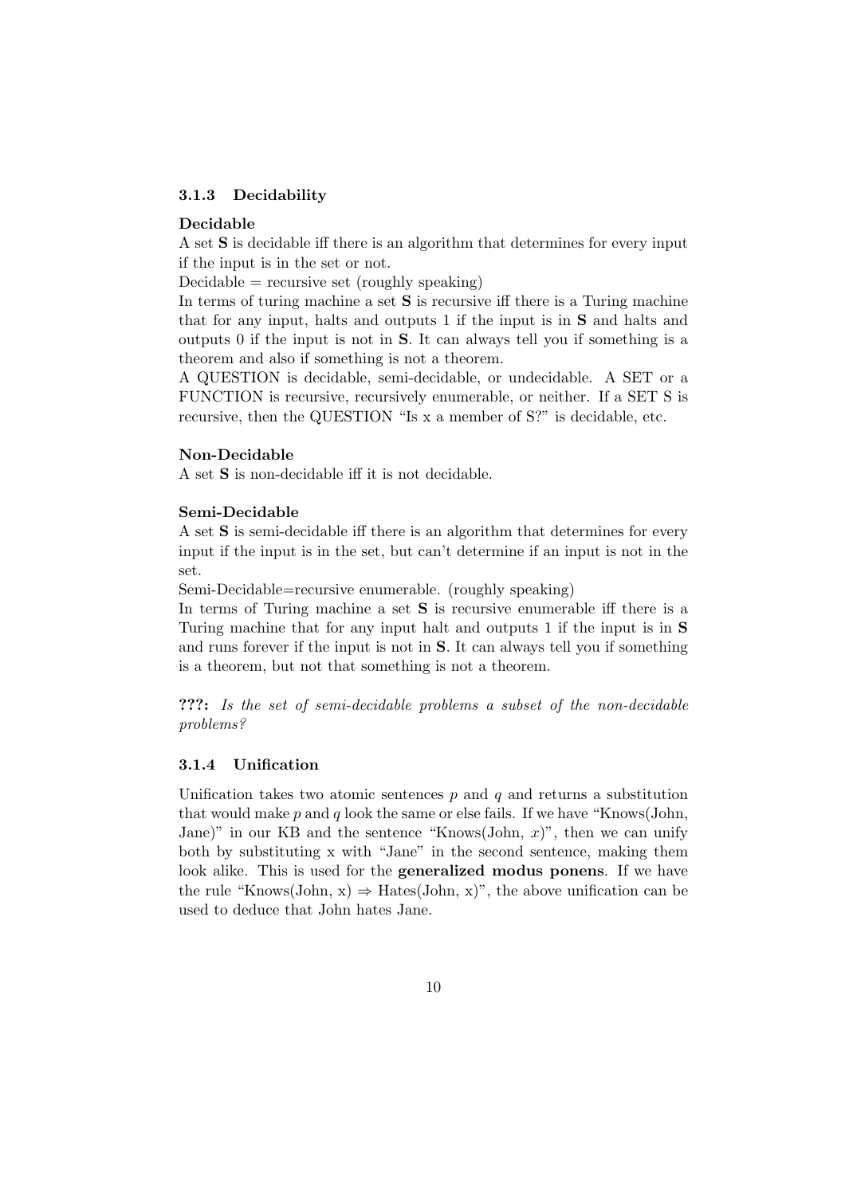### 3.1.3 Decidability

**Decidable**
A set **S** is decidable iff there is an algorithm that determines for every input if the input is in the set or not.
Decidable = recursive set (roughly speaking)
In terms of turing machine a set **S** is recursive iff there is a Turing machine that for any input, halts and outputs 1 if the input is in **S** and halts and outputs 0 if the input is not in **S**. It can always tell you if something is a theorem and also if something is not a theorem.
A QUESTION is decidable, semi-decidable, or undecidable. A SET or a FUNCTION is recursive, recursively enumerable, or neither. If a SET S is recursive, then the QUESTION "Is x a member of S?" is decidable, etc.

**Non-Decidable**
A set **S** is non-decidable iff it is not decidable.

**Semi-Decidable**
A set **S** is semi-decidable iff there is an algorithm that determines for every input if the input is in the set, but can't determine if an input is not in the set.
Semi-Decidable=recursive enumerable. (roughly speaking)
In terms of Turing machine a set **S** is recursive enumerable iff there is a Turing machine that for any input halt and outputs 1 if the input is in **S** and runs forever if the input is not in **S**. It can always tell you if something is a theorem, but not that something is not a theorem.

**???:** *Is the set of semi-decidable problems a subset of the non-decidable problems?*

### 3.1.4 Unification

Unification takes two atomic sentences $p$ and $q$ and returns a substitution that would make $p$ and $q$ look the same or else fails. If we have "Knows(John, Jane)" in our KB and the sentence "Knows(John, $x$)", then we can unify both by substituting x with "Jane" in the second sentence, making them look alike. This is used for the **generalized modus ponens**. If we have the rule "Knows(John, x) $\Rightarrow$ Hates(John, x)", the above unification can be used to deduce that John hates Jane.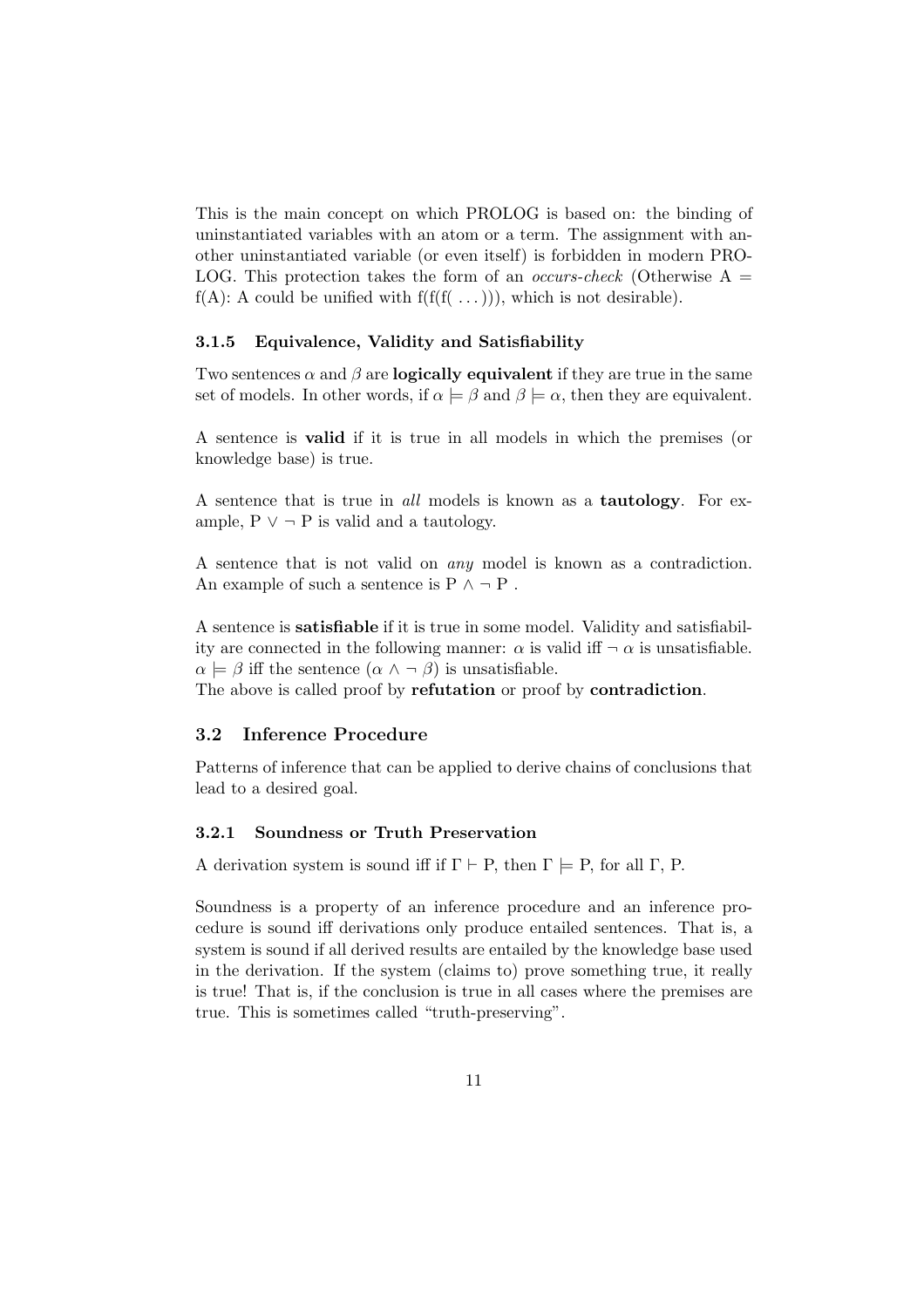This is the main concept on which PROLOG is based on: the binding of uninstantiated variables with an atom or a term. The assignment with another uninstantiated variable (or even itself) is forbidden in modern PROLOG. This protection takes the form of an *occurs-check* (Otherwise A = f(A): A could be unified with f(f(f( ...))), which is not desirable).

#### 3.1.5 Equivalence, Validity and Satisfiability

Two sentences $\alpha$ and $\beta$ are **logically equivalent** if they are true in the same set of models. In other words, if $\alpha \models \beta$ and $\beta \models \alpha$, then they are equivalent.

A sentence is **valid** if it is true in all models in which the premises (or knowledge base) is true.

A sentence that is true in *all* models is known as a **tautology**. For example, $P \vee \neg P$ is valid and a tautology.

A sentence that is not valid on *any* model is known as a contradiction. An example of such a sentence is $P \wedge \neg P$ .

A sentence is **satisfiable** if it is true in some model. Validity and satisfiability are connected in the following manner: $\alpha$ is valid iff $\neg \alpha$ is unsatisfiable. $\alpha \models \beta$ iff the sentence $(\alpha \wedge \neg \beta)$ is unsatisfiable.
The above is called proof by **refutation** or proof by **contradiction**.

### 3.2 Inference Procedure

Patterns of inference that can be applied to derive chains of conclusions that lead to a desired goal.

#### 3.2.1 Soundness or Truth Preservation

A derivation system is sound iff if $\Gamma \vdash P$, then $\Gamma \models P$, for all $\Gamma$, P.

Soundness is a property of an inference procedure and an inference procedure is sound iff derivations only produce entailed sentences. That is, a system is sound if all derived results are entailed by the knowledge base used in the derivation. If the system (claims to) prove something true, it really is true! That is, if the conclusion is true in all cases where the premises are true. This is sometimes called "truth-preserving".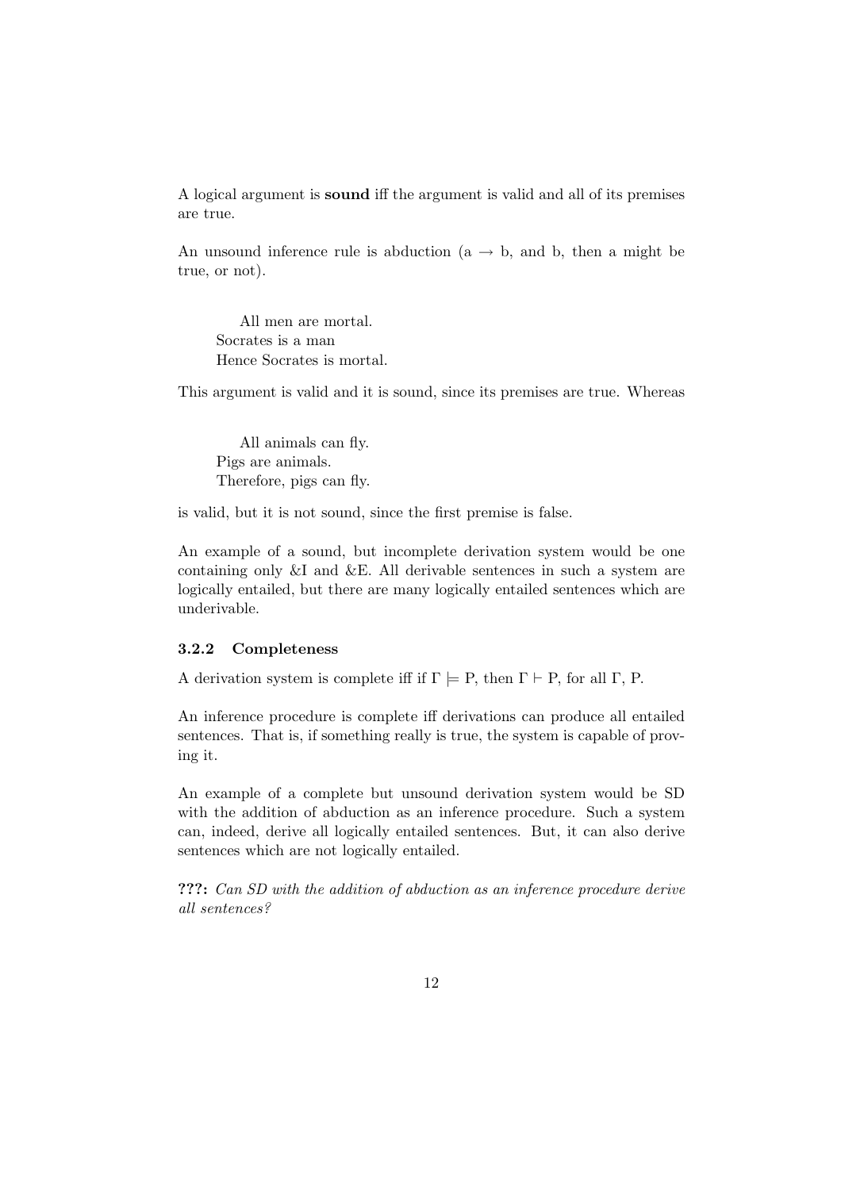A logical argument is **sound** iff the argument is valid and all of its premises are true.

An unsound inference rule is abduction ($a \rightarrow b$, and b, then a might be true, or not).

> All men are mortal.
> Socrates is a man
> Hence Socrates is mortal.

This argument is valid and it is sound, since its premises are true. Whereas

> All animals can fly.
> Pigs are animals.
> Therefore, pigs can fly.

is valid, but it is not sound, since the first premise is false.

An example of a sound, but incomplete derivation system would be one containing only &I and &E. All derivable sentences in such a system are logically entailed, but there are many logically entailed sentences which are underivable.

### 3.2.2 Completeness

A derivation system is complete iff if $\Gamma \models P$, then $\Gamma \vdash P$, for all $\Gamma$, P.

An inference procedure is complete iff derivations can produce all entailed sentences. That is, if something really is true, the system is capable of proving it.

An example of a complete but unsound derivation system would be SD with the addition of abduction as an inference procedure. Such a system can, indeed, derive all logically entailed sentences. But, it can also derive sentences which are not logically entailed.

**???:** *Can SD with the addition of abduction as an inference procedure derive all sentences?*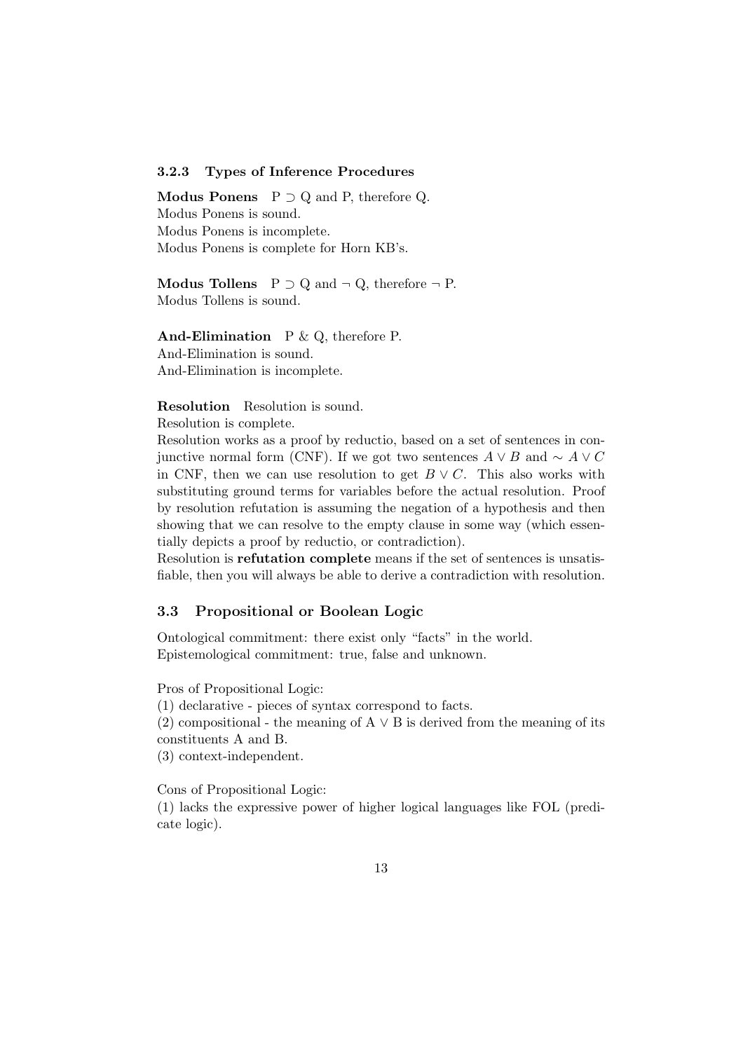### 3.2.3 Types of Inference Procedures

**Modus Ponens** $P \supset Q$ and P, therefore Q.
Modus Ponens is sound.
Modus Ponens is incomplete.
Modus Ponens is complete for Horn KB's.

**Modus Tollens** $P \supset Q$ and $\neg Q$, therefore $\neg P$.
Modus Tollens is sound.

**And-Elimination** P & Q, therefore P.
And-Elimination is sound.
And-Elimination is incomplete.

**Resolution** Resolution is sound.
Resolution is complete.
Resolution works as a proof by reductio, based on a set of sentences in conjunctive normal form (CNF). If we got two sentences $A \vee B$ and $\sim A \vee C$ in CNF, then we can use resolution to get $B \vee C$. This also works with substituting ground terms for variables before the actual resolution. Proof by resolution refutation is assuming the negation of a hypothesis and then showing that we can resolve to the empty clause in some way (which essentially depicts a proof by reductio, or contradiction).
Resolution is **refutation complete** means if the set of sentences is unsatisfiable, then you will always be able to derive a contradiction with resolution.

## 3.3 Propositional or Boolean Logic

Ontological commitment: there exist only "facts" in the world.
Epistemological commitment: true, false and unknown.

Pros of Propositional Logic:
(1) declarative - pieces of syntax correspond to facts.
(2) compositional - the meaning of $A \vee B$ is derived from the meaning of its constituents A and B.
(3) context-independent.

Cons of Propositional Logic:
(1) lacks the expressive power of higher logical languages like FOL (predicate logic).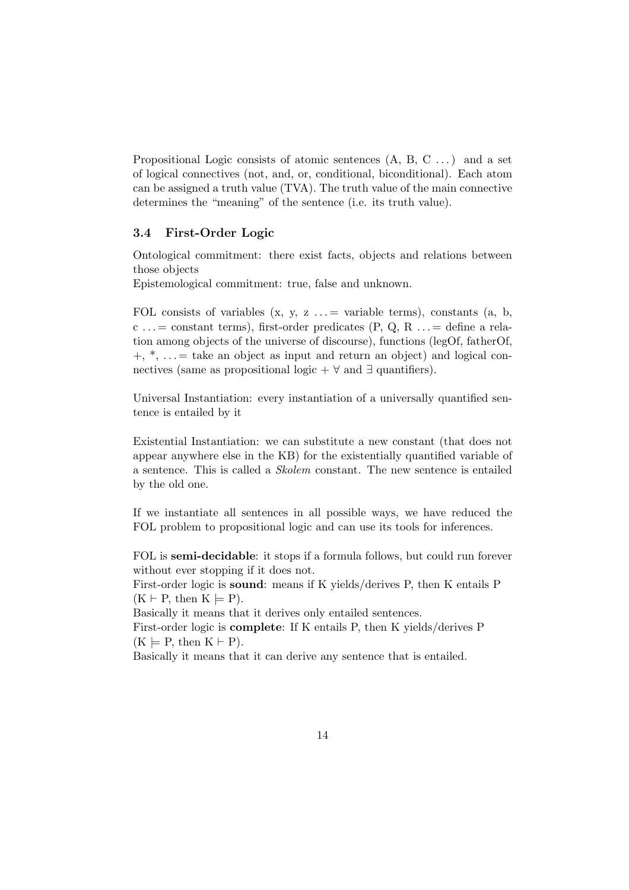Propositional Logic consists of atomic sentences (A, B, C ...) and a set of logical connectives (not, and, or, conditional, biconditional). Each atom can be assigned a truth value (TVA). The truth value of the main connective determines the “meaning” of the sentence (i.e. its truth value).

### 3.4 First-Order Logic

Ontological commitment: there exist facts, objects and relations between those objects
Epistemological commitment: true, false and unknown.

FOL consists of variables (x, y, z ... = variable terms), constants (a, b, c ... = constant terms), first-order predicates (P, Q, R ... = define a relation among objects of the universe of discourse), functions (legOf, fatherOf, +, *, ... = take an object as input and return an object) and logical connectives (same as propositional logic + $\forall$ and $\exists$ quantifiers).

Universal Instantiation: every instantiation of a universally quantified sentence is entailed by it

Existential Instantiation: we can substitute a new constant (that does not appear anywhere else in the KB) for the existentially quantified variable of a sentence. This is called a *Skolem* constant. The new sentence is entailed by the old one.

If we instantiate all sentences in all possible ways, we have reduced the FOL problem to propositional logic and can use its tools for inferences.

FOL is **semi-decidable**: it stops if a formula follows, but could run forever without ever stopping if it does not.
First-order logic is **sound**: means if K yields/derives P, then K entails P ($K \vdash P$, then $K \models P$).
Basically it means that it derives only entailed sentences.
First-order logic is **complete**: If K entails P, then K yields/derives P ($K \models P$, then $K \vdash P$).
Basically it means that it can derive any sentence that is entailed.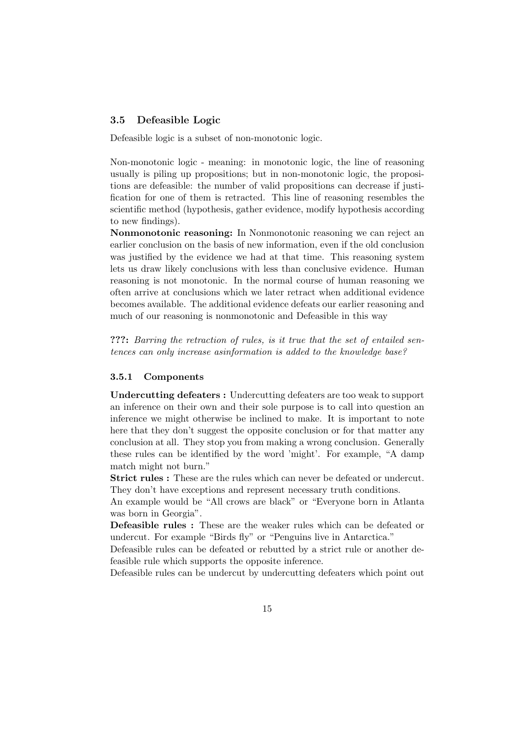## 3.5 Defeasible Logic

Defeasible logic is a subset of non-monotonic logic.

Non-monotonic logic - meaning: in monotonic logic, the line of reasoning usually is piling up propositions; but in non-monotonic logic, the propositions are defeasible: the number of valid propositions can decrease if justification for one of them is retracted. This line of reasoning resembles the scientific method (hypothesis, gather evidence, modify hypothesis according to new findings).

**Nonmonotonic reasoning:** In Nonmonotonic reasoning we can reject an earlier conclusion on the basis of new information, even if the old conclusion was justified by the evidence we had at that time. This reasoning system lets us draw likely conclusions with less than conclusive evidence. Human reasoning is not monotonic. In the normal course of human reasoning we often arrive at conclusions which we later retract when additional evidence becomes available. The additional evidence defeats our earlier reasoning and much of our reasoning is nonmonotonic and Defeasible in this way

**???:** *Barring the retraction of rules, is it true that the set of entailed sentences can only increase asinformation is added to the knowledge base?*

### 3.5.1 Components

**Undercutting defeaters :** Undercutting defeaters are too weak to support an inference on their own and their sole purpose is to call into question an inference we might otherwise be inclined to make. It is important to note here that they don't suggest the opposite conclusion or for that matter any conclusion at all. They stop you from making a wrong conclusion. Generally these rules can be identified by the word 'might'. For example, "A damp match might not burn."

**Strict rules :** These are the rules which can never be defeated or undercut. They don't have exceptions and represent necessary truth conditions.

An example would be "All crows are black" or "Everyone born in Atlanta was born in Georgia".

**Defeasible rules :** These are the weaker rules which can be defeated or undercut. For example "Birds fly" or "Penguins live in Antarctica."

Defeasible rules can be defeated or rebutted by a strict rule or another defeasible rule which supports the opposite inference.

Defeasible rules can be undercut by undercutting defeaters which point out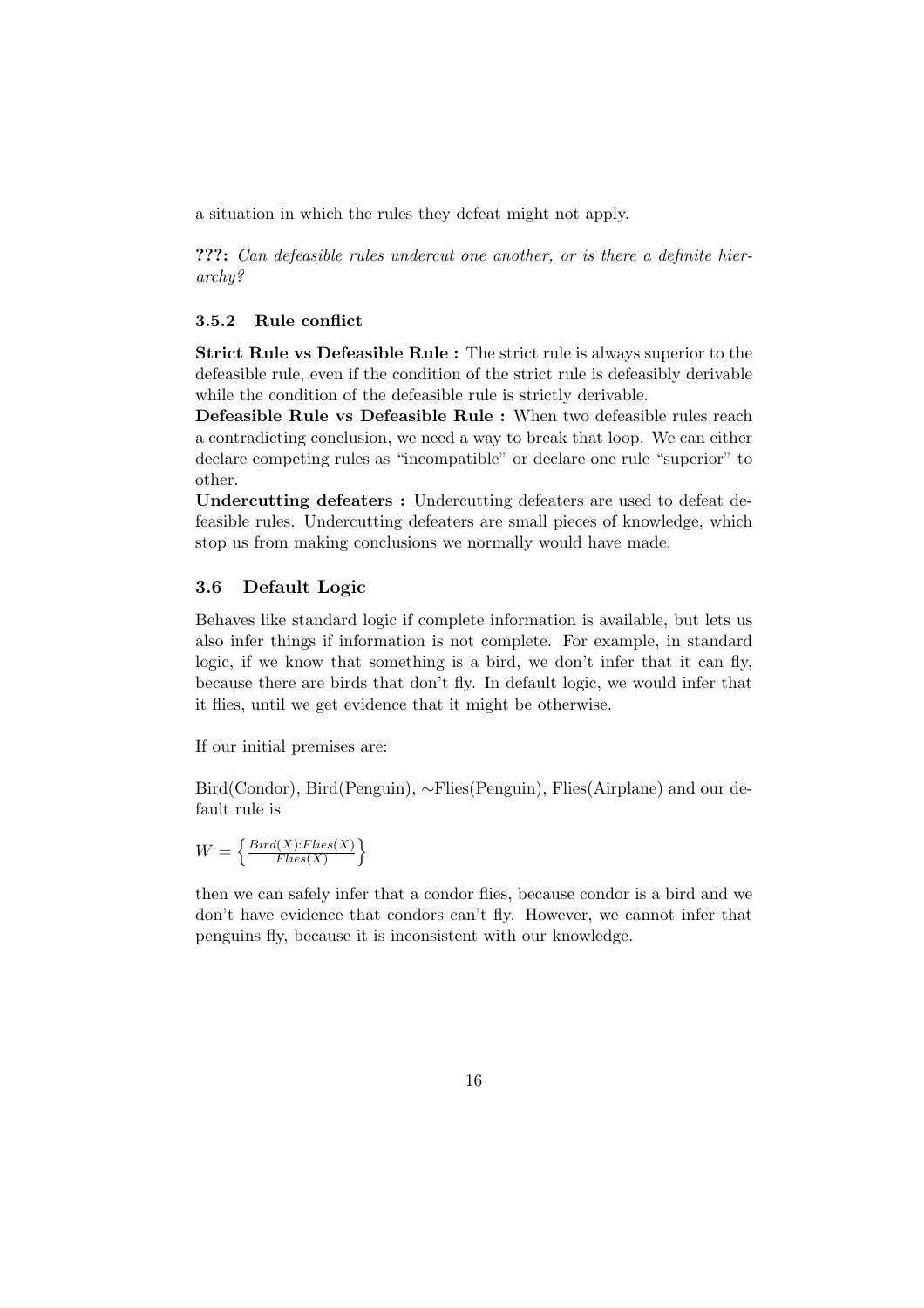a situation in which the rules they defeat might not apply.

**???:** *Can defeasible rules undercut one another, or is there a definite hierarchy?*

### 3.5.2 Rule conflict

**Strict Rule vs Defeasible Rule :** The strict rule is always superior to the defeasible rule, even if the condition of the strict rule is defeasibly derivable while the condition of the defeasible rule is strictly derivable.
**Defeasible Rule vs Defeasible Rule :** When two defeasible rules reach a contradicting conclusion, we need a way to break that loop. We can either declare competing rules as "incompatible" or declare one rule "superior" to other.
**Undercutting defeaters :** Undercutting defeaters are used to defeat defeasible rules. Undercutting defeaters are small pieces of knowledge, which stop us from making conclusions we normally would have made.

## 3.6 Default Logic

Behaves like standard logic if complete information is available, but lets us also infer things if information is not complete. For example, in standard logic, if we know that something is a bird, we don't infer that it can fly, because there are birds that don't fly. In default logic, we would infer that it flies, until we get evidence that it might be otherwise.

If our initial premises are:

Bird(Condor), Bird(Penguin), ∼Flies(Penguin), Flies(Airplane) and our default rule is

$W = \left\{ \frac{Bird(X):Flies(X)}{Flies(X)} \right\}$

then we can safely infer that a condor flies, because condor is a bird and we don't have evidence that condors can't fly. However, we cannot infer that penguins fly, because it is inconsistent with our knowledge.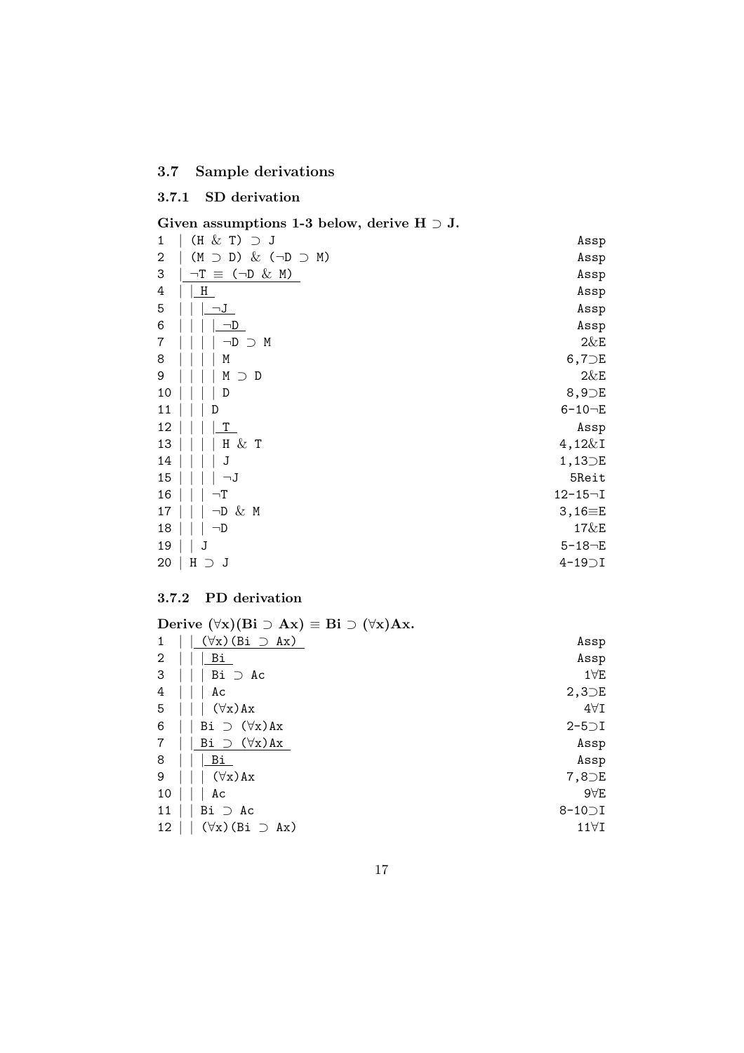## 3.7 Sample derivations

### 3.7.1 SD derivation

**Given assumptions 1-3 below, derive H ⊃ J.**

```
1  | (H & T) ⊃ J                                    Assp
2  | (M ⊃ D) & (¬D ⊃ M)                             Assp
3  | ¬T ≡ (¬D & M)                                  Assp
   |_______________
4  | | H                                            Assp
   | |___
5  | | | ¬J                                         Assp
   | | |___
6  | | | | ¬D                                       Assp
   | | | |___
7  | | | | ¬D ⊃ M                                   2&E
8  | | | | M                                        6,7⊃E
9  | | | | M ⊃ D                                    2&E
10 | | | | D                                        8,9⊃E
11 | | | D                                          6-10¬E
12 | | | | T                                        Assp
   | | | |___
13 | | | | H & T                                    4,12&I
14 | | | | J                                        1,13⊃E
15 | | | | ¬J                                       5Reit
16 | | | ¬T                                         12-15¬I
17 | | | ¬D & M                                     3,16≡E
18 | | | ¬D                                         17&E
19 | | J                                            5-18¬E
20 | H ⊃ J                                          4-19⊃I
```

### 3.7.2 PD derivation

**Derive (∀x)(Bi ⊃ Ax) ≡ Bi ⊃ (∀x)Ax.**

```
1  | | (∀x)(Bi ⊃ Ax)                                Assp
   | |_______________
2  | | | Bi                                         Assp
   | | |___
3  | | | Bi ⊃ Ac                                    1∀E
4  | | | Ac                                         2,3⊃E
5  | | | (∀x)Ax                                     4∀I
6  | | Bi ⊃ (∀x)Ax                                  2-5⊃I
7  | | Bi ⊃ (∀x)Ax                                  Assp
   | |_____________
8  | | | Bi                                         Assp
   | | |___
9  | | | (∀x)Ax                                     7,8⊃E
10 | | | Ac                                         9∀E
11 | | Bi ⊃ Ac                                      8-10⊃I
12 | | (∀x)(Bi ⊃ Ax)                                11∀I
```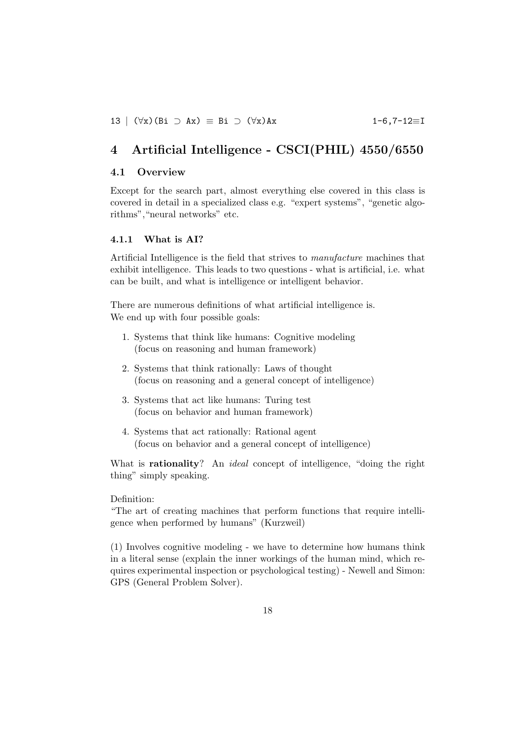13 | $(\forall x)(Bi \supset Ax) \equiv Bi \supset (\forall x)Ax$ 1-6,7-12≡I

# 4 Artificial Intelligence - CSCI(PHIL) 4550/6550

## 4.1 Overview

Except for the search part, almost everything else covered in this class is covered in detail in a specialized class e.g. "expert systems", "genetic algorithms","neural networks" etc.

### 4.1.1 What is AI?

Artificial Intelligence is the field that strives to *manufacture* machines that exhibit intelligence. This leads to two questions - what is artificial, i.e. what can be built, and what is intelligence or intelligent behavior.

There are numerous definitions of what artificial intelligence is.
We end up with four possible goals:

1. Systems that think like humans: Cognitive modeling
   (focus on reasoning and human framework)

2. Systems that think rationally: Laws of thought
   (focus on reasoning and a general concept of intelligence)

3. Systems that act like humans: Turing test
   (focus on behavior and human framework)

4. Systems that act rationally: Rational agent
   (focus on behavior and a general concept of intelligence)

What is **rationality**? An *ideal* concept of intelligence, "doing the right thing" simply speaking.

Definition:
"The art of creating machines that perform functions that require intelligence when performed by humans" (Kurzweil)

(1) Involves cognitive modeling - we have to determine how humans think in a literal sense (explain the inner workings of the human mind, which requires experimental inspection or psychological testing) - Newell and Simon: GPS (General Problem Solver).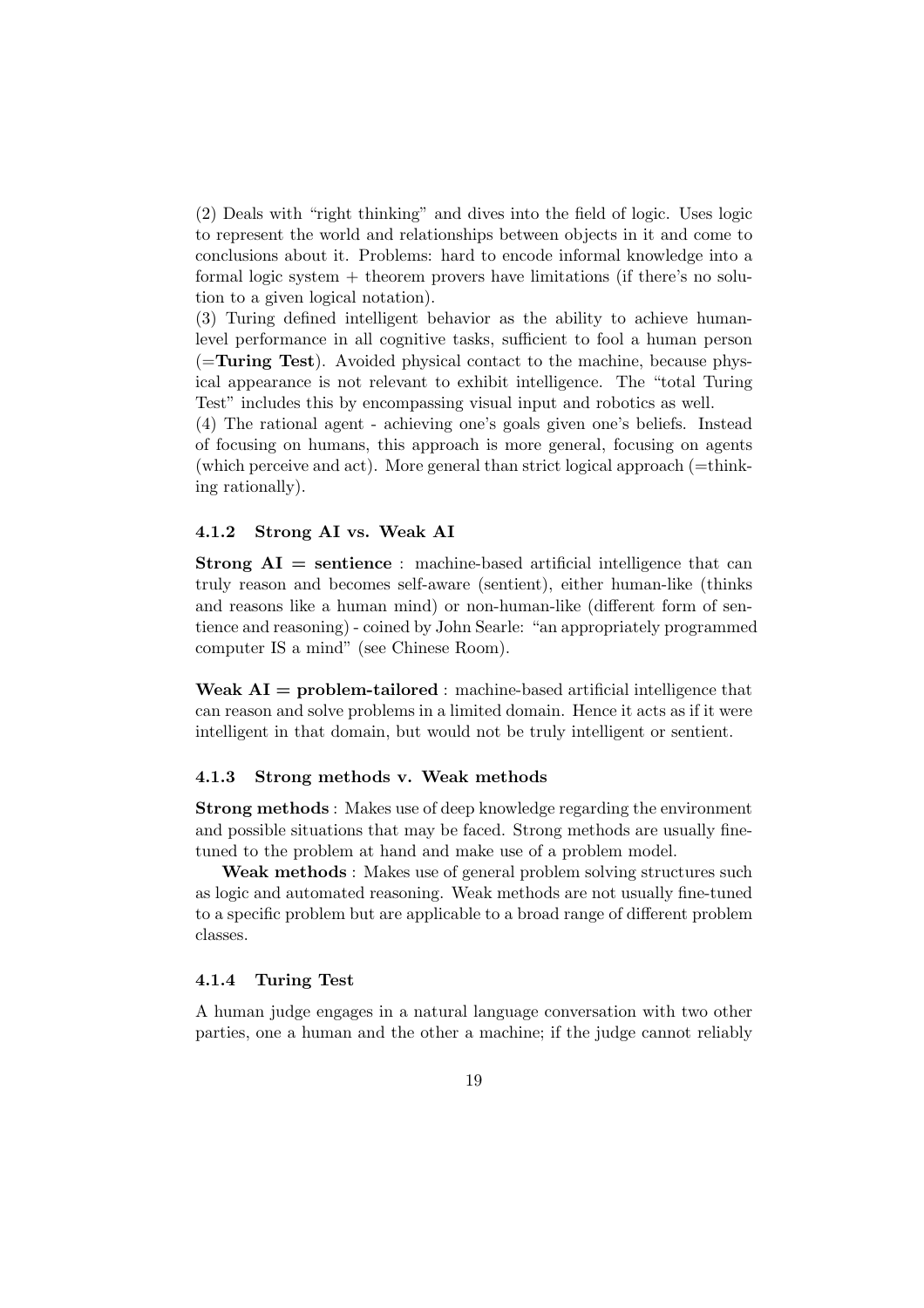(2) Deals with "right thinking" and dives into the field of logic. Uses logic to represent the world and relationships between objects in it and come to conclusions about it. Problems: hard to encode informal knowledge into a formal logic system + theorem provers have limitations (if there's no solution to a given logical notation).

(3) Turing defined intelligent behavior as the ability to achieve human-level performance in all cognitive tasks, sufficient to fool a human person (=**Turing Test**). Avoided physical contact to the machine, because physical appearance is not relevant to exhibit intelligence. The "total Turing Test" includes this by encompassing visual input and robotics as well.

(4) The rational agent - achieving one's goals given one's beliefs. Instead of focusing on humans, this approach is more general, focusing on agents (which perceive and act). More general than strict logical approach (=thinking rationally).

#### 4.1.2 Strong AI vs. Weak AI

**Strong AI = sentience** : machine-based artificial intelligence that can truly reason and becomes self-aware (sentient), either human-like (thinks and reasons like a human mind) or non-human-like (different form of sentience and reasoning) - coined by John Searle: "an appropriately programmed computer IS a mind" (see Chinese Room).

**Weak AI = problem-tailored** : machine-based artificial intelligence that can reason and solve problems in a limited domain. Hence it acts as if it were intelligent in that domain, but would not be truly intelligent or sentient.

#### 4.1.3 Strong methods v. Weak methods

**Strong methods** : Makes use of deep knowledge regarding the environment and possible situations that may be faced. Strong methods are usually fine-tuned to the problem at hand and make use of a problem model.

**Weak methods** : Makes use of general problem solving structures such as logic and automated reasoning. Weak methods are not usually fine-tuned to a specific problem but are applicable to a broad range of different problem classes.

#### 4.1.4 Turing Test

A human judge engages in a natural language conversation with two other parties, one a human and the other a machine; if the judge cannot reliably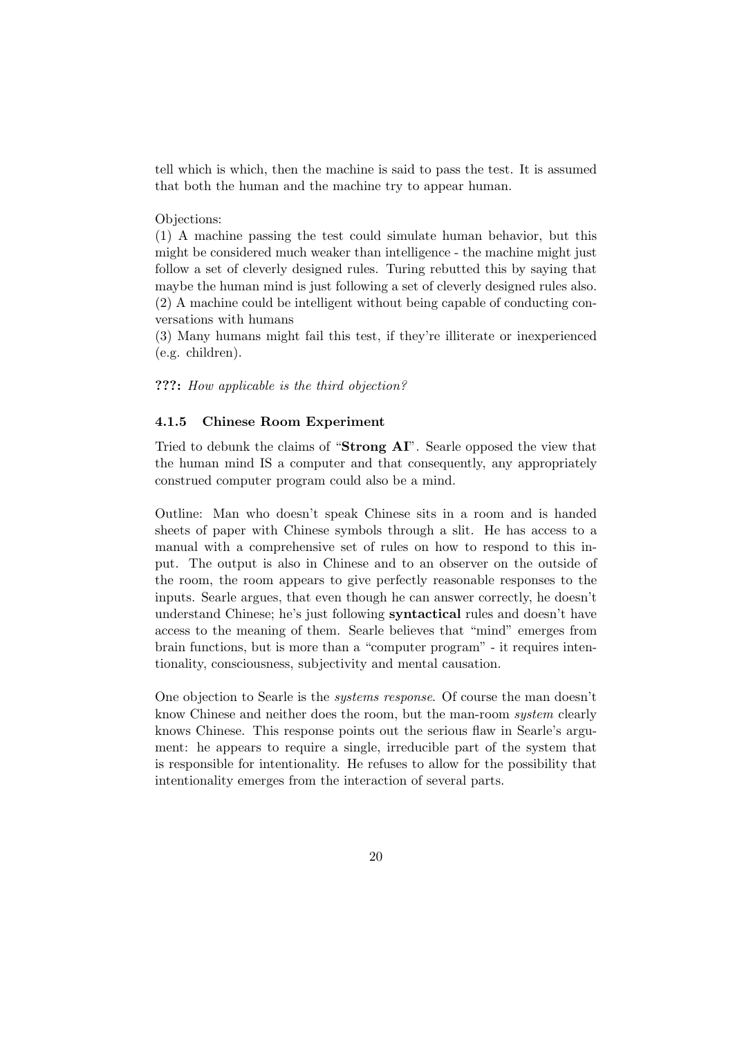tell which is which, then the machine is said to pass the test. It is assumed that both the human and the machine try to appear human.

Objections:
(1) A machine passing the test could simulate human behavior, but this might be considered much weaker than intelligence - the machine might just follow a set of cleverly designed rules. Turing rebutted this by saying that maybe the human mind is just following a set of cleverly designed rules also.
(2) A machine could be intelligent without being capable of conducting conversations with humans
(3) Many humans might fail this test, if they're illiterate or inexperienced (e.g. children).

**???:** *How applicable is the third objection?*

#### 4.1.5 Chinese Room Experiment

Tried to debunk the claims of "**Strong AI**". Searle opposed the view that the human mind IS a computer and that consequently, any appropriately construed computer program could also be a mind.

Outline: Man who doesn't speak Chinese sits in a room and is handed sheets of paper with Chinese symbols through a slit. He has access to a manual with a comprehensive set of rules on how to respond to this input. The output is also in Chinese and to an observer on the outside of the room, the room appears to give perfectly reasonable responses to the inputs. Searle argues, that even though he can answer correctly, he doesn't understand Chinese; he's just following **syntactical** rules and doesn't have access to the meaning of them. Searle believes that "mind" emerges from brain functions, but is more than a "computer program" - it requires intentionality, consciousness, subjectivity and mental causation.

One objection to Searle is the *systems response*. Of course the man doesn't know Chinese and neither does the room, but the man-room *system* clearly knows Chinese. This response points out the serious flaw in Searle's argument: he appears to require a single, irreducible part of the system that is responsible for intentionality. He refuses to allow for the possibility that intentionality emerges from the interaction of several parts.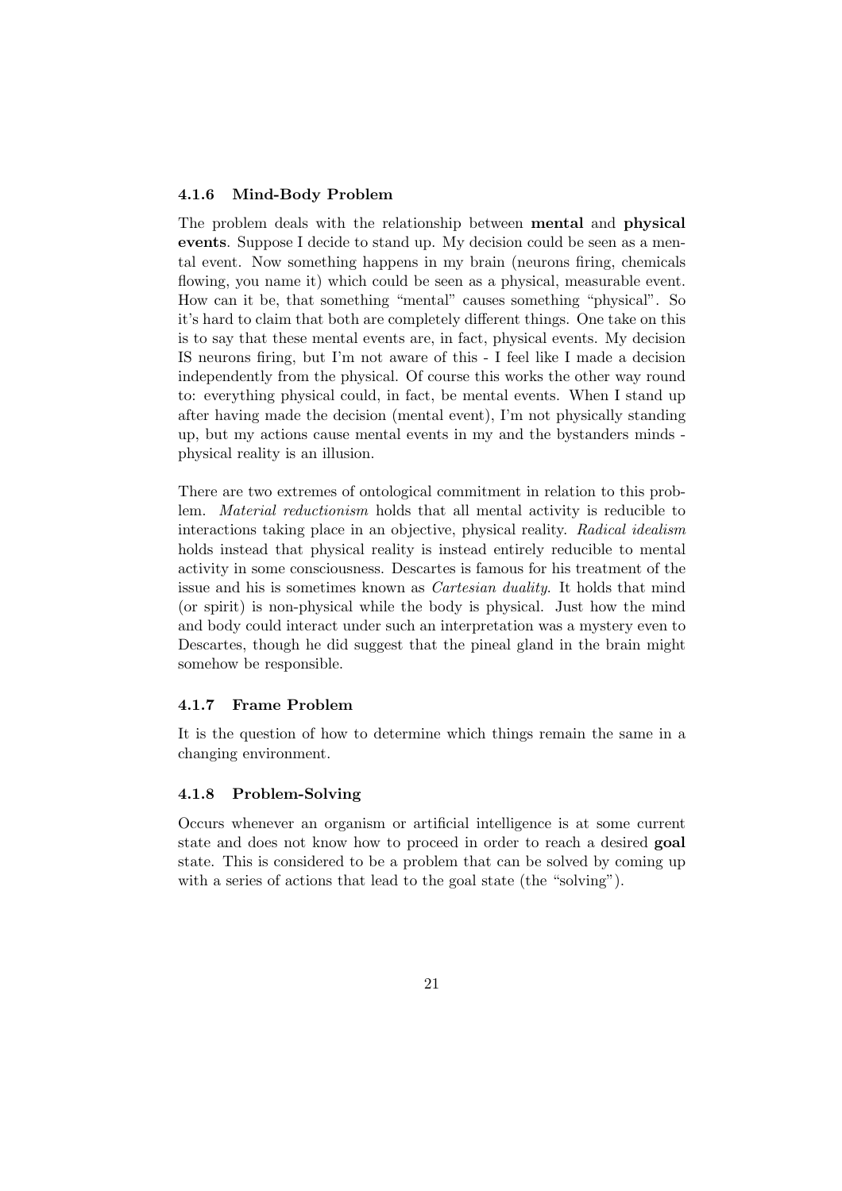### 4.1.6 Mind-Body Problem

The problem deals with the relationship between **mental** and **physical events**. Suppose I decide to stand up. My decision could be seen as a mental event. Now something happens in my brain (neurons firing, chemicals flowing, you name it) which could be seen as a physical, measurable event. How can it be, that something "mental" causes something "physical". So it's hard to claim that both are completely different things. One take on this is to say that these mental events are, in fact, physical events. My decision IS neurons firing, but I'm not aware of this - I feel like I made a decision independently from the physical. Of course this works the other way round to: everything physical could, in fact, be mental events. When I stand up after having made the decision (mental event), I'm not physically standing up, but my actions cause mental events in my and the bystanders minds - physical reality is an illusion.

There are two extremes of ontological commitment in relation to this problem. *Material reductionism* holds that all mental activity is reducible to interactions taking place in an objective, physical reality. *Radical idealism* holds instead that physical reality is instead entirely reducible to mental activity in some consciousness. Descartes is famous for his treatment of the issue and his is sometimes known as *Cartesian duality*. It holds that mind (or spirit) is non-physical while the body is physical. Just how the mind and body could interact under such an interpretation was a mystery even to Descartes, though he did suggest that the pineal gland in the brain might somehow be responsible.

### 4.1.7 Frame Problem

It is the question of how to determine which things remain the same in a changing environment.

### 4.1.8 Problem-Solving

Occurs whenever an organism or artificial intelligence is at some current state and does not know how to proceed in order to reach a desired **goal** state. This is considered to be a problem that can be solved by coming up with a series of actions that lead to the goal state (the "solving").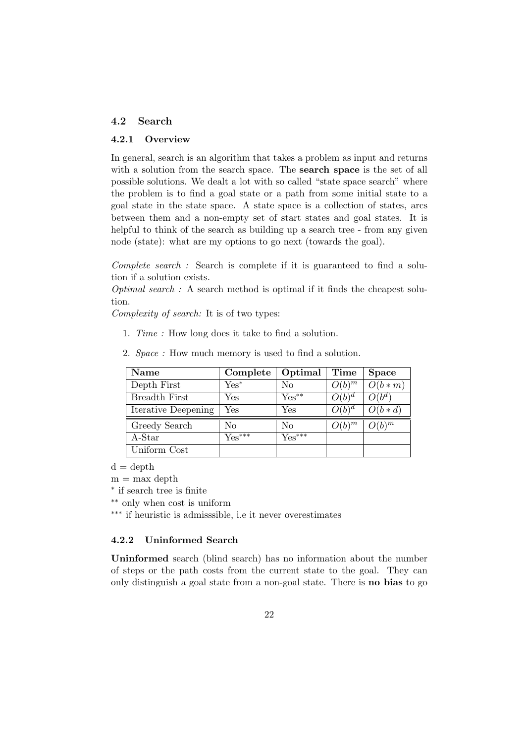### 4.2 Search

#### 4.2.1 Overview

In general, search is an algorithm that takes a problem as input and returns with a solution from the search space. The **search space** is the set of all possible solutions. We dealt a lot with so called "state space search" where the problem is to find a goal state or a path from some initial state to a goal state in the state space. A state space is a collection of states, arcs between them and a non-empty set of start states and goal states. It is helpful to think of the search as building up a search tree - from any given node (state): what are my options to go next (towards the goal).

*Complete search :* Search is complete if it is guaranteed to find a solution if a solution exists.
*Optimal search :* A search method is optimal if it finds the cheapest solution.
*Complexity of search:* It is of two types:

1. *Time :* How long does it take to find a solution.
2. *Space :* How much memory is used to find a solution.

| **Name** | **Complete** | **Optimal** | **Time** | **Space** |
|---|---|---|---|---|
| Depth First | Yes* | No | $O(b)^m$ | $O(b*m)$ |
| Breadth First | Yes | Yes** | $O(b)^d$ | $O(b^d)$ |
| Iterative Deepening | Yes | Yes | $O(b)^d$ | $O(b*d)$ |
| Greedy Search | No | No | $O(b)^m$ | $O(b)^m$ |
| A-Star | Yes*** | Yes*** | | |
| Uniform Cost | | | | |

d = depth
m = max depth
* if search tree is finite
** only when cost is uniform
*** if heuristic is admisssible, i.e it never overestimates

#### 4.2.2 Uninformed Search

**Uninformed** search (blind search) has no information about the number of steps or the path costs from the current state to the goal. They can only distinguish a goal state from a non-goal state. There is **no bias** to go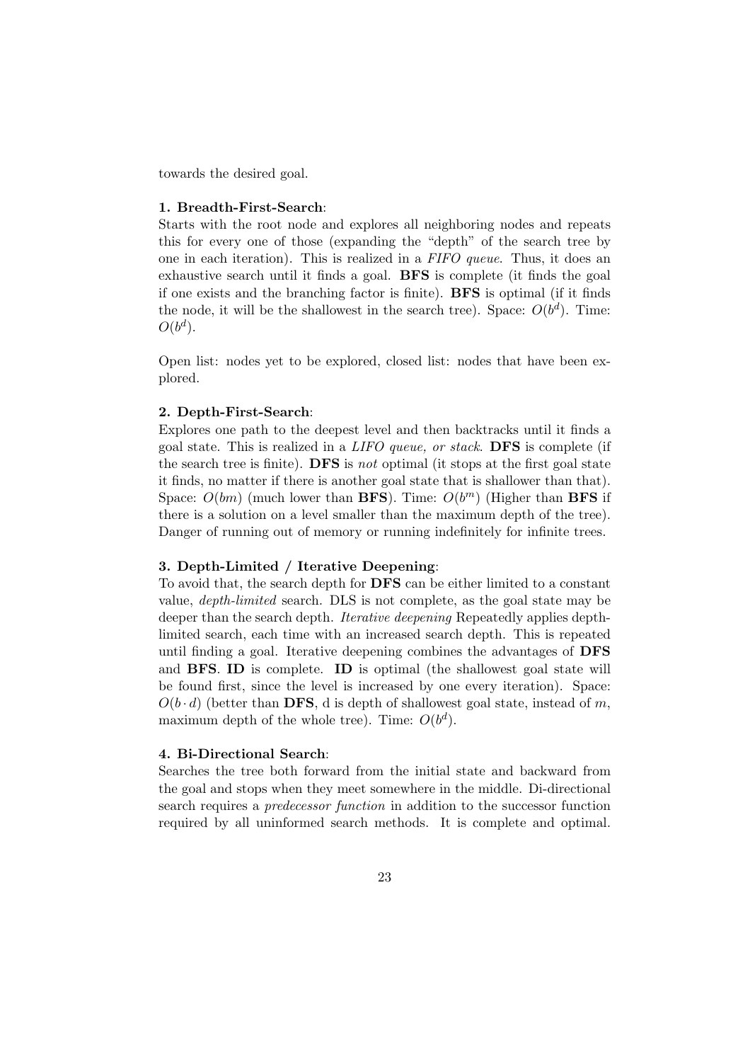towards the desired goal.

**1. Breadth-First-Search**:
Starts with the root node and explores all neighboring nodes and repeats this for every one of those (expanding the "depth" of the search tree by one in each iteration). This is realized in a *FIFO queue*. Thus, it does an exhaustive search until it finds a goal. **BFS** is complete (it finds the goal if one exists and the branching factor is finite). **BFS** is optimal (if it finds the node, it will be the shallowest in the search tree). Space: $O(b^d)$. Time: $O(b^d)$.

Open list: nodes yet to be explored, closed list: nodes that have been explored.

**2. Depth-First-Search**:
Explores one path to the deepest level and then backtracks until it finds a goal state. This is realized in a *LIFO queue, or stack*. **DFS** is complete (if the search tree is finite). **DFS** is *not* optimal (it stops at the first goal state it finds, no matter if there is another goal state that is shallower than that). Space: $O(bm)$ (much lower than **BFS**). Time: $O(b^m)$ (Higher than **BFS** if there is a solution on a level smaller than the maximum depth of the tree). Danger of running out of memory or running indefinitely for infinite trees.

**3. Depth-Limited / Iterative Deepening**:
To avoid that, the search depth for **DFS** can be either limited to a constant value, *depth-limited* search. DLS is not complete, as the goal state may be deeper than the search depth. *Iterative deepening* Repeatedly applies depth-limited search, each time with an increased search depth. This is repeated until finding a goal. Iterative deepening combines the advantages of **DFS** and **BFS**. **ID** is complete. **ID** is optimal (the shallowest goal state will be found first, since the level is increased by one every iteration). Space: $O(b \cdot d)$ (better than **DFS**, d is depth of shallowest goal state, instead of $m$, maximum depth of the whole tree). Time: $O(b^d)$.

**4. Bi-Directional Search**:
Searches the tree both forward from the initial state and backward from the goal and stops when they meet somewhere in the middle. Di-directional search requires a *predecessor function* in addition to the successor function required by all uninformed search methods. It is complete and optimal.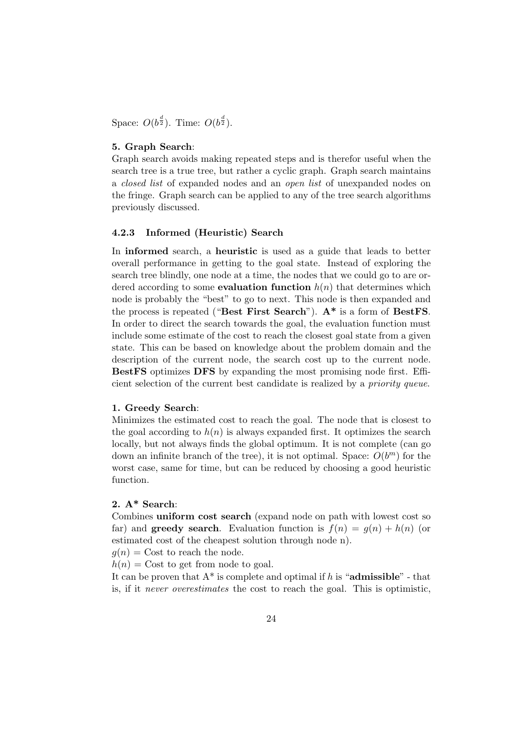Space: $O(b^{\frac{d}{2}})$. Time: $O(b^{\frac{d}{2}})$.

**5. Graph Search**:
Graph search avoids making repeated steps and is therefor useful when the search tree is a true tree, but rather a cyclic graph. Graph search maintains a *closed list* of expanded nodes and an *open list* of unexpanded nodes on the fringe. Graph search can be applied to any of the tree search algorithms previously discussed.

#### 4.2.3 Informed (Heuristic) Search

In **informed** search, a **heuristic** is used as a guide that leads to better overall performance in getting to the goal state. Instead of exploring the search tree blindly, one node at a time, the nodes that we could go to are ordered according to some **evaluation function** $h(n)$ that determines which node is probably the "best" to go to next. This node is then expanded and the process is repeated ("**Best First Search**"). **A\*** is a form of **BestFS**. In order to direct the search towards the goal, the evaluation function must include some estimate of the cost to reach the closest goal state from a given state. This can be based on knowledge about the problem domain and the description of the current node, the search cost up to the current node. **BestFS** optimizes **DFS** by expanding the most promising node first. Efficient selection of the current best candidate is realized by a *priority queue*.

**1. Greedy Search**:
Minimizes the estimated cost to reach the goal. The node that is closest to the goal according to $h(n)$ is always expanded first. It optimizes the search locally, but not always finds the global optimum. It is not complete (can go down an infinite branch of the tree), it is not optimal. Space: $O(b^m)$ for the worst case, same for time, but can be reduced by choosing a good heuristic function.

**2. A\* Search**:
Combines **uniform cost search** (expand node on path with lowest cost so far) and **greedy search**. Evaluation function is $f(n) = g(n) + h(n)$ (or estimated cost of the cheapest solution through node n).
$g(n)$ = Cost to reach the node.
$h(n)$ = Cost to get from node to goal.
It can be proven that A* is complete and optimal if $h$ is "**admissible**" - that is, if it *never overestimates* the cost to reach the goal. This is optimistic,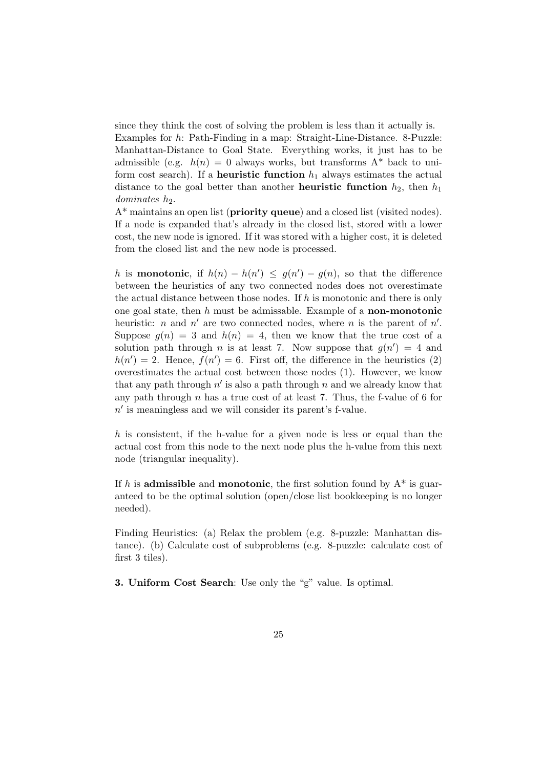since they think the cost of solving the problem is less than it actually is. Examples for $h$: Path-Finding in a map: Straight-Line-Distance. 8-Puzzle: Manhattan-Distance to Goal State. Everything works, it just has to be admissible (e.g. $h(n) = 0$ always works, but transforms A* back to uniform cost search). If a **heuristic function** $h_1$ always estimates the actual distance to the goal better than another **heuristic function** $h_2$, then $h_1$ *dominates* $h_2$.
A* maintains an open list (**priority queue**) and a closed list (visited nodes). If a node is expanded that's already in the closed list, stored with a lower cost, the new node is ignored. If it was stored with a higher cost, it is deleted from the closed list and the new node is processed.

$h$ is **monotonic**, if $h(n) - h(n') \leq g(n') - g(n)$, so that the difference between the heuristics of any two connected nodes does not overestimate the actual distance between those nodes. If $h$ is monotonic and there is only one goal state, then $h$ must be admissable. Example of a **non-monotonic** heuristic: $n$ and $n'$ are two connected nodes, where $n$ is the parent of $n'$. Suppose $g(n) = 3$ and $h(n) = 4$, then we know that the true cost of a solution path through $n$ is at least 7. Now suppose that $g(n') = 4$ and $h(n') = 2$. Hence, $f(n') = 6$. First off, the difference in the heuristics (2) overestimates the actual cost between those nodes (1). However, we know that any path through $n'$ is also a path through $n$ and we already know that any path through $n$ has a true cost of at least 7. Thus, the f-value of 6 for $n'$ is meaningless and we will consider its parent's f-value.

$h$ is consistent, if the h-value for a given node is less or equal than the actual cost from this node to the next node plus the h-value from this next node (triangular inequality).

If $h$ is **admissible** and **monotonic**, the first solution found by A* is guaranteed to be the optimal solution (open/close list bookkeeping is no longer needed).

Finding Heuristics: (a) Relax the problem (e.g. 8-puzzle: Manhattan distance). (b) Calculate cost of subproblems (e.g. 8-puzzle: calculate cost of first 3 tiles).

**3. Uniform Cost Search**: Use only the "g" value. Is optimal.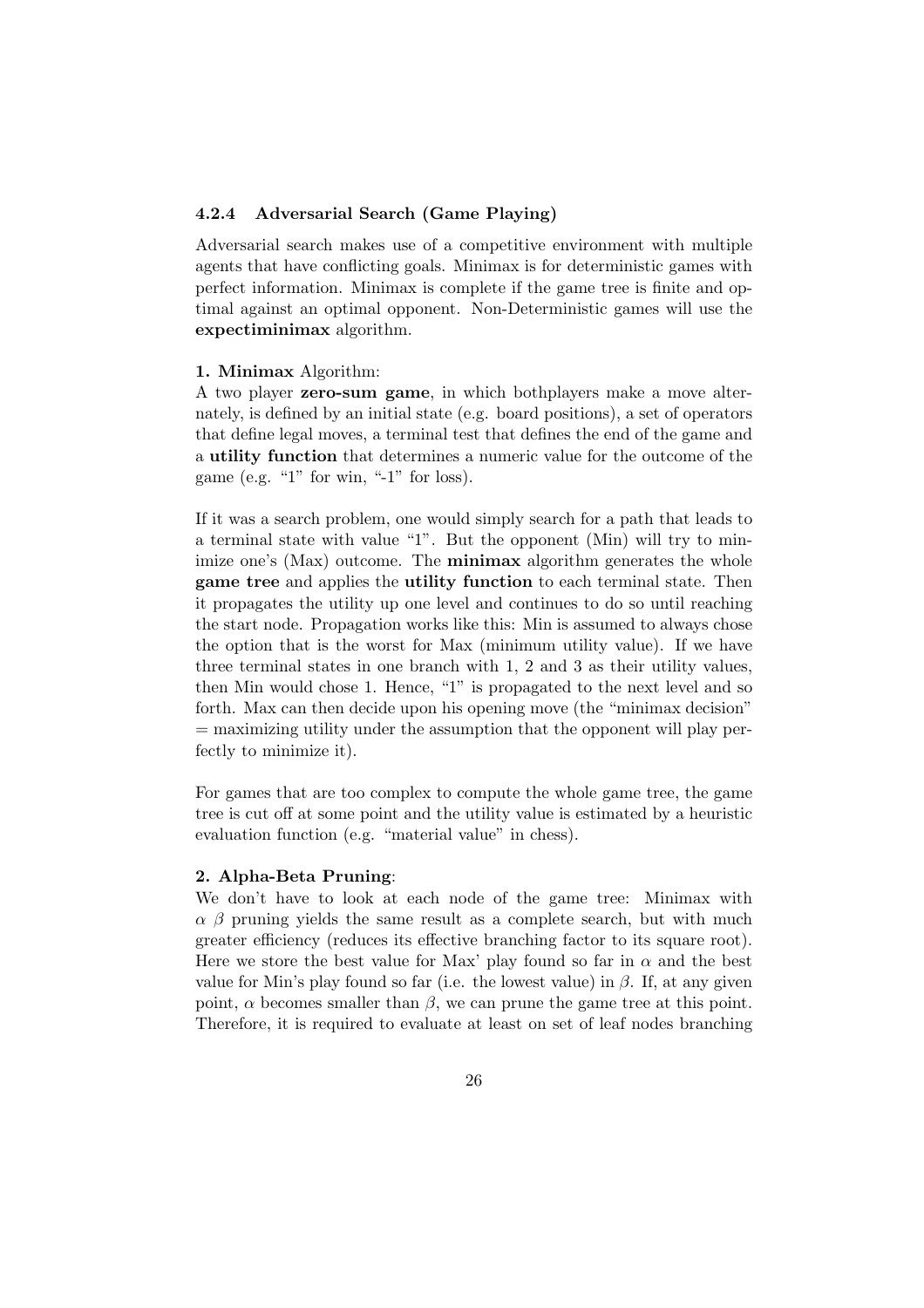### 4.2.4 Adversarial Search (Game Playing)

Adversarial search makes use of a competitive environment with multiple agents that have conflicting goals. Minimax is for deterministic games with perfect information. Minimax is complete if the game tree is finite and optimal against an optimal opponent. Non-Deterministic games will use the **expectiminimax** algorithm.

**1. Minimax** Algorithm:
A two player **zero-sum game**, in which bothplayers make a move alternately, is defined by an initial state (e.g. board positions), a set of operators that define legal moves, a terminal test that defines the end of the game and a **utility function** that determines a numeric value for the outcome of the game (e.g. "1" for win, "-1" for loss).

If it was a search problem, one would simply search for a path that leads to a terminal state with value "1". But the opponent (Min) will try to minimize one's (Max) outcome. The **minimax** algorithm generates the whole **game tree** and applies the **utility function** to each terminal state. Then it propagates the utility up one level and continues to do so until reaching the start node. Propagation works like this: Min is assumed to always chose the option that is the worst for Max (minimum utility value). If we have three terminal states in one branch with 1, 2 and 3 as their utility values, then Min would chose 1. Hence, "1" is propagated to the next level and so forth. Max can then decide upon his opening move (the "minimax decision" = maximizing utility under the assumption that the opponent will play perfectly to minimize it).

For games that are too complex to compute the whole game tree, the game tree is cut off at some point and the utility value is estimated by a heuristic evaluation function (e.g. "material value" in chess).

**2. Alpha-Beta Pruning**:
We don't have to look at each node of the game tree: Minimax with $\alpha$ $\beta$ pruning yields the same result as a complete search, but with much greater efficiency (reduces its effective branching factor to its square root). Here we store the best value for Max' play found so far in $\alpha$ and the best value for Min's play found so far (i.e. the lowest value) in $\beta$. If, at any given point, $\alpha$ becomes smaller than $\beta$, we can prune the game tree at this point. Therefore, it is required to evaluate at least on set of leaf nodes branching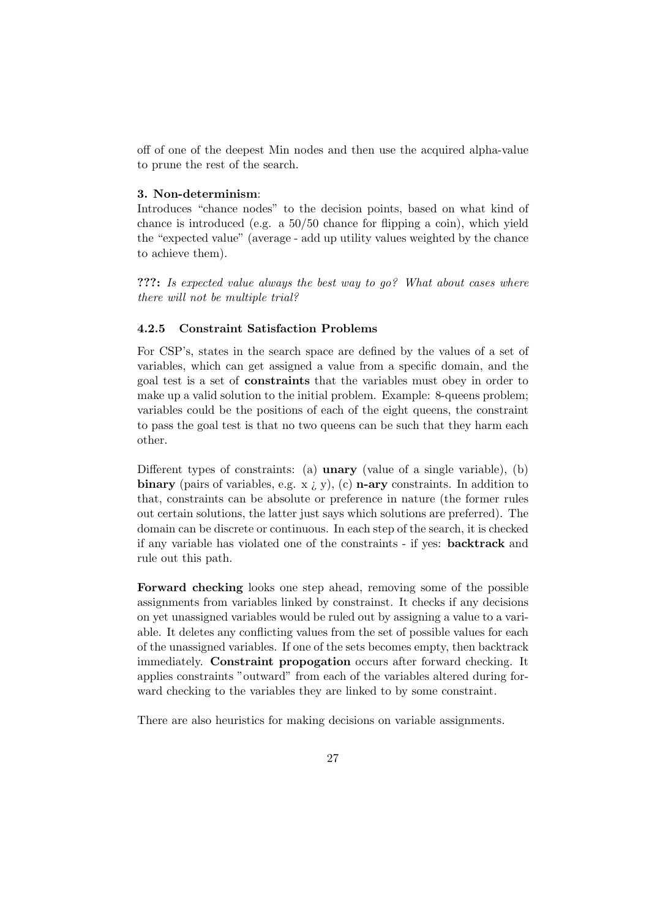off of one of the deepest Min nodes and then use the acquired alpha-value to prune the rest of the search.

**3. Non-determinism**:
Introduces "chance nodes" to the decision points, based on what kind of chance is introduced (e.g. a 50/50 chance for flipping a coin), which yield the "expected value" (average - add up utility values weighted by the chance to achieve them).

**???:** *Is expected value always the best way to go? What about cases where there will not be multiple trial?*

#### 4.2.5 Constraint Satisfaction Problems

For CSP's, states in the search space are defined by the values of a set of variables, which can get assigned a value from a specific domain, and the goal test is a set of **constraints** that the variables must obey in order to make up a valid solution to the initial problem. Example: 8-queens problem; variables could be the positions of each of the eight queens, the constraint to pass the goal test is that no two queens can be such that they harm each other.

Different types of constraints: (a) **unary** (value of a single variable), (b) **binary** (pairs of variables, e.g. x ¿ y), (c) **n-ary** constraints. In addition to that, constraints can be absolute or preference in nature (the former rules out certain solutions, the latter just says which solutions are preferred). The domain can be discrete or continuous. In each step of the search, it is checked if any variable has violated one of the constraints - if yes: **backtrack** and rule out this path.

**Forward checking** looks one step ahead, removing some of the possible assignments from variables linked by constrainst. It checks if any decisions on yet unassigned variables would be ruled out by assigning a value to a variable. It deletes any conflicting values from the set of possible values for each of the unassigned variables. If one of the sets becomes empty, then backtrack immediately. **Constraint propogation** occurs after forward checking. It applies constraints "outward" from each of the variables altered during forward checking to the variables they are linked to by some constraint.

There are also heuristics for making decisions on variable assignments.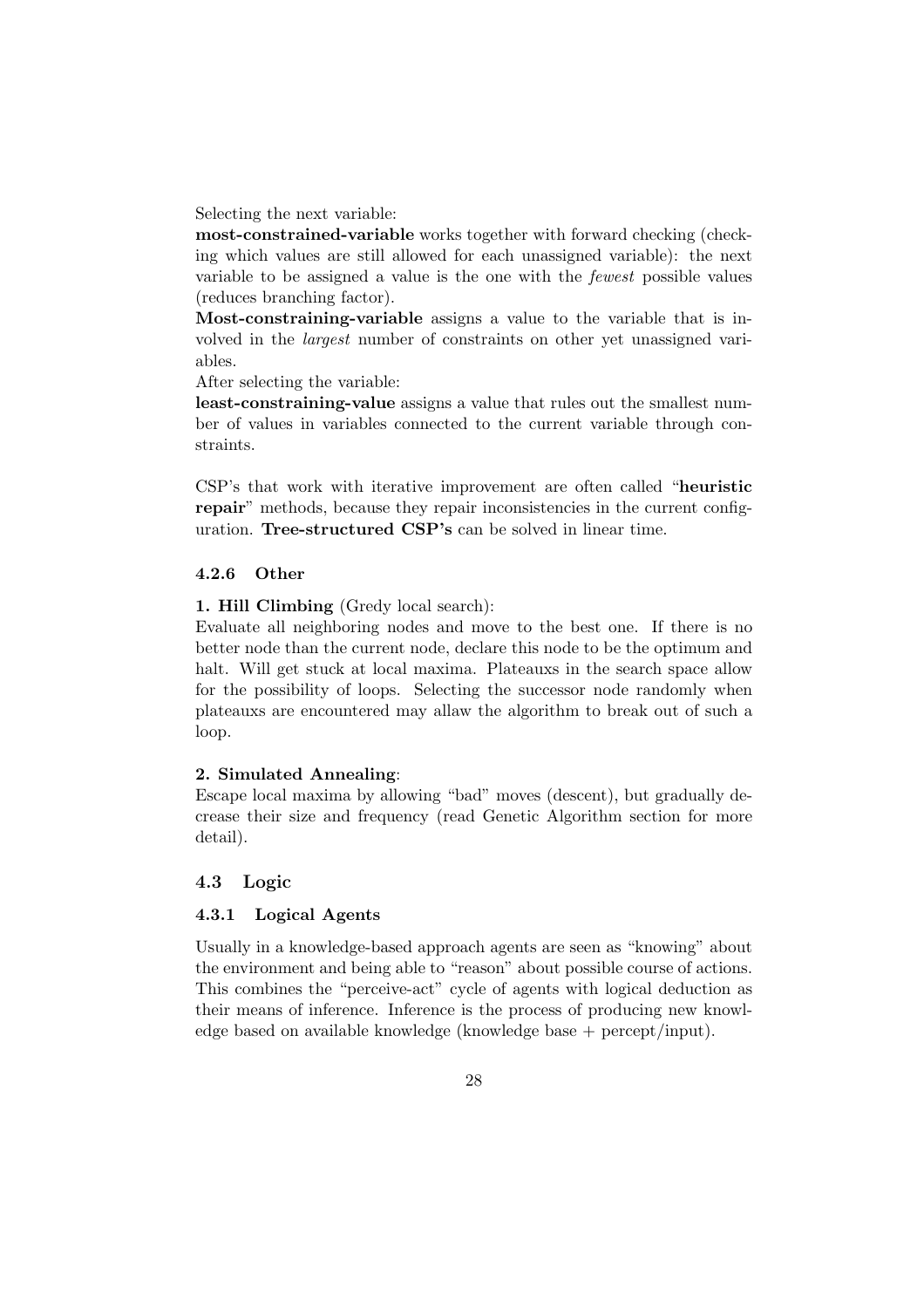Selecting the next variable:
**most-constrained-variable** works together with forward checking (checking which values are still allowed for each unassigned variable): the next variable to be assigned a value is the one with the *fewest* possible values (reduces branching factor).
**Most-constraining-variable** assigns a value to the variable that is involved in the *largest* number of constraints on other yet unassigned variables.
After selecting the variable:
**least-constraining-value** assigns a value that rules out the smallest number of values in variables connected to the current variable through constraints.

CSP's that work with iterative improvement are often called "**heuristic repair**" methods, because they repair inconsistencies in the current configuration. **Tree-structured CSP's** can be solved in linear time.

#### 4.2.6 Other

**1. Hill Climbing** (Gredy local search):
Evaluate all neighboring nodes and move to the best one. If there is no better node than the current node, declare this node to be the optimum and halt. Will get stuck at local maxima. Plateauxs in the search space allow for the possibility of loops. Selecting the successor node randomly when plateauxs are encountered may allaw the algorithm to break out of such a loop.

**2. Simulated Annealing**:
Escape local maxima by allowing "bad" moves (descent), but gradually decrease their size and frequency (read Genetic Algorithm section for more detail).

### 4.3 Logic

#### 4.3.1 Logical Agents

Usually in a knowledge-based approach agents are seen as "knowing" about the environment and being able to "reason" about possible course of actions. This combines the "perceive-act" cycle of agents with logical deduction as their means of inference. Inference is the process of producing new knowledge based on available knowledge (knowledge base + percept/input).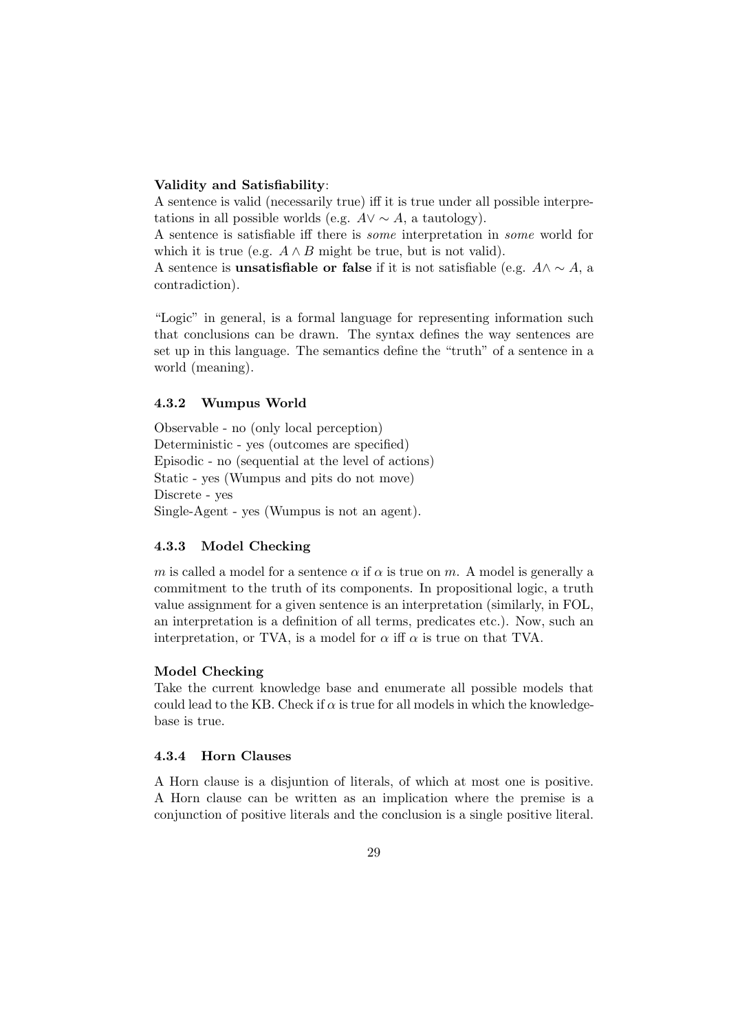**Validity and Satisfiability**:
A sentence is valid (necessarily true) iff it is true under all possible interpretations in all possible worlds (e.g. $A \vee \sim A$, a tautology).
A sentence is satisfiable iff there is *some* interpretation in *some* world for which it is true (e.g. $A \wedge B$ might be true, but is not valid).
A sentence is **unsatisfiable or false** if it is not satisfiable (e.g. $A \wedge \sim A$, a contradiction).

"Logic" in general, is a formal language for representing information such that conclusions can be drawn. The syntax defines the way sentences are set up in this language. The semantics define the "truth" of a sentence in a world (meaning).

### 4.3.2 Wumpus World

Observable - no (only local perception)
Deterministic - yes (outcomes are specified)
Episodic - no (sequential at the level of actions)
Static - yes (Wumpus and pits do not move)
Discrete - yes
Single-Agent - yes (Wumpus is not an agent).

### 4.3.3 Model Checking

$m$ is called a model for a sentence $\alpha$ if $\alpha$ is true on $m$. A model is generally a commitment to the truth of its components. In propositional logic, a truth value assignment for a given sentence is an interpretation (similarly, in FOL, an interpretation is a definition of all terms, predicates etc.). Now, such an interpretation, or TVA, is a model for $\alpha$ iff $\alpha$ is true on that TVA.

**Model Checking**
Take the current knowledge base and enumerate all possible models that could lead to the KB. Check if $\alpha$ is true for all models in which the knowledgebase is true.

### 4.3.4 Horn Clauses

A Horn clause is a disjuntion of literals, of which at most one is positive. A Horn clause can be written as an implication where the premise is a conjunction of positive literals and the conclusion is a single positive literal.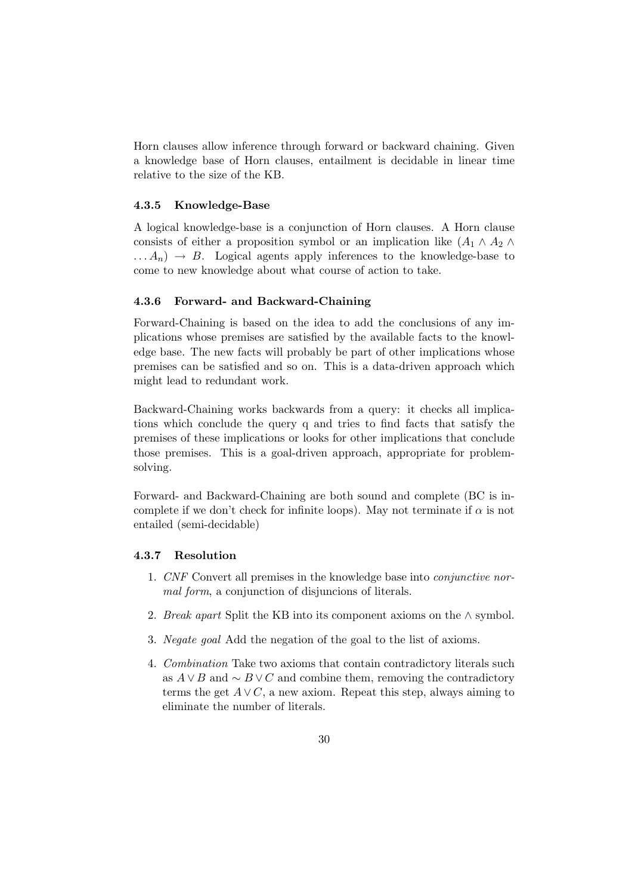Horn clauses allow inference through forward or backward chaining. Given a knowledge base of Horn clauses, entailment is decidable in linear time relative to the size of the KB.

#### 4.3.5 Knowledge-Base

A logical knowledge-base is a conjunction of Horn clauses. A Horn clause consists of either a proposition symbol or an implication like $(A_1 \wedge A_2 \wedge \dots A_n) \rightarrow B$. Logical agents apply inferences to the knowledge-base to come to new knowledge about what course of action to take.

#### 4.3.6 Forward- and Backward-Chaining

Forward-Chaining is based on the idea to add the conclusions of any implications whose premises are satisfied by the available facts to the knowledge base. The new facts will probably be part of other implications whose premises can be satisfied and so on. This is a data-driven approach which might lead to redundant work.

Backward-Chaining works backwards from a query: it checks all implications which conclude the query q and tries to find facts that satisfy the premises of these implications or looks for other implications that conclude those premises. This is a goal-driven approach, appropriate for problem-solving.

Forward- and Backward-Chaining are both sound and complete (BC is incomplete if we don't check for infinite loops). May not terminate if $\alpha$ is not entailed (semi-decidable)

#### 4.3.7 Resolution

1. *CNF* Convert all premises in the knowledge base into *conjunctive normal form*, a conjunction of disjuncions of literals.
2. *Break apart* Split the KB into its component axioms on the $\wedge$ symbol.
3. *Negate goal* Add the negation of the goal to the list of axioms.
4. *Combination* Take two axioms that contain contradictory literals such as $A \vee B$ and $\sim B \vee C$ and combine them, removing the contradictory terms the get $A \vee C$, a new axiom. Repeat this step, always aiming to eliminate the number of literals.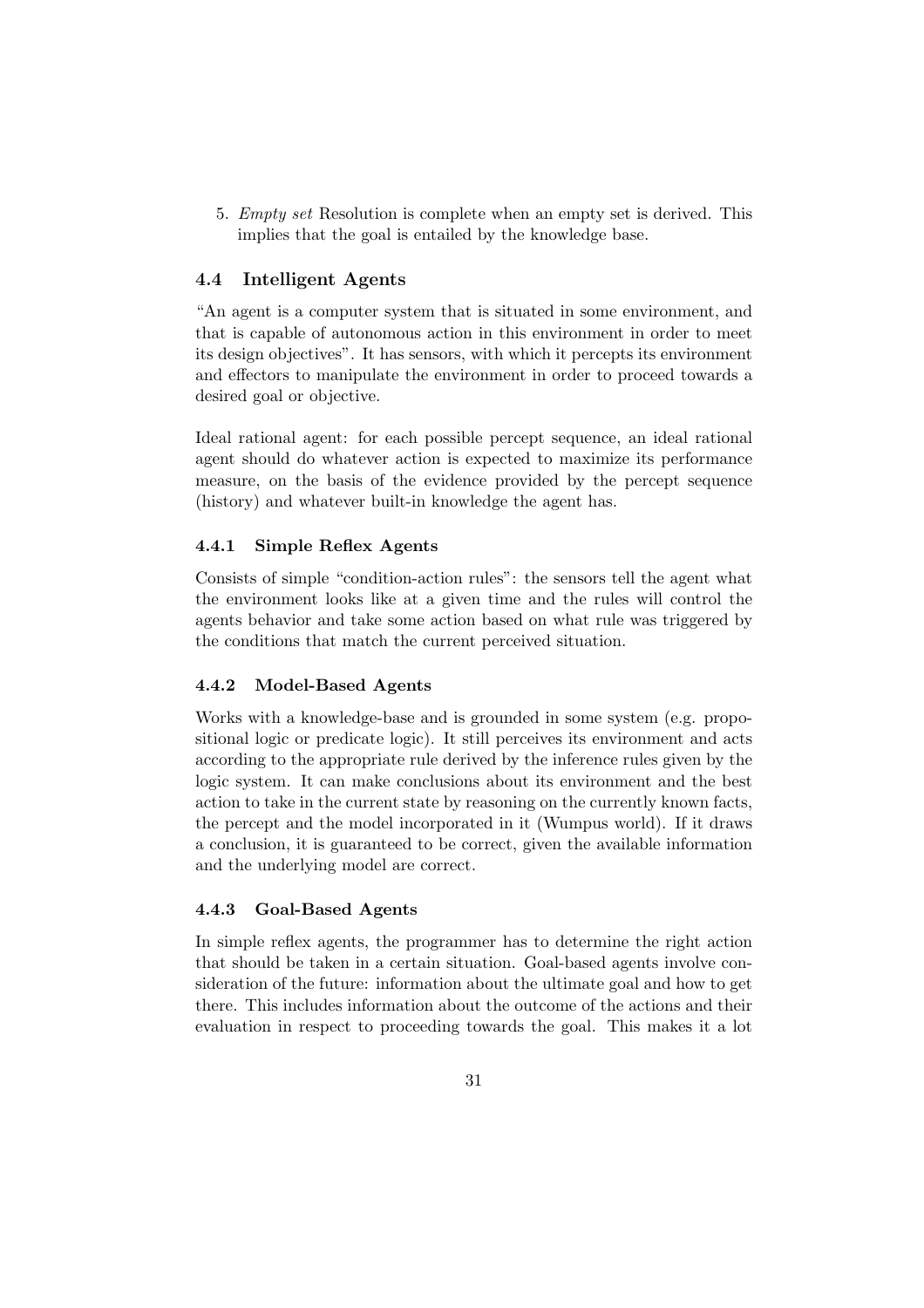5. *Empty set* Resolution is complete when an empty set is derived. This implies that the goal is entailed by the knowledge base.

### 4.4 Intelligent Agents

"An agent is a computer system that is situated in some environment, and that is capable of autonomous action in this environment in order to meet its design objectives". It has sensors, with which it percepts its environment and effectors to manipulate the environment in order to proceed towards a desired goal or objective.

Ideal rational agent: for each possible percept sequence, an ideal rational agent should do whatever action is expected to maximize its performance measure, on the basis of the evidence provided by the percept sequence (history) and whatever built-in knowledge the agent has.

#### 4.4.1 Simple Reflex Agents

Consists of simple "condition-action rules": the sensors tell the agent what the environment looks like at a given time and the rules will control the agents behavior and take some action based on what rule was triggered by the conditions that match the current perceived situation.

#### 4.4.2 Model-Based Agents

Works with a knowledge-base and is grounded in some system (e.g. propositional logic or predicate logic). It still perceives its environment and acts according to the appropriate rule derived by the inference rules given by the logic system. It can make conclusions about its environment and the best action to take in the current state by reasoning on the currently known facts, the percept and the model incorporated in it (Wumpus world). If it draws a conclusion, it is guaranteed to be correct, given the available information and the underlying model are correct.

#### 4.4.3 Goal-Based Agents

In simple reflex agents, the programmer has to determine the right action that should be taken in a certain situation. Goal-based agents involve consideration of the future: information about the ultimate goal and how to get there. This includes information about the outcome of the actions and their evaluation in respect to proceeding towards the goal. This makes it a lot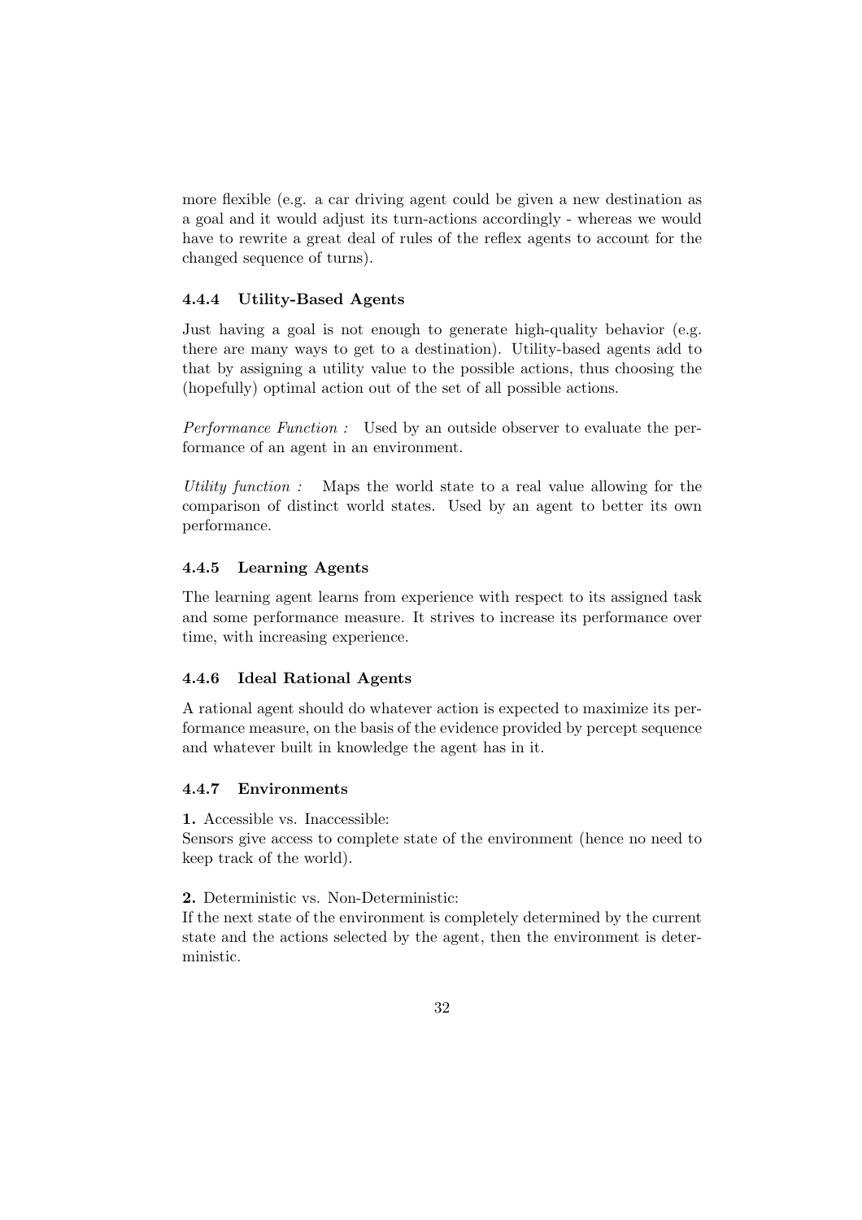more flexible (e.g. a car driving agent could be given a new destination as a goal and it would adjust its turn-actions accordingly - whereas we would have to rewrite a great deal of rules of the reflex agents to account for the changed sequence of turns).

#### 4.4.4 Utility-Based Agents

Just having a goal is not enough to generate high-quality behavior (e.g. there are many ways to get to a destination). Utility-based agents add to that by assigning a utility value to the possible actions, thus choosing the (hopefully) optimal action out of the set of all possible actions.

*Performance Function :* Used by an outside observer to evaluate the performance of an agent in an environment.

*Utility function :* Maps the world state to a real value allowing for the comparison of distinct world states. Used by an agent to better its own performance.

#### 4.4.5 Learning Agents

The learning agent learns from experience with respect to its assigned task and some performance measure. It strives to increase its performance over time, with increasing experience.

#### 4.4.6 Ideal Rational Agents

A rational agent should do whatever action is expected to maximize its performance measure, on the basis of the evidence provided by percept sequence and whatever built in knowledge the agent has in it.

#### 4.4.7 Environments

**1.** Accessible vs. Inaccessible:
Sensors give access to complete state of the environment (hence no need to keep track of the world).

**2.** Deterministic vs. Non-Deterministic:
If the next state of the environment is completely determined by the current state and the actions selected by the agent, then the environment is deterministic.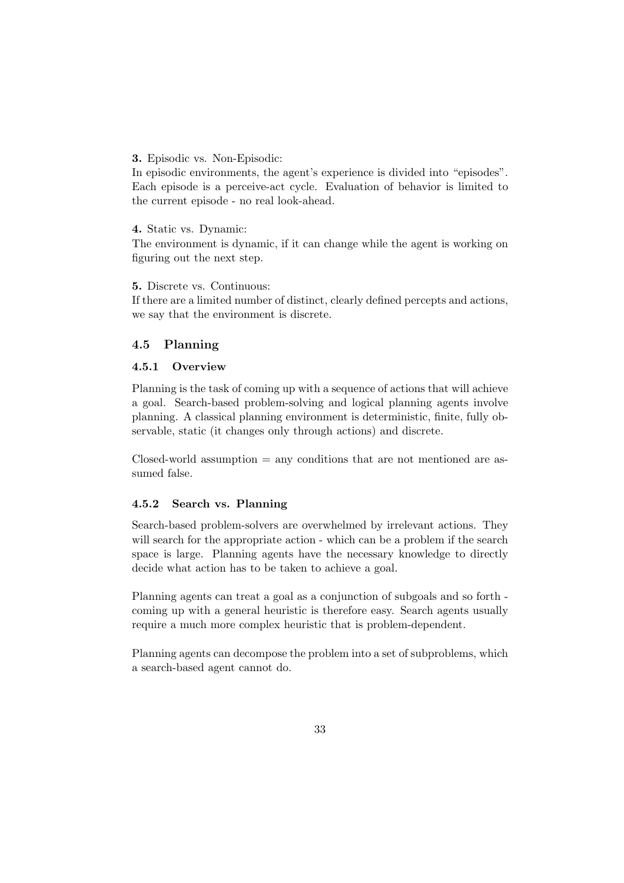**3.** Episodic vs. Non-Episodic:
In episodic environments, the agent's experience is divided into "episodes". Each episode is a perceive-act cycle. Evaluation of behavior is limited to the current episode - no real look-ahead.

**4.** Static vs. Dynamic:
The environment is dynamic, if it can change while the agent is working on figuring out the next step.

**5.** Discrete vs. Continuous:
If there are a limited number of distinct, clearly defined percepts and actions, we say that the environment is discrete.

## 4.5 Planning

### 4.5.1 Overview

Planning is the task of coming up with a sequence of actions that will achieve a goal. Search-based problem-solving and logical planning agents involve planning. A classical planning environment is deterministic, finite, fully observable, static (it changes only through actions) and discrete.

Closed-world assumption = any conditions that are not mentioned are assumed false.

### 4.5.2 Search vs. Planning

Search-based problem-solvers are overwhelmed by irrelevant actions. They will search for the appropriate action - which can be a problem if the search space is large. Planning agents have the necessary knowledge to directly decide what action has to be taken to achieve a goal.

Planning agents can treat a goal as a conjunction of subgoals and so forth - coming up with a general heuristic is therefore easy. Search agents usually require a much more complex heuristic that is problem-dependent.

Planning agents can decompose the problem into a set of subproblems, which a search-based agent cannot do.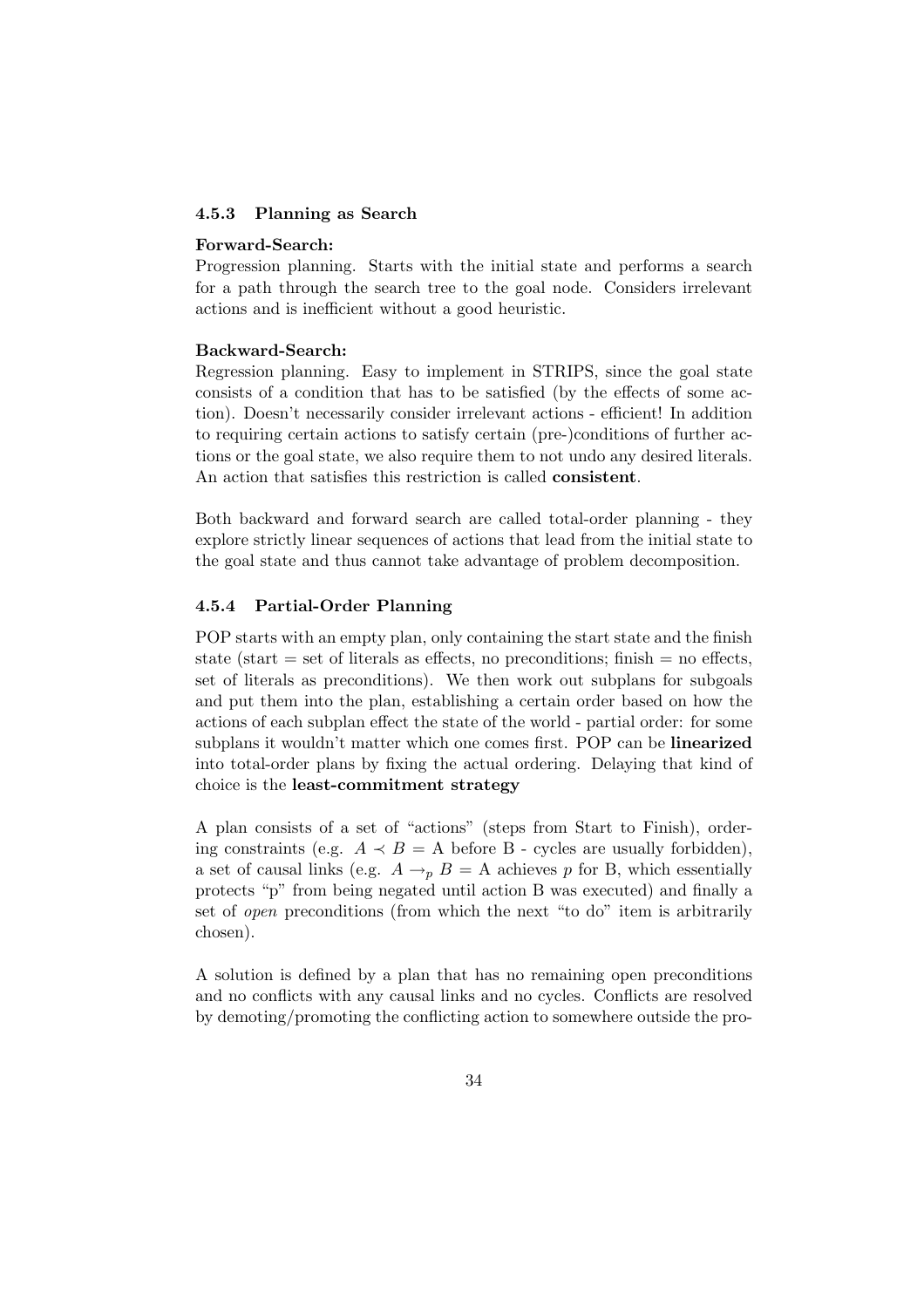### 4.5.3 Planning as Search

**Forward-Search:**
Progression planning. Starts with the initial state and performs a search for a path through the search tree to the goal node. Considers irrelevant actions and is inefficient without a good heuristic.

**Backward-Search:**
Regression planning. Easy to implement in STRIPS, since the goal state consists of a condition that has to be satisfied (by the effects of some action). Doesn't necessarily consider irrelevant actions - efficient! In addition to requiring certain actions to satisfy certain (pre-)conditions of further actions or the goal state, we also require them to not undo any desired literals. An action that satisfies this restriction is called **consistent**.

Both backward and forward search are called total-order planning - they explore strictly linear sequences of actions that lead from the initial state to the goal state and thus cannot take advantage of problem decomposition.

### 4.5.4 Partial-Order Planning

POP starts with an empty plan, only containing the start state and the finish state (start = set of literals as effects, no preconditions; finish = no effects, set of literals as preconditions). We then work out subplans for subgoals and put them into the plan, establishing a certain order based on how the actions of each subplan effect the state of the world - partial order: for some subplans it wouldn't matter which one comes first. POP can be **linearized** into total-order plans by fixing the actual ordering. Delaying that kind of choice is the **least-commitment strategy**

A plan consists of a set of "actions" (steps from Start to Finish), ordering constraints (e.g. $A \prec B$ = A before B - cycles are usually forbidden), a set of causal links (e.g. $A \rightarrow_p B$ = A achieves $p$ for B, which essentially protects "p" from being negated until action B was executed) and finally a set of *open* preconditions (from which the next "to do" item is arbitrarily chosen).

A solution is defined by a plan that has no remaining open preconditions and no conflicts with any causal links and no cycles. Conflicts are resolved by demoting/promoting the conflicting action to somewhere outside the pro-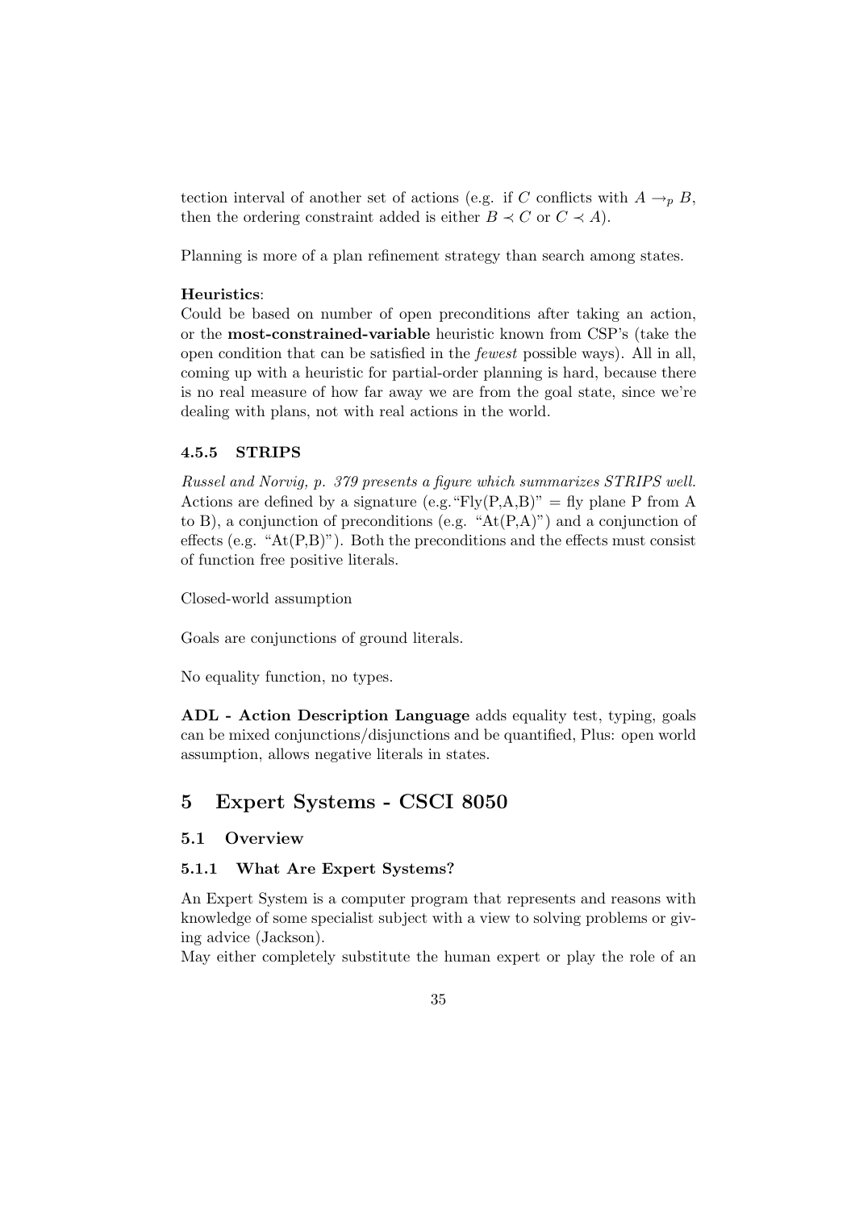tection interval of another set of actions (e.g. if $C$ conflicts with $A \rightarrow_p B$, then the ordering constraint added is either $B \prec C$ or $C \prec A$).

Planning is more of a plan refinement strategy than search among states.

**Heuristics**:
Could be based on number of open preconditions after taking an action, or the **most-constrained-variable** heuristic known from CSP's (take the open condition that can be satisfied in the *fewest* possible ways). All in all, coming up with a heuristic for partial-order planning is hard, because there is no real measure of how far away we are from the goal state, since we're dealing with plans, not with real actions in the world.

#### 4.5.5 STRIPS

*Russel and Norvig, p. 379 presents a figure which summarizes STRIPS well.* Actions are defined by a signature (e.g."Fly(P,A,B)" = fly plane P from A to B), a conjunction of preconditions (e.g. "At(P,A)") and a conjunction of effects (e.g. "At(P,B)"). Both the preconditions and the effects must consist of function free positive literals.

Closed-world assumption

Goals are conjunctions of ground literals.

No equality function, no types.

**ADL - Action Description Language** adds equality test, typing, goals can be mixed conjunctions/disjunctions and be quantified, Plus: open world assumption, allows negative literals in states.

# 5 Expert Systems - CSCI 8050

## 5.1 Overview

### 5.1.1 What Are Expert Systems?

An Expert System is a computer program that represents and reasons with knowledge of some specialist subject with a view to solving problems or giving advice (Jackson).
May either completely substitute the human expert or play the role of an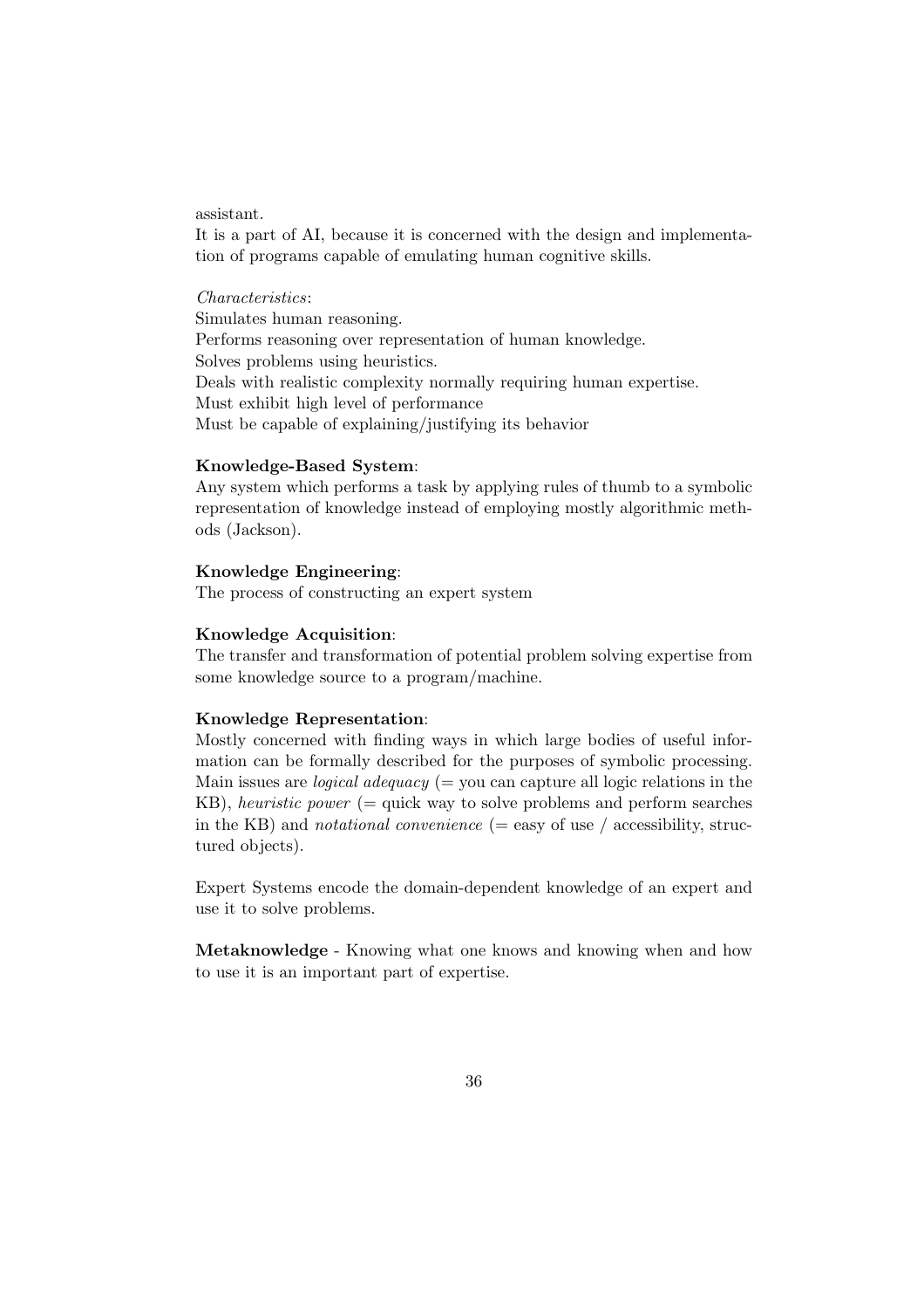assistant.

It is a part of AI, because it is concerned with the design and implementation of programs capable of emulating human cognitive skills.

*Characteristics*:
Simulates human reasoning.
Performs reasoning over representation of human knowledge.
Solves problems using heuristics.
Deals with realistic complexity normally requiring human expertise.
Must exhibit high level of performance
Must be capable of explaining/justifying its behavior

**Knowledge-Based System**:
Any system which performs a task by applying rules of thumb to a symbolic representation of knowledge instead of employing mostly algorithmic methods (Jackson).

**Knowledge Engineering**:
The process of constructing an expert system

**Knowledge Acquisition**:
The transfer and transformation of potential problem solving expertise from some knowledge source to a program/machine.

**Knowledge Representation**:
Mostly concerned with finding ways in which large bodies of useful information can be formally described for the purposes of symbolic processing. Main issues are *logical adequacy* (= you can capture all logic relations in the KB), *heuristic power* (= quick way to solve problems and perform searches in the KB) and *notational convenience* (= easy of use / accessibility, structured objects).

Expert Systems encode the domain-dependent knowledge of an expert and use it to solve problems.

**Metaknowledge** - Knowing what one knows and knowing when and how to use it is an important part of expertise.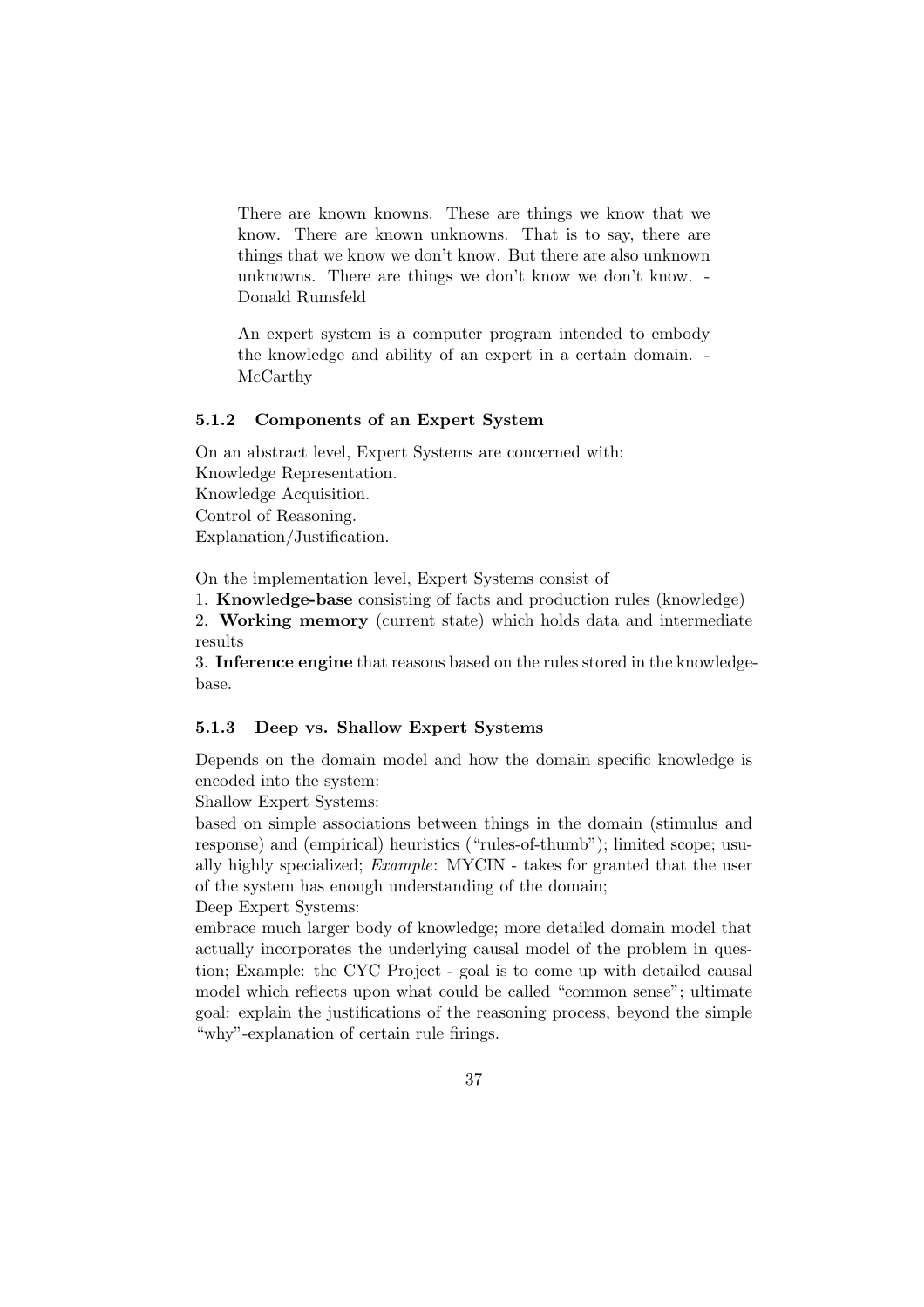> There are known knowns. These are things we know that we know. There are known unknowns. That is to say, there are things that we know we don't know. But there are also unknown unknowns. There are things we don't know we don't know. - Donald Rumsfeld

> An expert system is a computer program intended to embody the knowledge and ability of an expert in a certain domain. - McCarthy

### 5.1.2 Components of an Expert System

On an abstract level, Expert Systems are concerned with:
Knowledge Representation.
Knowledge Acquisition.
Control of Reasoning.
Explanation/Justification.

On the implementation level, Expert Systems consist of

1. **Knowledge-base** consisting of facts and production rules (knowledge)
2. **Working memory** (current state) which holds data and intermediate results
3. **Inference engine** that reasons based on the rules stored in the knowledge-base.

### 5.1.3 Deep vs. Shallow Expert Systems

Depends on the domain model and how the domain specific knowledge is encoded into the system:
Shallow Expert Systems:
based on simple associations between things in the domain (stimulus and response) and (empirical) heuristics ("rules-of-thumb"); limited scope; usually highly specialized; *Example*: MYCIN - takes for granted that the user of the system has enough understanding of the domain;
Deep Expert Systems:
embrace much larger body of knowledge; more detailed domain model that actually incorporates the underlying causal model of the problem in question; Example: the CYC Project - goal is to come up with detailed causal model which reflects upon what could be called "common sense"; ultimate goal: explain the justifications of the reasoning process, beyond the simple "why"-explanation of certain rule firings.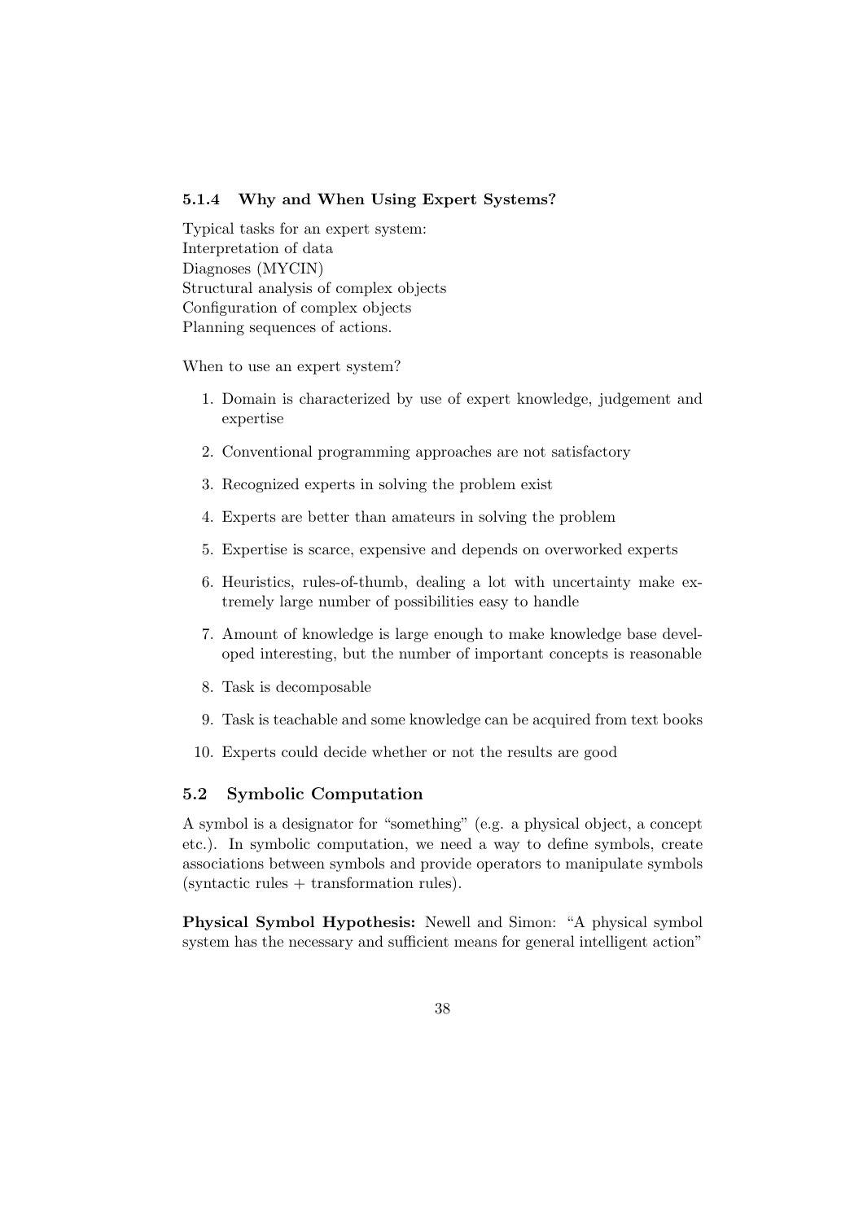### 5.1.4 Why and When Using Expert Systems?

Typical tasks for an expert system:
Interpretation of data
Diagnoses (MYCIN)
Structural analysis of complex objects
Configuration of complex objects
Planning sequences of actions.

When to use an expert system?

1. Domain is characterized by use of expert knowledge, judgement and expertise
2. Conventional programming approaches are not satisfactory
3. Recognized experts in solving the problem exist
4. Experts are better than amateurs in solving the problem
5. Expertise is scarce, expensive and depends on overworked experts
6. Heuristics, rules-of-thumb, dealing a lot with uncertainty make extremely large number of possibilities easy to handle
7. Amount of knowledge is large enough to make knowledge base developed interesting, but the number of important concepts is reasonable
8. Task is decomposable
9. Task is teachable and some knowledge can be acquired from text books
10. Experts could decide whether or not the results are good

## 5.2 Symbolic Computation

A symbol is a designator for "something" (e.g. a physical object, a concept etc.). In symbolic computation, we need a way to define symbols, create associations between symbols and provide operators to manipulate symbols (syntactic rules + transformation rules).

**Physical Symbol Hypothesis:** Newell and Simon: "A physical symbol system has the necessary and sufficient means for general intelligent action"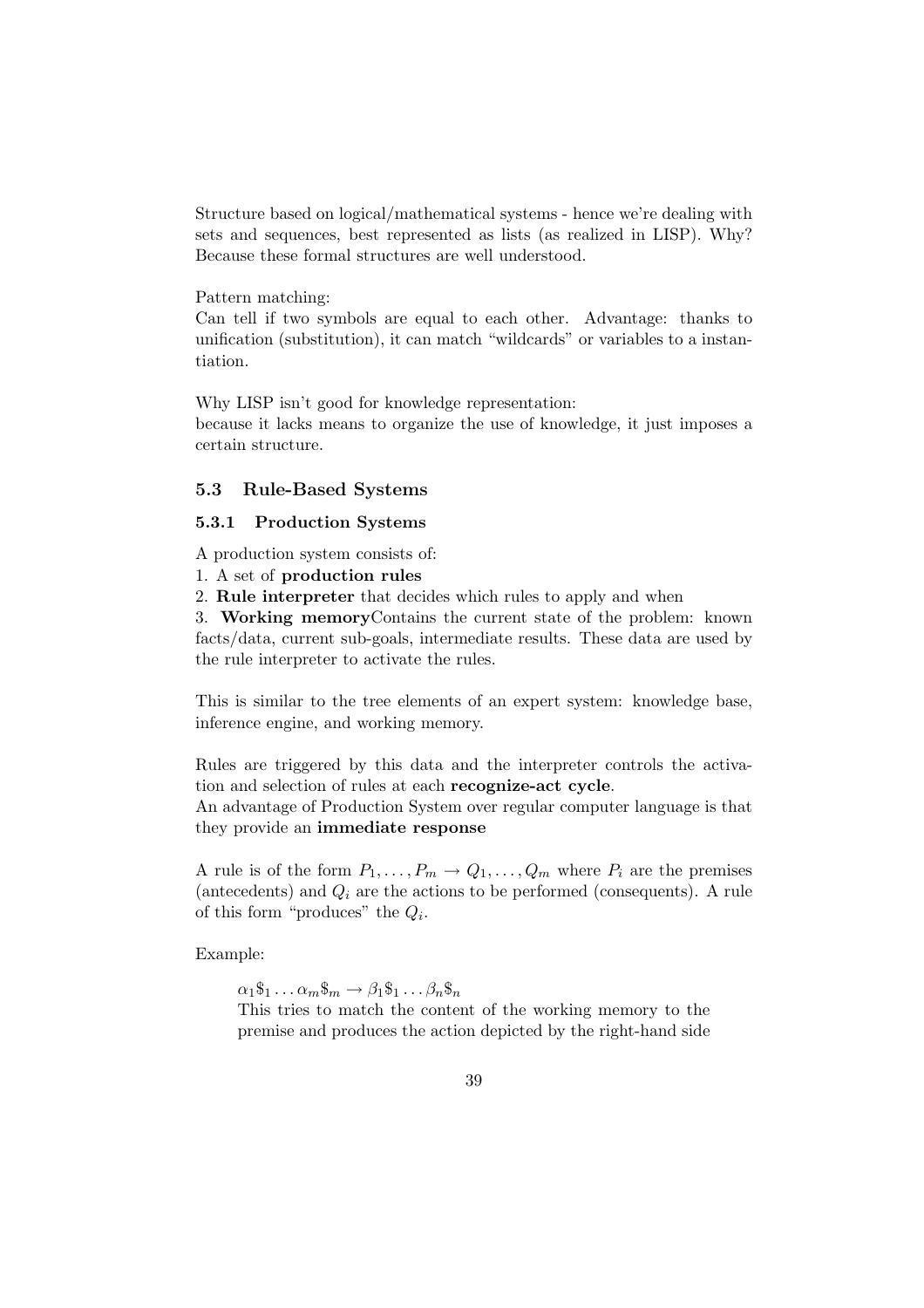Structure based on logical/mathematical systems - hence we're dealing with sets and sequences, best represented as lists (as realized in LISP). Why? Because these formal structures are well understood.

Pattern matching:
Can tell if two symbols are equal to each other. Advantage: thanks to unification (substitution), it can match "wildcards" or variables to a instantiation.

Why LISP isn't good for knowledge representation:
because it lacks means to organize the use of knowledge, it just imposes a certain structure.

### 5.3 Rule-Based Systems

#### 5.3.1 Production Systems

A production system consists of:
1. A set of **production rules**
2. **Rule interpreter** that decides which rules to apply and when
3. **Working memory**Contains the current state of the problem: known facts/data, current sub-goals, intermediate results. These data are used by the rule interpreter to activate the rules.

This is similar to the tree elements of an expert system: knowledge base, inference engine, and working memory.

Rules are triggered by this data and the interpreter controls the activation and selection of rules at each **recognize-act cycle**.
An advantage of Production System over regular computer language is that they provide an **immediate response**

A rule is of the form $P_1, \ldots, P_m \rightarrow Q_1, \ldots, Q_m$ where $P_i$ are the premises (antecedents) and $Q_i$ are the actions to be performed (consequents). A rule of this form "produces" the $Q_i$.

Example:

> $\alpha_1\$_1 \ldots \alpha_m\$_m \rightarrow \beta_1\$_1 \ldots \beta_n\$_n$
> This tries to match the content of the working memory to the premise and produces the action depicted by the right-hand side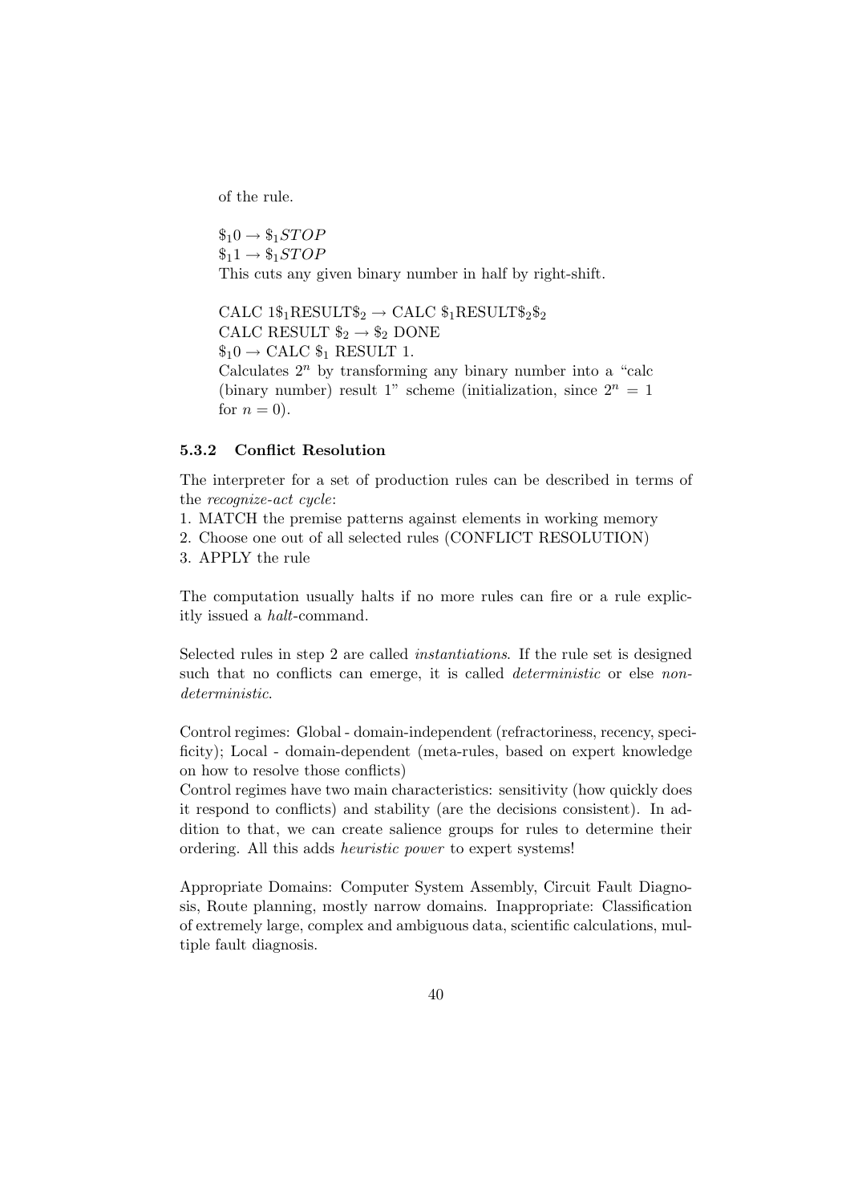of the rule.

$\$_1 0 \rightarrow \$_1 STOP$
$\$_1 1 \rightarrow \$_1 STOP$
This cuts any given binary number in half by right-shift.

CALC 1$\$_1$RESULT$\$_2$ → CALC $\$_1$RESULT$\$_2\$_2$
CALC RESULT $\$_2$ → $\$_2$ DONE
$\$_1 0$ → CALC $\$_1$ RESULT 1.
Calculates $2^n$ by transforming any binary number into a "calc (binary number) result 1" scheme (initialization, since $2^n = 1$ for $n = 0$).

### 5.3.2 Conflict Resolution

The interpreter for a set of production rules can be described in terms of the *recognize-act cycle*:
1. MATCH the premise patterns against elements in working memory
2. Choose one out of all selected rules (CONFLICT RESOLUTION)
3. APPLY the rule

The computation usually halts if no more rules can fire or a rule explicitly issued a *halt*-command.

Selected rules in step 2 are called *instantiations*. If the rule set is designed such that no conflicts can emerge, it is called *deterministic* or else *non-deterministic*.

Control regimes: Global - domain-independent (refractoriness, recency, specificity); Local - domain-dependent (meta-rules, based on expert knowledge on how to resolve those conflicts)
Control regimes have two main characteristics: sensitivity (how quickly does it respond to conflicts) and stability (are the decisions consistent). In addition to that, we can create salience groups for rules to determine their ordering. All this adds *heuristic power* to expert systems!

Appropriate Domains: Computer System Assembly, Circuit Fault Diagnosis, Route planning, mostly narrow domains. Inappropriate: Classification of extremely large, complex and ambiguous data, scientific calculations, multiple fault diagnosis.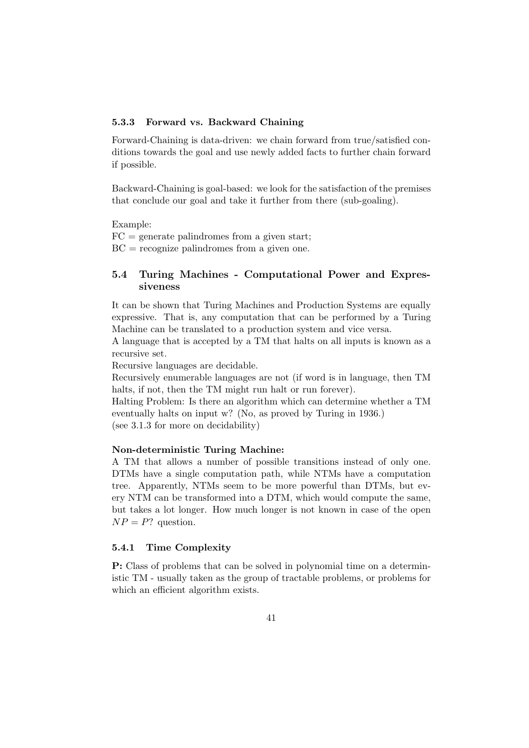### 5.3.3 Forward vs. Backward Chaining

Forward-Chaining is data-driven: we chain forward from true/satisfied conditions towards the goal and use newly added facts to further chain forward if possible.

Backward-Chaining is goal-based: we look for the satisfaction of the premises that conclude our goal and take it further from there (sub-goaling).

Example:
FC = generate palindromes from a given start;
BC = recognize palindromes from a given one.

## 5.4 Turing Machines - Computational Power and Expressiveness

It can be shown that Turing Machines and Production Systems are equally expressive. That is, any computation that can be performed by a Turing Machine can be translated to a production system and vice versa.
A language that is accepted by a TM that halts on all inputs is known as a recursive set.
Recursive languages are decidable.
Recursively enumerable languages are not (if word is in language, then TM halts, if not, then the TM might run halt or run forever).
Halting Problem: Is there an algorithm which can determine whether a TM eventually halts on input w? (No, as proved by Turing in 1936.)
(see 3.1.3 for more on decidability)

**Non-deterministic Turing Machine:**
A TM that allows a number of possible transitions instead of only one. DTMs have a single computation path, while NTMs have a computation tree. Apparently, NTMs seem to be more powerful than DTMs, but every NTM can be transformed into a DTM, which would compute the same, but takes a lot longer. How much longer is not known in case of the open $NP = P$? question.

### 5.4.1 Time Complexity

**P:** Class of problems that can be solved in polynomial time on a deterministic TM - usually taken as the group of tractable problems, or problems for which an efficient algorithm exists.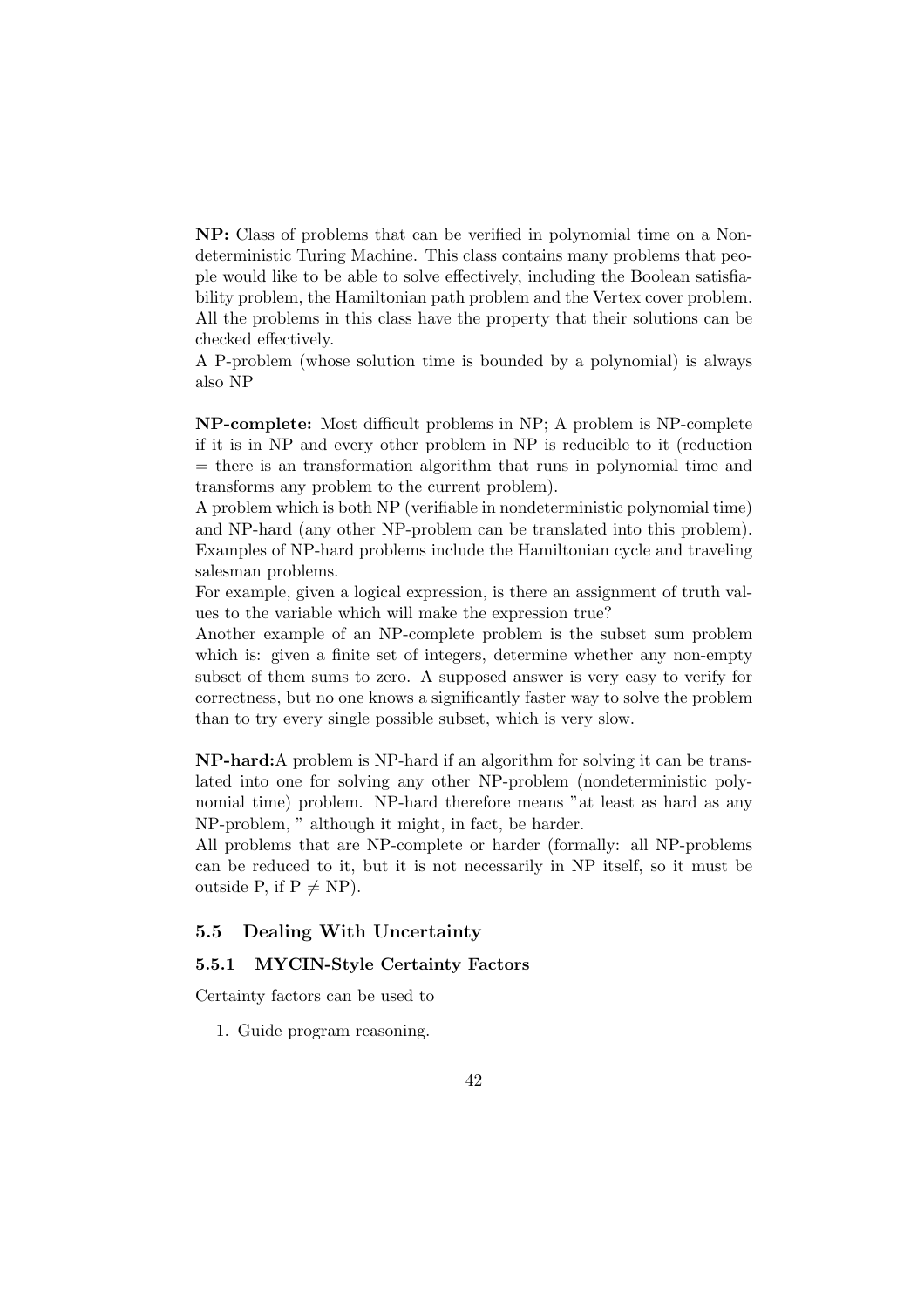**NP:** Class of problems that can be verified in polynomial time on a Nondeterministic Turing Machine. This class contains many problems that people would like to be able to solve effectively, including the Boolean satisfiability problem, the Hamiltonian path problem and the Vertex cover problem. All the problems in this class have the property that their solutions can be checked effectively.
A P-problem (whose solution time is bounded by a polynomial) is always also NP

**NP-complete:** Most difficult problems in NP; A problem is NP-complete if it is in NP and every other problem in NP is reducible to it (reduction = there is an transformation algorithm that runs in polynomial time and transforms any problem to the current problem).
A problem which is both NP (verifiable in nondeterministic polynomial time) and NP-hard (any other NP-problem can be translated into this problem). Examples of NP-hard problems include the Hamiltonian cycle and traveling salesman problems.
For example, given a logical expression, is there an assignment of truth values to the variable which will make the expression true?
Another example of an NP-complete problem is the subset sum problem which is: given a finite set of integers, determine whether any non-empty subset of them sums to zero. A supposed answer is very easy to verify for correctness, but no one knows a significantly faster way to solve the problem than to try every single possible subset, which is very slow.

**NP-hard:** A problem is NP-hard if an algorithm for solving it can be translated into one for solving any other NP-problem (nondeterministic polynomial time) problem. NP-hard therefore means "at least as hard as any NP-problem, " although it might, in fact, be harder.
All problems that are NP-complete or harder (formally: all NP-problems can be reduced to it, but it is not necessarily in NP itself, so it must be outside P, if $P \neq NP$).

### 5.5 Dealing With Uncertainty

#### 5.5.1 MYCIN-Style Certainty Factors

Certainty factors can be used to

1. Guide program reasoning.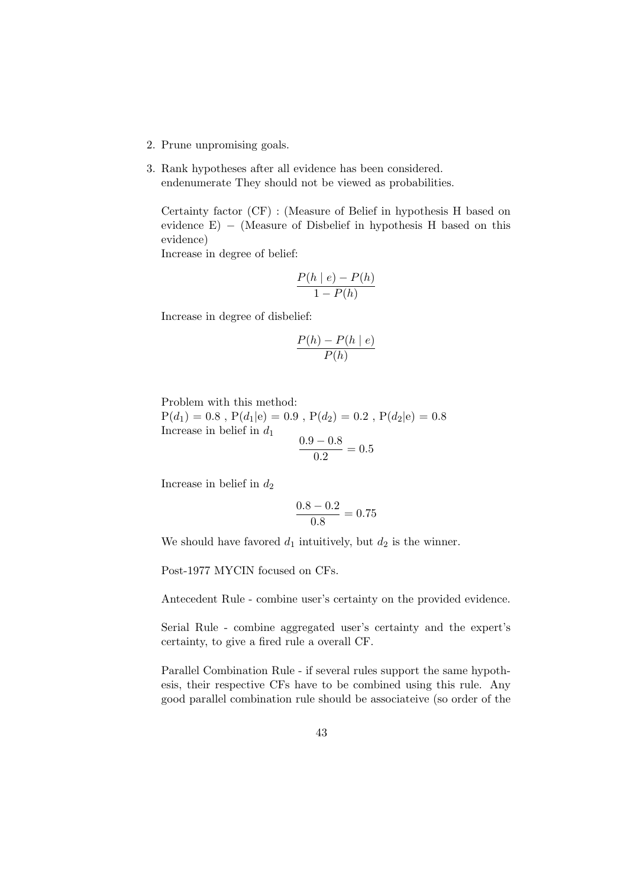2. Prune unpromising goals.
3. Rank hypotheses after all evidence has been considered.
   endenumerate They should not be viewed as probabilities.

   Certainty factor (CF) : (Measure of Belief in hypothesis H based on evidence E) − (Measure of Disbelief in hypothesis H based on this evidence)
   Increase in degree of belief:

   $$\frac{P(h \mid e) - P(h)}{1 - P(h)}$$

   Increase in degree of disbelief:

   $$\frac{P(h) - P(h \mid e)}{P(h)}$$

   Problem with this method:
   $P(d_1) = 0.8$ , $P(d_1|e) = 0.9$ , $P(d_2) = 0.2$ , $P(d_2|e) = 0.8$
   Increase in belief in $d_1$

   $$\frac{0.9 - 0.8}{0.2} = 0.5$$

   Increase in belief in $d_2$

   $$\frac{0.8 - 0.2}{0.8} = 0.75$$

   We should have favored $d_1$ intuitively, but $d_2$ is the winner.

   Post-1977 MYCIN focused on CFs.

   Antecedent Rule - combine user's certainty on the provided evidence.

   Serial Rule - combine aggregated user's certainty and the expert's certainty, to give a fired rule a overall CF.

   Parallel Combination Rule - if several rules support the same hypothesis, their respective CFs have to be combined using this rule. Any good parallel combination rule should be associateive (so order of the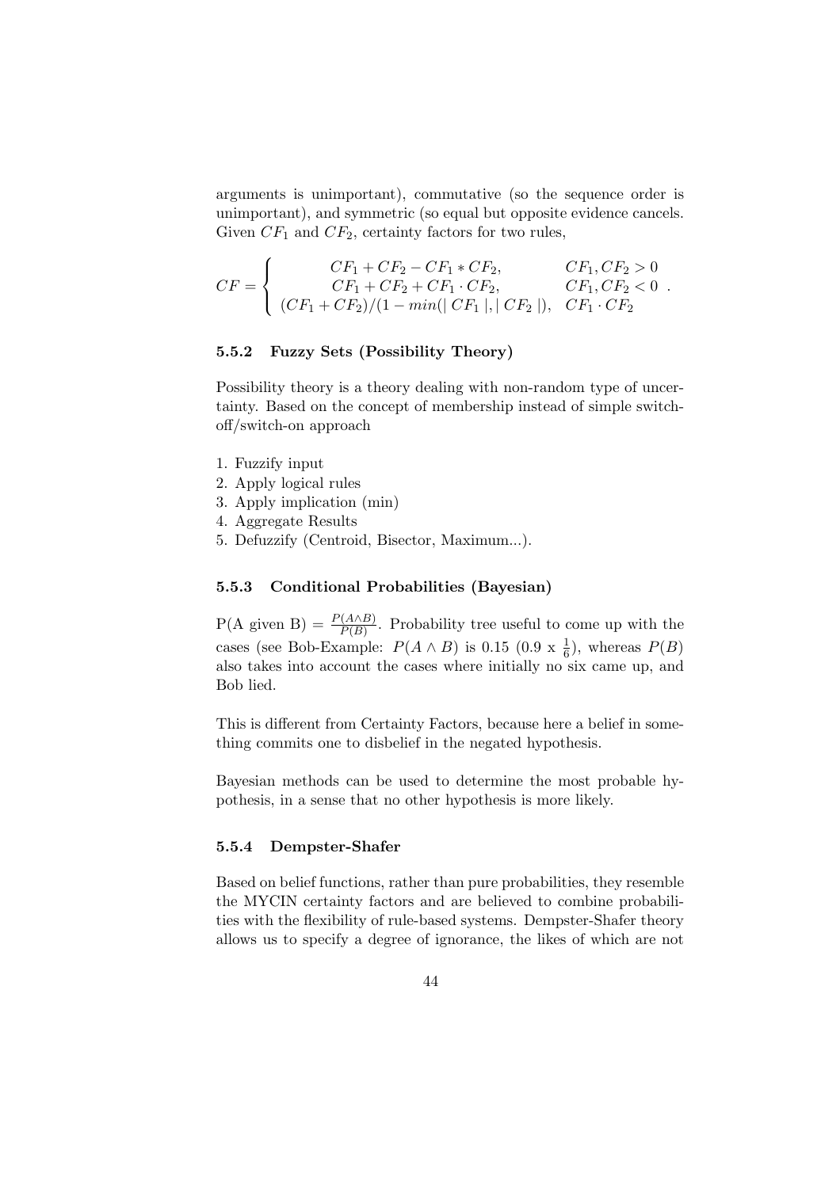arguments is unimportant), commutative (so the sequence order is unimportant), and symmetric (so equal but opposite evidence cancels. Given $CF_1$ and $CF_2$, certainty factors for two rules,

$$CF = \begin{cases} CF_1 + CF_2 - CF_1 * CF_2, & CF_1, CF_2 > 0 \\ CF_1 + CF_2 + CF_1 \cdot CF_2, & CF_1, CF_2 < 0 \\ (CF_1 + CF_2)/(1 - min(\mid CF_1 \mid, \mid CF_2 \mid), & CF_1 \cdot CF_2 \end{cases} .$$

### 5.5.2 Fuzzy Sets (Possibility Theory)

Possibility theory is a theory dealing with non-random type of uncertainty. Based on the concept of membership instead of simple switch-off/switch-on approach

1. Fuzzify input
2. Apply logical rules
3. Apply implication (min)
4. Aggregate Results
5. Defuzzify (Centroid, Bisector, Maximum...).

### 5.5.3 Conditional Probabilities (Bayesian)

P(A given B) = $\frac{P(A \wedge B)}{P(B)}$. Probability tree useful to come up with the cases (see Bob-Example: $P(A \wedge B)$ is 0.15 (0.9 x $\frac{1}{6}$), whereas $P(B)$ also takes into account the cases where initially no six came up, and Bob lied.

This is different from Certainty Factors, because here a belief in something commits one to disbelief in the negated hypothesis.

Bayesian methods can be used to determine the most probable hypothesis, in a sense that no other hypothesis is more likely.

### 5.5.4 Dempster-Shafer

Based on belief functions, rather than pure probabilities, they resemble the MYCIN certainty factors and are believed to combine probabilities with the flexibility of rule-based systems. Dempster-Shafer theory allows us to specify a degree of ignorance, the likes of which are not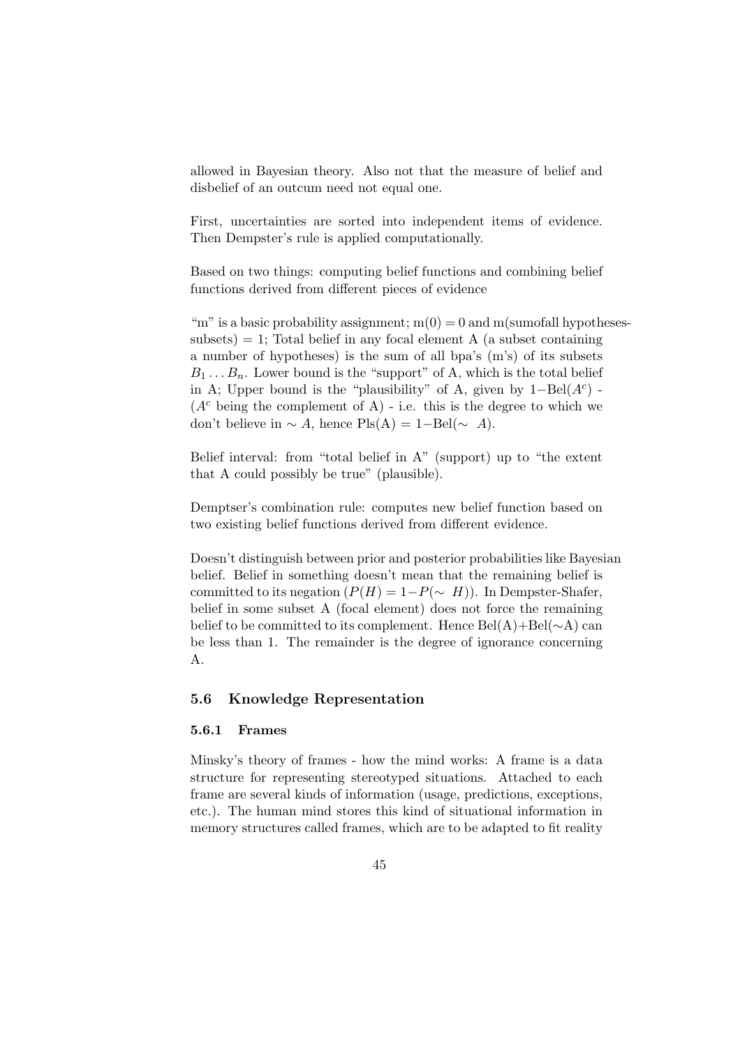allowed in Bayesian theory. Also not that the measure of belief and disbelief of an outcum need not equal one.

First, uncertainties are sorted into independent items of evidence. Then Dempster's rule is applied computationally.

Based on two things: computing belief functions and combining belief functions derived from different pieces of evidence

"m" is a basic probability assignment; m(0) = 0 and m(sumofall hypotheses-subsets) = 1; Total belief in any focal element A (a subset containing a number of hypotheses) is the sum of all bpa's (m's) of its subsets $B_1 \ldots B_n$. Lower bound is the "support" of A, which is the total belief in A; Upper bound is the "plausibility" of A, given by $1-\text{Bel}(A^c)$ - ($A^c$ being the complement of A) - i.e. this is the degree to which we don't believe in $\sim A$, hence $\text{Pls}(A) = 1-\text{Bel}(\sim A)$.

Belief interval: from "total belief in A" (support) up to "the extent that A could possibly be true" (plausible).

Demptser's combination rule: computes new belief function based on two existing belief functions derived from different evidence.

Doesn't distinguish between prior and posterior probabilities like Bayesian belief. Belief in something doesn't mean that the remaining belief is committed to its negation ($P(H) = 1-P(\sim H)$). In Dempster-Shafer, belief in some subset A (focal element) does not force the remaining belief to be committed to its complement. Hence $\text{Bel}(A)+\text{Bel}(\sim A)$ can be less than 1. The remainder is the degree of ignorance concerning A.

### 5.6 Knowledge Representation

#### 5.6.1 Frames

Minsky's theory of frames - how the mind works: A frame is a data structure for representing stereotyped situations. Attached to each frame are several kinds of information (usage, predictions, exceptions, etc.). The human mind stores this kind of situational information in memory structures called frames, which are to be adapted to fit reality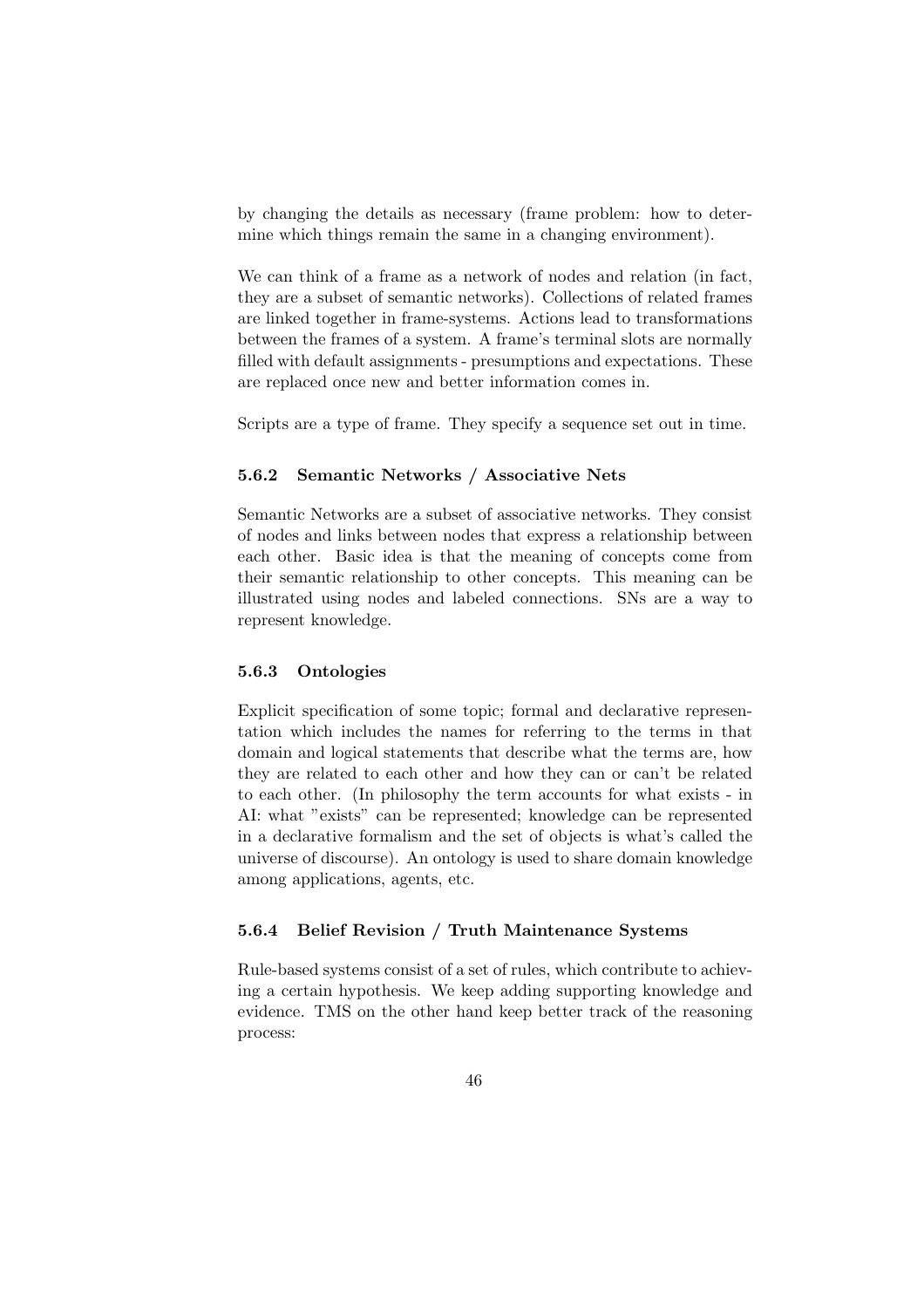by changing the details as necessary (frame problem: how to determine which things remain the same in a changing environment).

We can think of a frame as a network of nodes and relation (in fact, they are a subset of semantic networks). Collections of related frames are linked together in frame-systems. Actions lead to transformations between the frames of a system. A frame's terminal slots are normally filled with default assignments - presumptions and expectations. These are replaced once new and better information comes in.

Scripts are a type of frame. They specify a sequence set out in time.

### 5.6.2 Semantic Networks / Associative Nets

Semantic Networks are a subset of associative networks. They consist of nodes and links between nodes that express a relationship between each other. Basic idea is that the meaning of concepts come from their semantic relationship to other concepts. This meaning can be illustrated using nodes and labeled connections. SNs are a way to represent knowledge.

### 5.6.3 Ontologies

Explicit specification of some topic; formal and declarative representation which includes the names for referring to the terms in that domain and logical statements that describe what the terms are, how they are related to each other and how they can or can't be related to each other. (In philosophy the term accounts for what exists - in AI: what "exists" can be represented; knowledge can be represented in a declarative formalism and the set of objects is what's called the universe of discourse). An ontology is used to share domain knowledge among applications, agents, etc.

### 5.6.4 Belief Revision / Truth Maintenance Systems

Rule-based systems consist of a set of rules, which contribute to achieving a certain hypothesis. We keep adding supporting knowledge and evidence. TMS on the other hand keep better track of the reasoning process: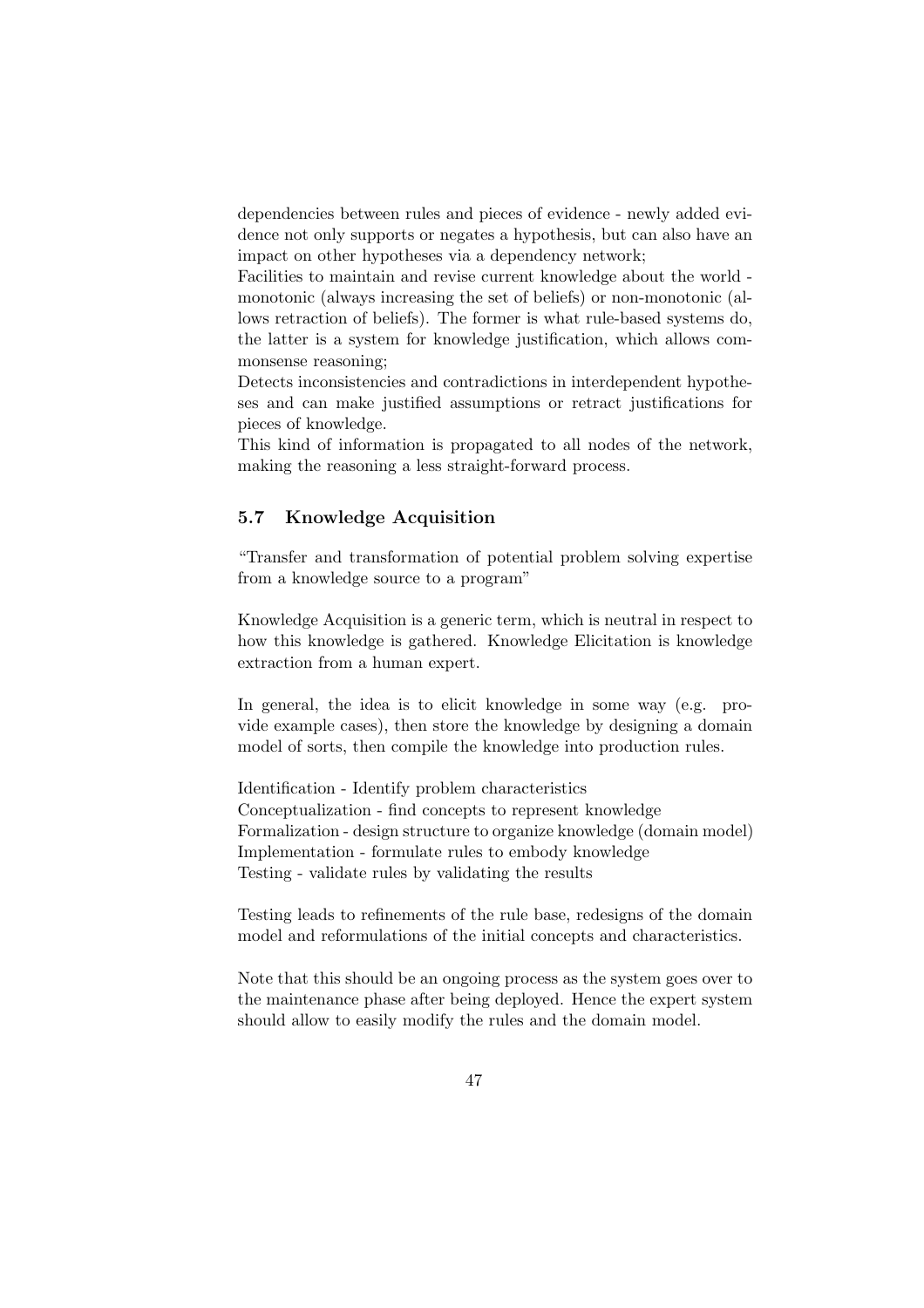dependencies between rules and pieces of evidence - newly added evidence not only supports or negates a hypothesis, but can also have an impact on other hypotheses via a dependency network;
Facilities to maintain and revise current knowledge about the world - monotonic (always increasing the set of beliefs) or non-monotonic (allows retraction of beliefs). The former is what rule-based systems do, the latter is a system for knowledge justification, which allows commonsense reasoning;
Detects inconsistencies and contradictions in interdependent hypotheses and can make justified assumptions or retract justifications for pieces of knowledge.
This kind of information is propagated to all nodes of the network, making the reasoning a less straight-forward process.

### 5.7 Knowledge Acquisition

"Transfer and transformation of potential problem solving expertise from a knowledge source to a program"

Knowledge Acquisition is a generic term, which is neutral in respect to how this knowledge is gathered. Knowledge Elicitation is knowledge extraction from a human expert.

In general, the idea is to elicit knowledge in some way (e.g. provide example cases), then store the knowledge by designing a domain model of sorts, then compile the knowledge into production rules.

Identification - Identify problem characteristics
Conceptualization - find concepts to represent knowledge
Formalization - design structure to organize knowledge (domain model)
Implementation - formulate rules to embody knowledge
Testing - validate rules by validating the results

Testing leads to refinements of the rule base, redesigns of the domain model and reformulations of the initial concepts and characteristics.

Note that this should be an ongoing process as the system goes over to the maintenance phase after being deployed. Hence the expert system should allow to easily modify the rules and the domain model.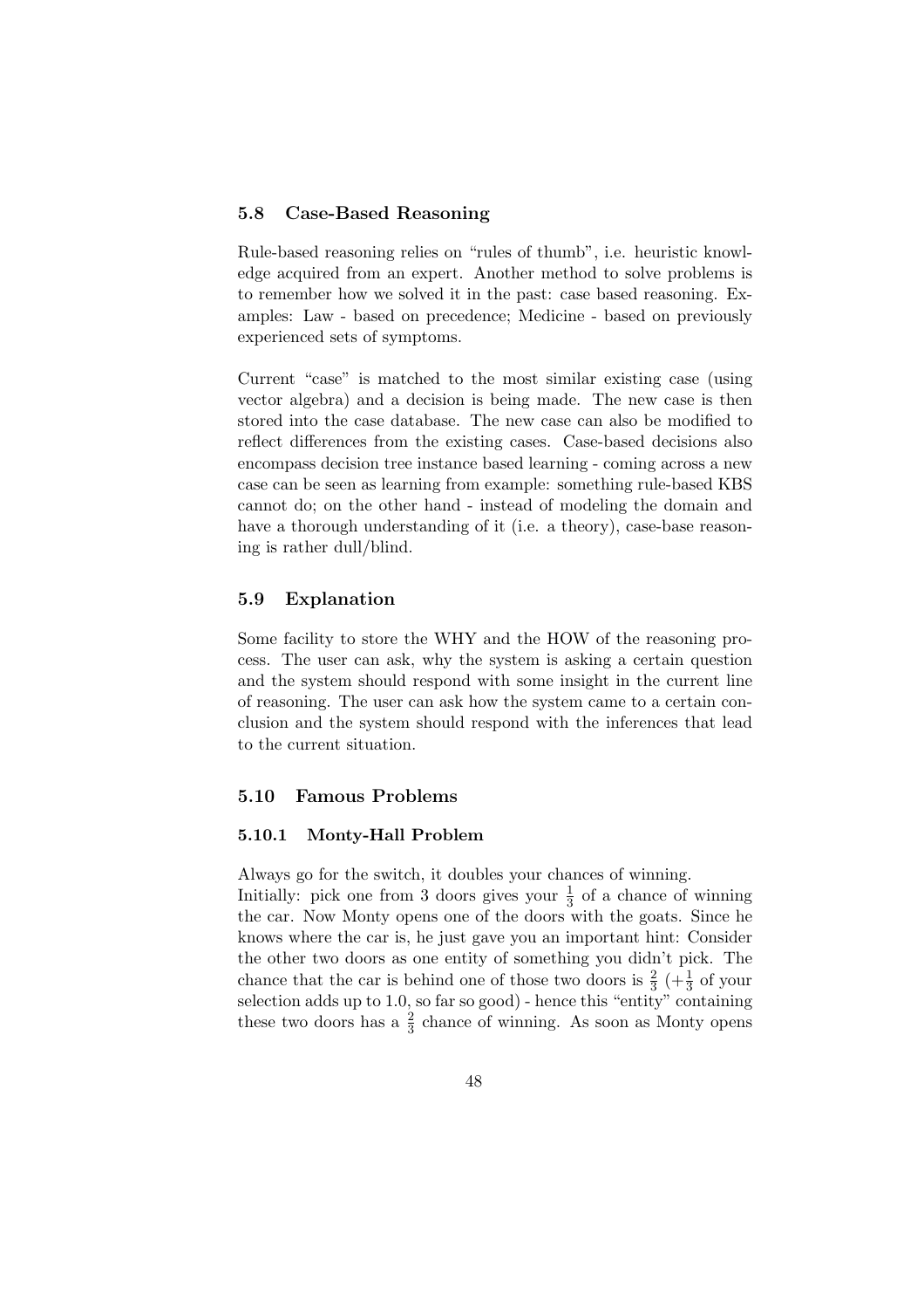### 5.8 Case-Based Reasoning

Rule-based reasoning relies on "rules of thumb", i.e. heuristic knowledge acquired from an expert. Another method to solve problems is to remember how we solved it in the past: case based reasoning. Examples: Law - based on precedence; Medicine - based on previously experienced sets of symptoms.

Current "case" is matched to the most similar existing case (using vector algebra) and a decision is being made. The new case is then stored into the case database. The new case can also be modified to reflect differences from the existing cases. Case-based decisions also encompass decision tree instance based learning - coming across a new case can be seen as learning from example: something rule-based KBS cannot do; on the other hand - instead of modeling the domain and have a thorough understanding of it (i.e. a theory), case-base reasoning is rather dull/blind.

### 5.9 Explanation

Some facility to store the WHY and the HOW of the reasoning process. The user can ask, why the system is asking a certain question and the system should respond with some insight in the current line of reasoning. The user can ask how the system came to a certain conclusion and the system should respond with the inferences that lead to the current situation.

### 5.10 Famous Problems

#### 5.10.1 Monty-Hall Problem

Always go for the switch, it doubles your chances of winning.
Initially: pick one from 3 doors gives your $\frac{1}{3}$ of a chance of winning the car. Now Monty opens one of the doors with the goats. Since he knows where the car is, he just gave you an important hint: Consider the other two doors as one entity of something you didn't pick. The chance that the car is behind one of those two doors is $\frac{2}{3}$ ($+\frac{1}{3}$ of your selection adds up to 1.0, so far so good) - hence this "entity" containing these two doors has a $\frac{2}{3}$ chance of winning. As soon as Monty opens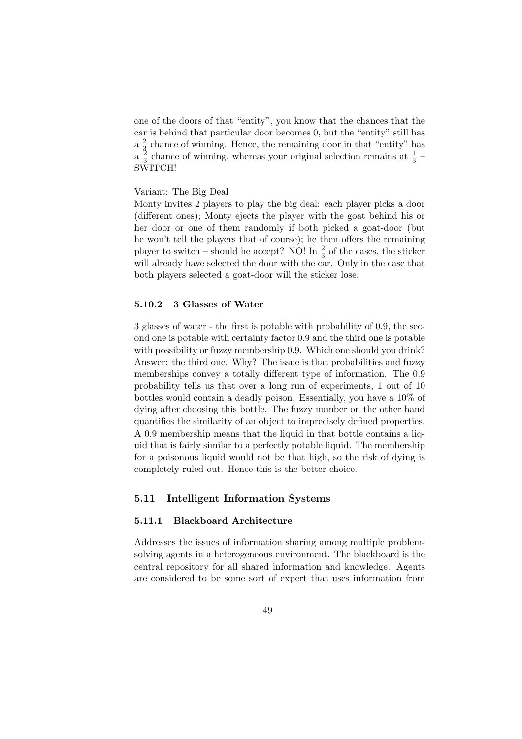one of the doors of that "entity", you know that the chances that the car is behind that particular door becomes 0, but the "entity" still has a $\frac{2}{3}$ chance of winning. Hence, the remaining door in that "entity" has a $\frac{2}{3}$ chance of winning, whereas your original selection remains at $\frac{1}{3}$ – SWITCH!

Variant: The Big Deal
Monty invites 2 players to play the big deal: each player picks a door (different ones); Monty ejects the player with the goat behind his or her door or one of them randomly if both picked a goat-door (but he won't tell the players that of course); he then offers the remaining player to switch – should he accept? NO! In $\frac{2}{3}$ of the cases, the sticker will already have selected the door with the car. Only in the case that both players selected a goat-door will the sticker lose.

#### 5.10.2 3 Glasses of Water

3 glasses of water - the first is potable with probability of 0.9, the second one is potable with certainty factor 0.9 and the third one is potable with possibility or fuzzy membership 0.9. Which one should you drink? Answer: the third one. Why? The issue is that probabilities and fuzzy memberships convey a totally different type of information. The 0.9 probability tells us that over a long run of experiments, 1 out of 10 bottles would contain a deadly poison. Essentially, you have a 10% of dying after choosing this bottle. The fuzzy number on the other hand quantifies the similarity of an object to imprecisely defined properties. A 0.9 membership means that the liquid in that bottle contains a liquid that is fairly similar to a perfectly potable liquid. The membership for a poisonous liquid would not be that high, so the risk of dying is completely ruled out. Hence this is the better choice.

### 5.11 Intelligent Information Systems

#### 5.11.1 Blackboard Architecture

Addresses the issues of information sharing among multiple problem-solving agents in a heterogeneous environment. The blackboard is the central repository for all shared information and knowledge. Agents are considered to be some sort of expert that uses information from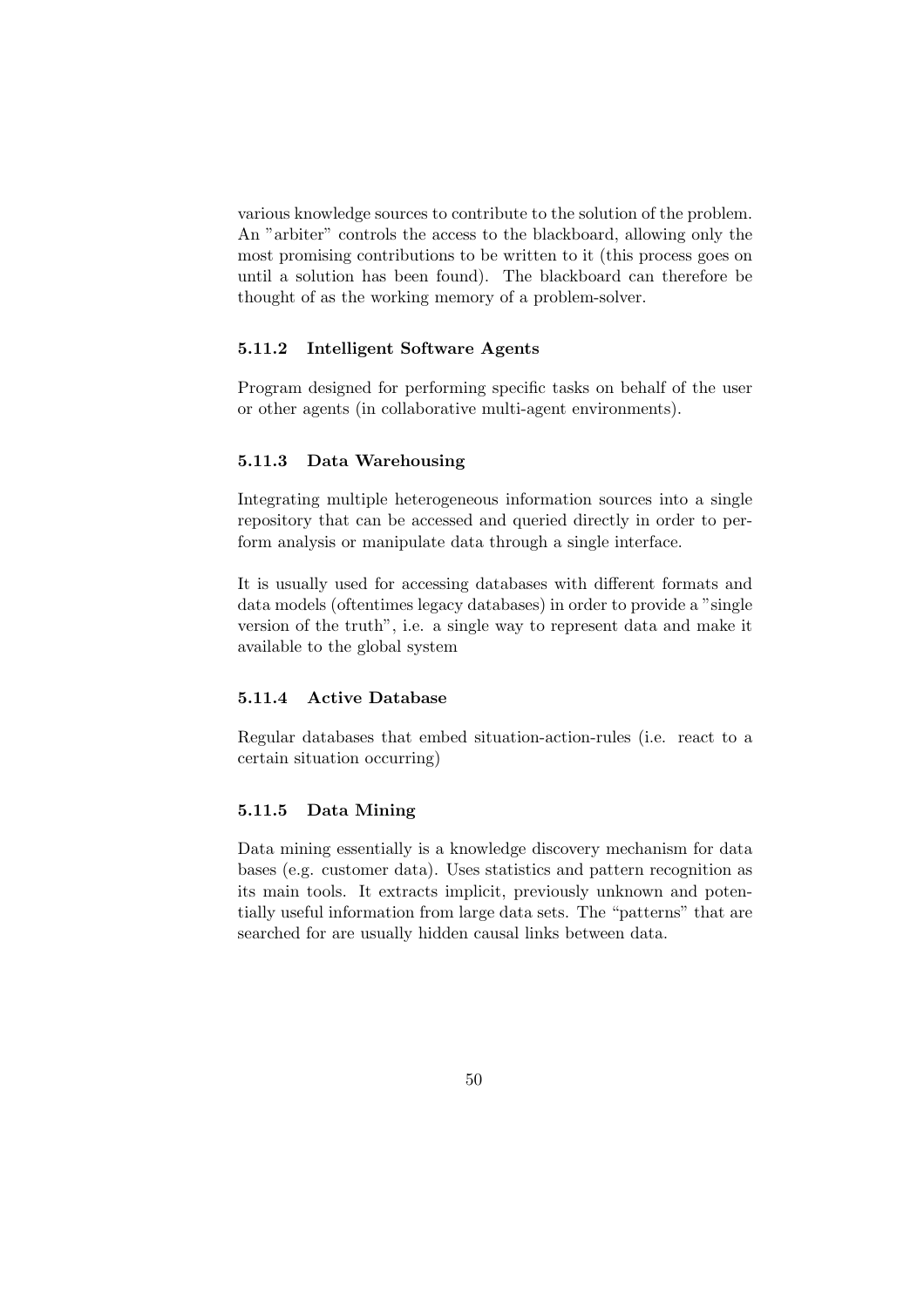various knowledge sources to contribute to the solution of the problem. An "arbiter" controls the access to the blackboard, allowing only the most promising contributions to be written to it (this process goes on until a solution has been found). The blackboard can therefore be thought of as the working memory of a problem-solver.

### 5.11.2 Intelligent Software Agents

Program designed for performing specific tasks on behalf of the user or other agents (in collaborative multi-agent environments).

### 5.11.3 Data Warehousing

Integrating multiple heterogeneous information sources into a single repository that can be accessed and queried directly in order to perform analysis or manipulate data through a single interface.

It is usually used for accessing databases with different formats and data models (oftentimes legacy databases) in order to provide a "single version of the truth", i.e. a single way to represent data and make it available to the global system

### 5.11.4 Active Database

Regular databases that embed situation-action-rules (i.e. react to a certain situation occurring)

### 5.11.5 Data Mining

Data mining essentially is a knowledge discovery mechanism for data bases (e.g. customer data). Uses statistics and pattern recognition as its main tools. It extracts implicit, previously unknown and potentially useful information from large data sets. The "patterns" that are searched for are usually hidden causal links between data.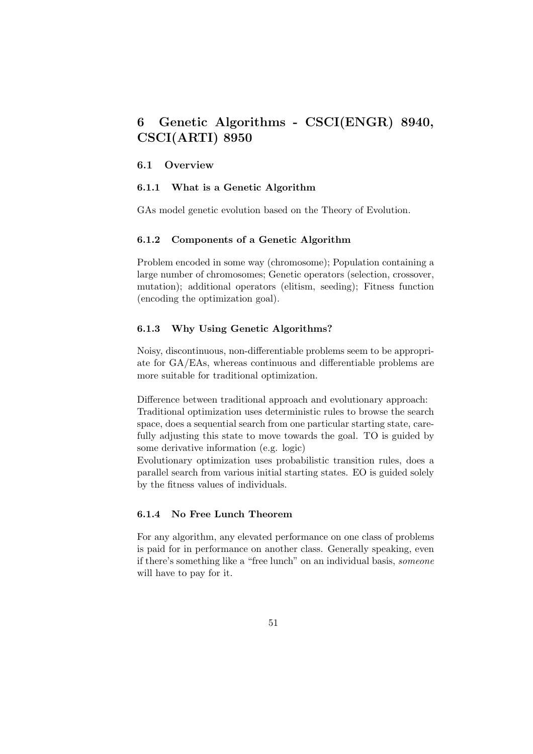# 6 Genetic Algorithms - CSCI(ENGR) 8940, CSCI(ARTI) 8950

## 6.1 Overview

### 6.1.1 What is a Genetic Algorithm

GAs model genetic evolution based on the Theory of Evolution.

### 6.1.2 Components of a Genetic Algorithm

Problem encoded in some way (chromosome); Population containing a large number of chromosomes; Genetic operators (selection, crossover, mutation); additional operators (elitism, seeding); Fitness function (encoding the optimization goal).

### 6.1.3 Why Using Genetic Algorithms?

Noisy, discontinuous, non-differentiable problems seem to be appropriate for GA/EAs, whereas continuous and differentiable problems are more suitable for traditional optimization.

Difference between traditional approach and evolutionary approach:
Traditional optimization uses deterministic rules to browse the search space, does a sequential search from one particular starting state, carefully adjusting this state to move towards the goal. TO is guided by some derivative information (e.g. logic)
Evolutionary optimization uses probabilistic transition rules, does a parallel search from various initial starting states. EO is guided solely by the fitness values of individuals.

### 6.1.4 No Free Lunch Theorem

For any algorithm, any elevated performance on one class of problems is paid for in performance on another class. Generally speaking, even if there's something like a "free lunch" on an individual basis, *someone* will have to pay for it.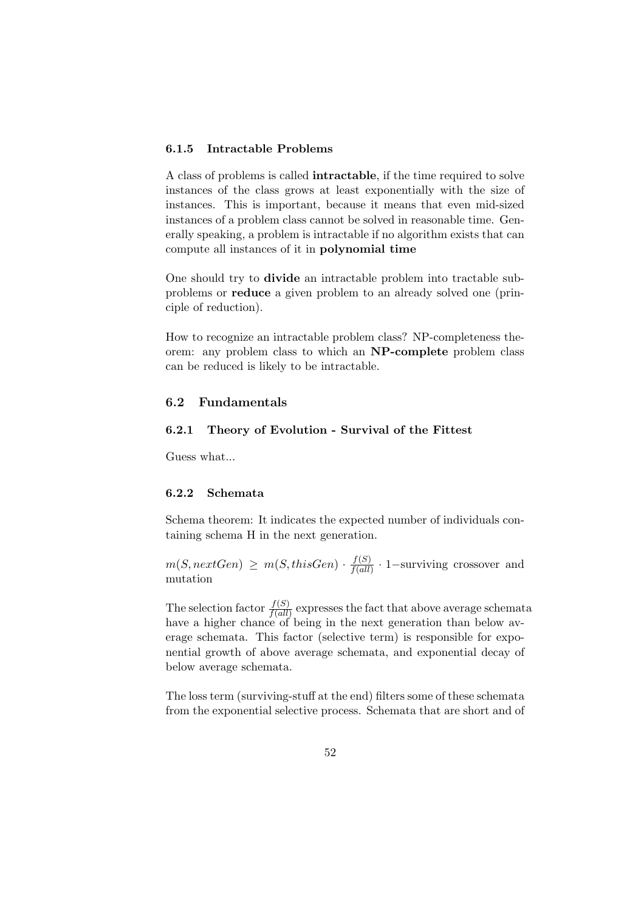### 6.1.5 Intractable Problems

A class of problems is called **intractable**, if the time required to solve instances of the class grows at least exponentially with the size of instances. This is important, because it means that even mid-sized instances of a problem class cannot be solved in reasonable time. Generally speaking, a problem is intractable if no algorithm exists that can compute all instances of it in **polynomial time**

One should try to **divide** an intractable problem into tractable subproblems or **reduce** a given problem to an already solved one (principle of reduction).

How to recognize an intractable problem class? NP-completeness theorem: any problem class to which an **NP-complete** problem class can be reduced is likely to be intractable.

## 6.2 Fundamentals

### 6.2.1 Theory of Evolution - Survival of the Fittest

Guess what...

### 6.2.2 Schemata

Schema theorem: It indicates the expected number of individuals containing schema H in the next generation.

$m(S, nextGen) \geq m(S, thisGen) \cdot \frac{f(S)}{f(all)} \cdot 1-$surviving crossover and mutation

The selection factor $\frac{f(S)}{f(all)}$ expresses the fact that above average schemata have a higher chance of being in the next generation than below average schemata. This factor (selective term) is responsible for exponential growth of above average schemata, and exponential decay of below average schemata.

The loss term (surviving-stuff at the end) filters some of these schemata from the exponential selective process. Schemata that are short and of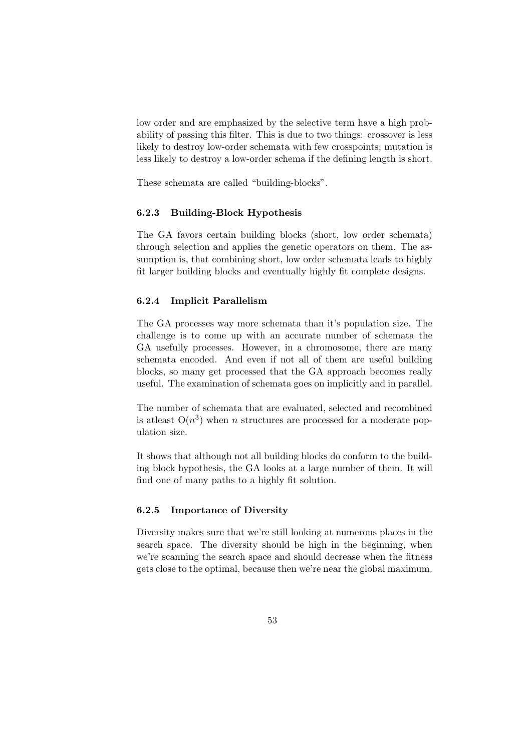low order and are emphasized by the selective term have a high probability of passing this filter. This is due to two things: crossover is less likely to destroy low-order schemata with few crosspoints; mutation is less likely to destroy a low-order schema if the defining length is short.

These schemata are called "building-blocks".

### 6.2.3 Building-Block Hypothesis

The GA favors certain building blocks (short, low order schemata) through selection and applies the genetic operators on them. The assumption is, that combining short, low order schemata leads to highly fit larger building blocks and eventually highly fit complete designs.

### 6.2.4 Implicit Parallelism

The GA processes way more schemata than it's population size. The challenge is to come up with an accurate number of schemata the GA usefully processes. However, in a chromosome, there are many schemata encoded. And even if not all of them are useful building blocks, so many get processed that the GA approach becomes really useful. The examination of schemata goes on implicitly and in parallel.

The number of schemata that are evaluated, selected and recombined is atleast $O(n^3)$ when $n$ structures are processed for a moderate population size.

It shows that although not all building blocks do conform to the building block hypothesis, the GA looks at a large number of them. It will find one of many paths to a highly fit solution.

### 6.2.5 Importance of Diversity

Diversity makes sure that we're still looking at numerous places in the search space. The diversity should be high in the beginning, when we're scanning the search space and should decrease when the fitness gets close to the optimal, because then we're near the global maximum.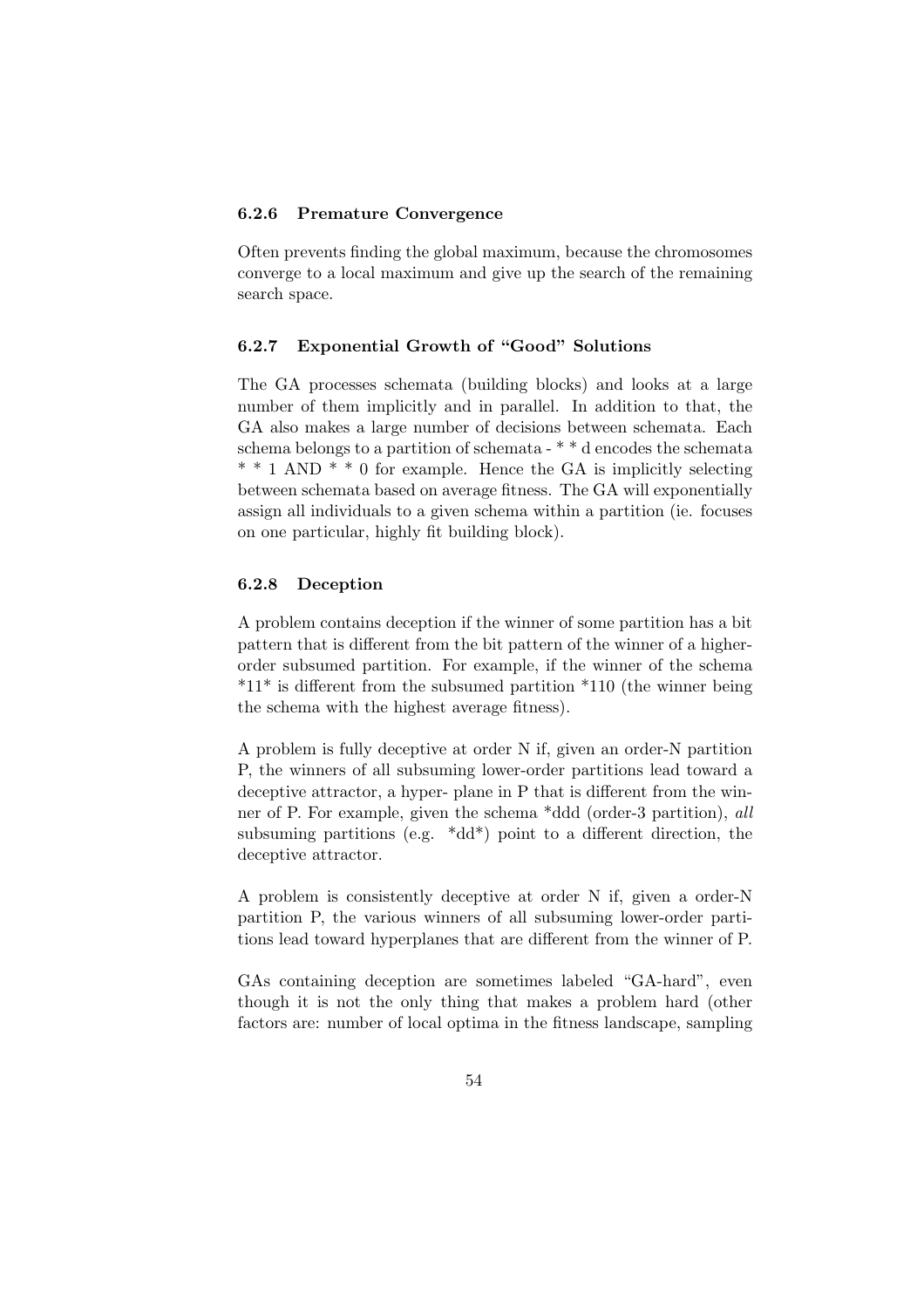### 6.2.6 Premature Convergence

Often prevents finding the global maximum, because the chromosomes converge to a local maximum and give up the search of the remaining search space.

### 6.2.7 Exponential Growth of "Good" Solutions

The GA processes schemata (building blocks) and looks at a large number of them implicitly and in parallel. In addition to that, the GA also makes a large number of decisions between schemata. Each schema belongs to a partition of schemata - * * d encodes the schemata * * 1 AND * * 0 for example. Hence the GA is implicitly selecting between schemata based on average fitness. The GA will exponentially assign all individuals to a given schema within a partition (ie. focuses on one particular, highly fit building block).

### 6.2.8 Deception

A problem contains deception if the winner of some partition has a bit pattern that is different from the bit pattern of the winner of a higher-order subsumed partition. For example, if the winner of the schema *11* is different from the subsumed partition *110 (the winner being the schema with the highest average fitness).

A problem is fully deceptive at order N if, given an order-N partition P, the winners of all subsuming lower-order partitions lead toward a deceptive attractor, a hyper- plane in P that is different from the winner of P. For example, given the schema *ddd (order-3 partition), *all* subsuming partitions (e.g. *dd*) point to a different direction, the deceptive attractor.

A problem is consistently deceptive at order N if, given a order-N partition P, the various winners of all subsuming lower-order partitions lead toward hyperplanes that are different from the winner of P.

GAs containing deception are sometimes labeled "GA-hard", even though it is not the only thing that makes a problem hard (other factors are: number of local optima in the fitness landscape, sampling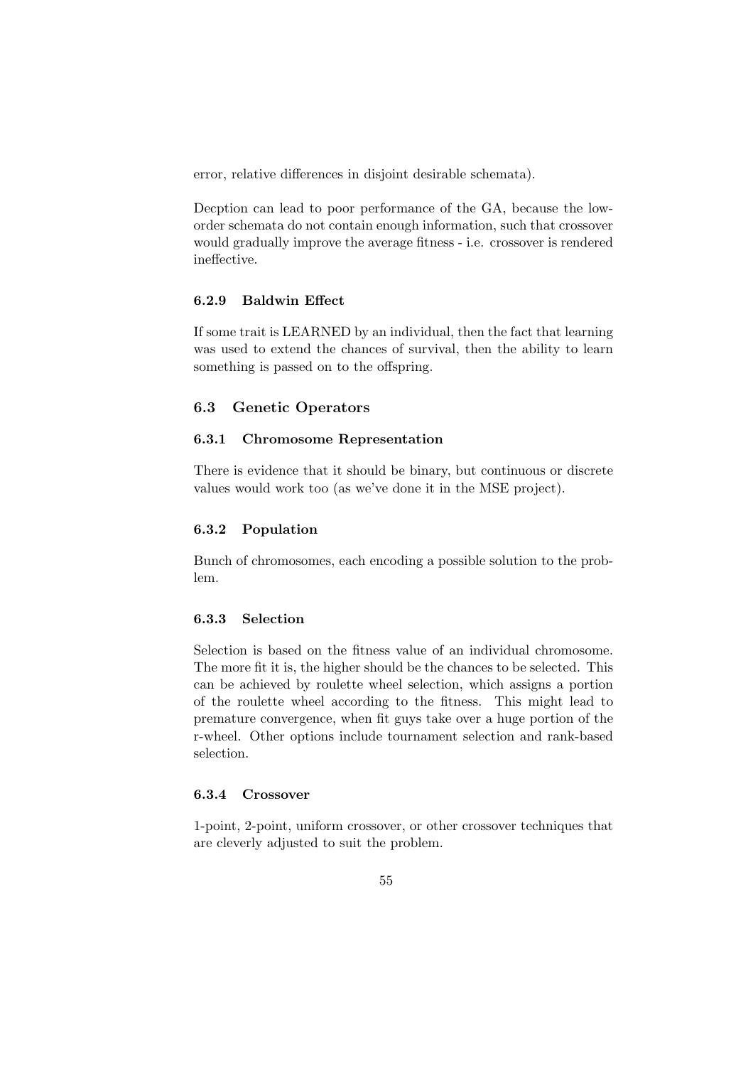error, relative differences in disjoint desirable schemata).

Decption can lead to poor performance of the GA, because the low-order schemata do not contain enough information, such that crossover would gradually improve the average fitness - i.e. crossover is rendered ineffective.

#### 6.2.9 Baldwin Effect

If some trait is LEARNED by an individual, then the fact that learning was used to extend the chances of survival, then the ability to learn something is passed on to the offspring.

### 6.3 Genetic Operators

#### 6.3.1 Chromosome Representation

There is evidence that it should be binary, but continuous or discrete values would work too (as we've done it in the MSE project).

#### 6.3.2 Population

Bunch of chromosomes, each encoding a possible solution to the problem.

#### 6.3.3 Selection

Selection is based on the fitness value of an individual chromosome. The more fit it is, the higher should be the chances to be selected. This can be achieved by roulette wheel selection, which assigns a portion of the roulette wheel according to the fitness. This might lead to premature convergence, when fit guys take over a huge portion of the r-wheel. Other options include tournament selection and rank-based selection.

#### 6.3.4 Crossover

1-point, 2-point, uniform crossover, or other crossover techniques that are cleverly adjusted to suit the problem.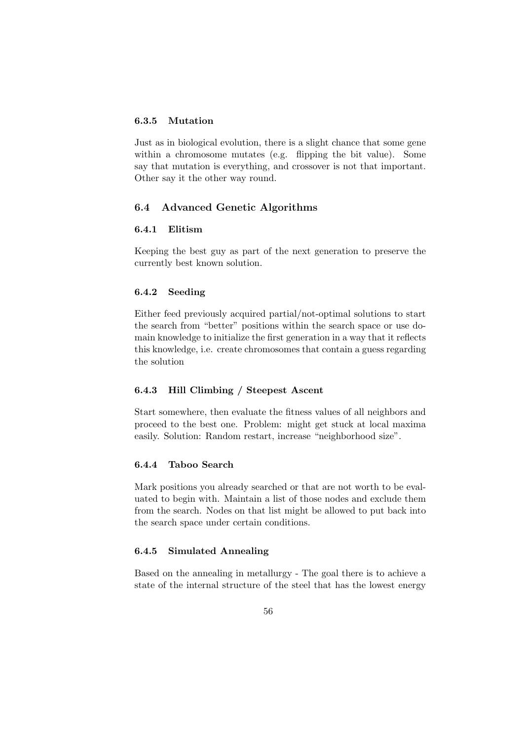### 6.3.5 Mutation

Just as in biological evolution, there is a slight chance that some gene within a chromosome mutates (e.g. flipping the bit value). Some say that mutation is everything, and crossover is not that important. Other say it the other way round.

## 6.4 Advanced Genetic Algorithms

### 6.4.1 Elitism

Keeping the best guy as part of the next generation to preserve the currently best known solution.

### 6.4.2 Seeding

Either feed previously acquired partial/not-optimal solutions to start the search from "better" positions within the search space or use domain knowledge to initialize the first generation in a way that it reflects this knowledge, i.e. create chromosomes that contain a guess regarding the solution

### 6.4.3 Hill Climbing / Steepest Ascent

Start somewhere, then evaluate the fitness values of all neighbors and proceed to the best one. Problem: might get stuck at local maxima easily. Solution: Random restart, increase "neighborhood size".

### 6.4.4 Taboo Search

Mark positions you already searched or that are not worth to be evaluated to begin with. Maintain a list of those nodes and exclude them from the search. Nodes on that list might be allowed to put back into the search space under certain conditions.

### 6.4.5 Simulated Annealing

Based on the annealing in metallurgy - The goal there is to achieve a state of the internal structure of the steel that has the lowest energy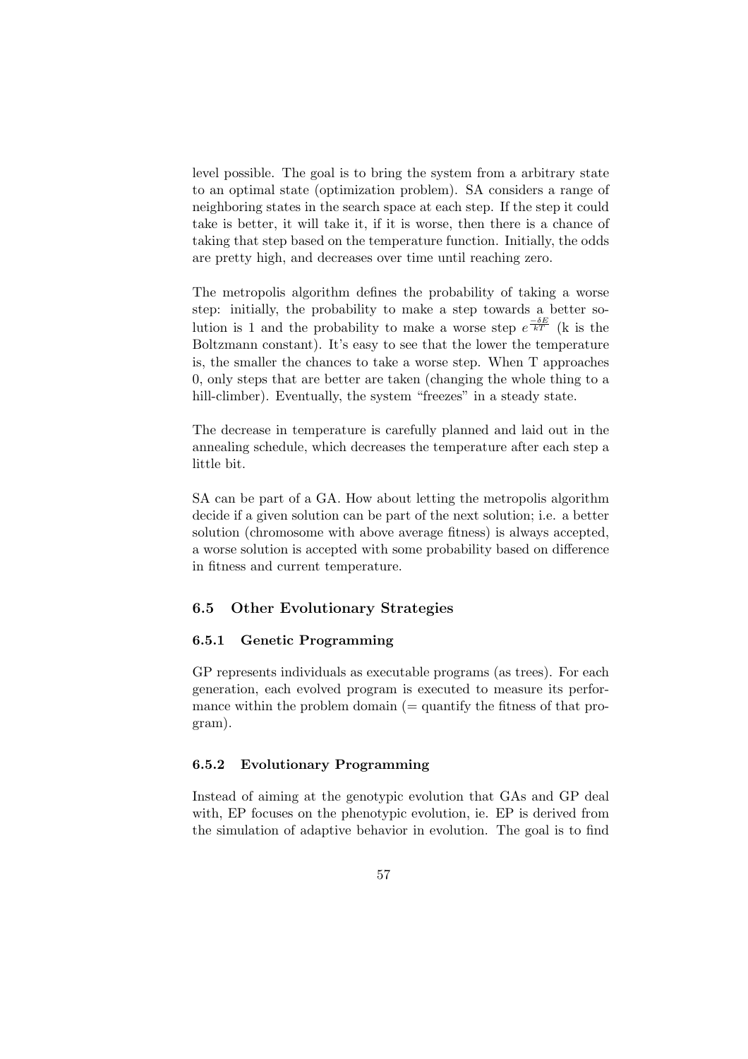level possible. The goal is to bring the system from a arbitrary state to an optimal state (optimization problem). SA considers a range of neighboring states in the search space at each step. If the step it could take is better, it will take it, if it is worse, then there is a chance of taking that step based on the temperature function. Initially, the odds are pretty high, and decreases over time until reaching zero.

The metropolis algorithm defines the probability of taking a worse step: initially, the probability to make a step towards a better solution is 1 and the probability to make a worse step $e^{\frac{-\delta E}{kT}}$ (k is the Boltzmann constant). It's easy to see that the lower the temperature is, the smaller the chances to take a worse step. When T approaches 0, only steps that are better are taken (changing the whole thing to a hill-climber). Eventually, the system "freezes" in a steady state.

The decrease in temperature is carefully planned and laid out in the annealing schedule, which decreases the temperature after each step a little bit.

SA can be part of a GA. How about letting the metropolis algorithm decide if a given solution can be part of the next solution; i.e. a better solution (chromosome with above average fitness) is always accepted, a worse solution is accepted with some probability based on difference in fitness and current temperature.

## 6.5 Other Evolutionary Strategies

### 6.5.1 Genetic Programming

GP represents individuals as executable programs (as trees). For each generation, each evolved program is executed to measure its performance within the problem domain (= quantify the fitness of that program).

### 6.5.2 Evolutionary Programming

Instead of aiming at the genotypic evolution that GAs and GP deal with, EP focuses on the phenotypic evolution, ie. EP is derived from the simulation of adaptive behavior in evolution. The goal is to find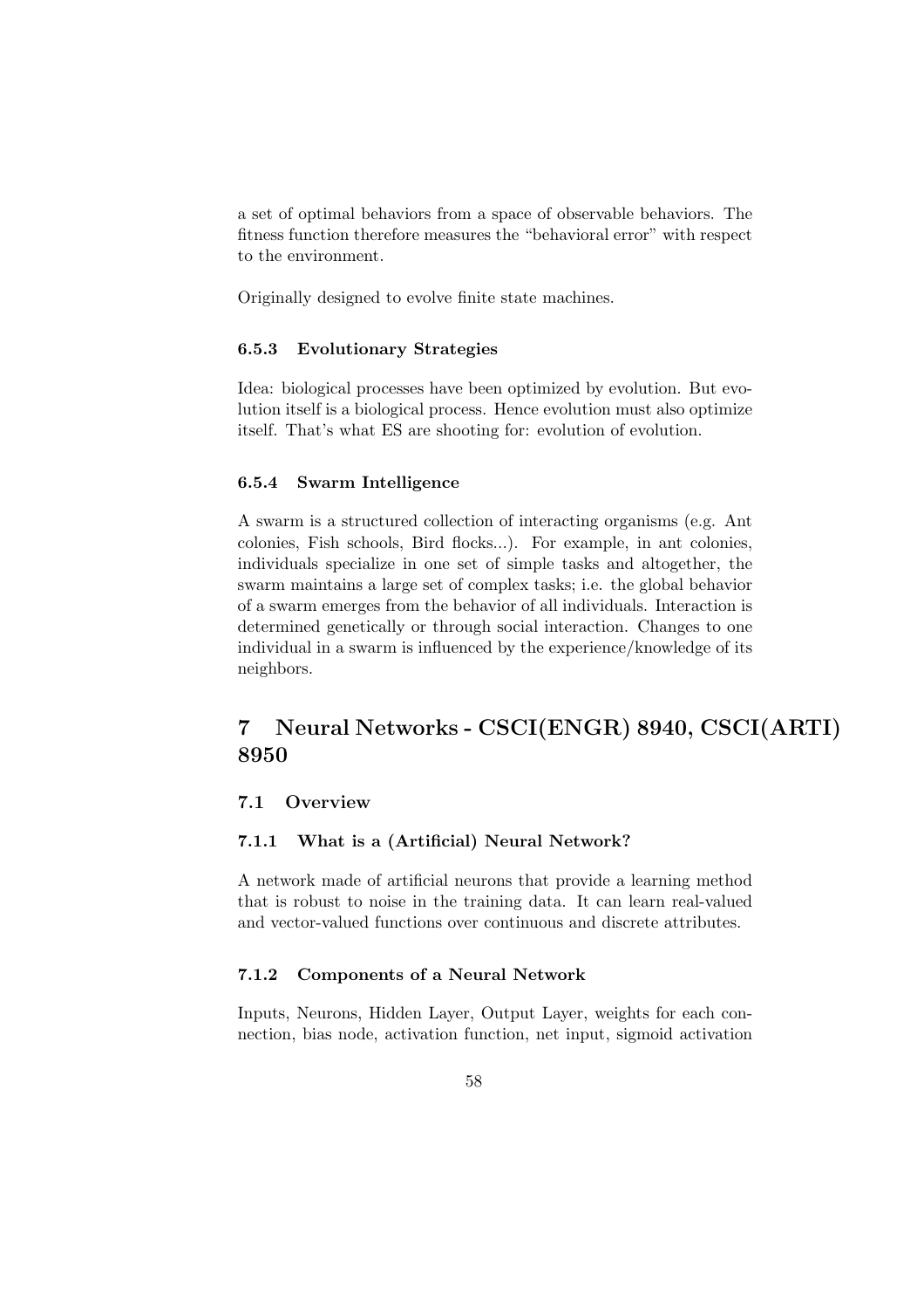a set of optimal behaviors from a space of observable behaviors. The fitness function therefore measures the "behavioral error" with respect to the environment.

Originally designed to evolve finite state machines.

#### 6.5.3 Evolutionary Strategies

Idea: biological processes have been optimized by evolution. But evolution itself is a biological process. Hence evolution must also optimize itself. That's what ES are shooting for: evolution of evolution.

#### 6.5.4 Swarm Intelligence

A swarm is a structured collection of interacting organisms (e.g. Ant colonies, Fish schools, Bird flocks...). For example, in ant colonies, individuals specialize in one set of simple tasks and altogether, the swarm maintains a large set of complex tasks; i.e. the global behavior of a swarm emerges from the behavior of all individuals. Interaction is determined genetically or through social interaction. Changes to one individual in a swarm is influenced by the experience/knowledge of its neighbors.

# 7 Neural Networks - CSCI(ENGR) 8940, CSCI(ARTI) 8950

## 7.1 Overview

### 7.1.1 What is a (Artificial) Neural Network?

A network made of artificial neurons that provide a learning method that is robust to noise in the training data. It can learn real-valued and vector-valued functions over continuous and discrete attributes.

### 7.1.2 Components of a Neural Network

Inputs, Neurons, Hidden Layer, Output Layer, weights for each connection, bias node, activation function, net input, sigmoid activation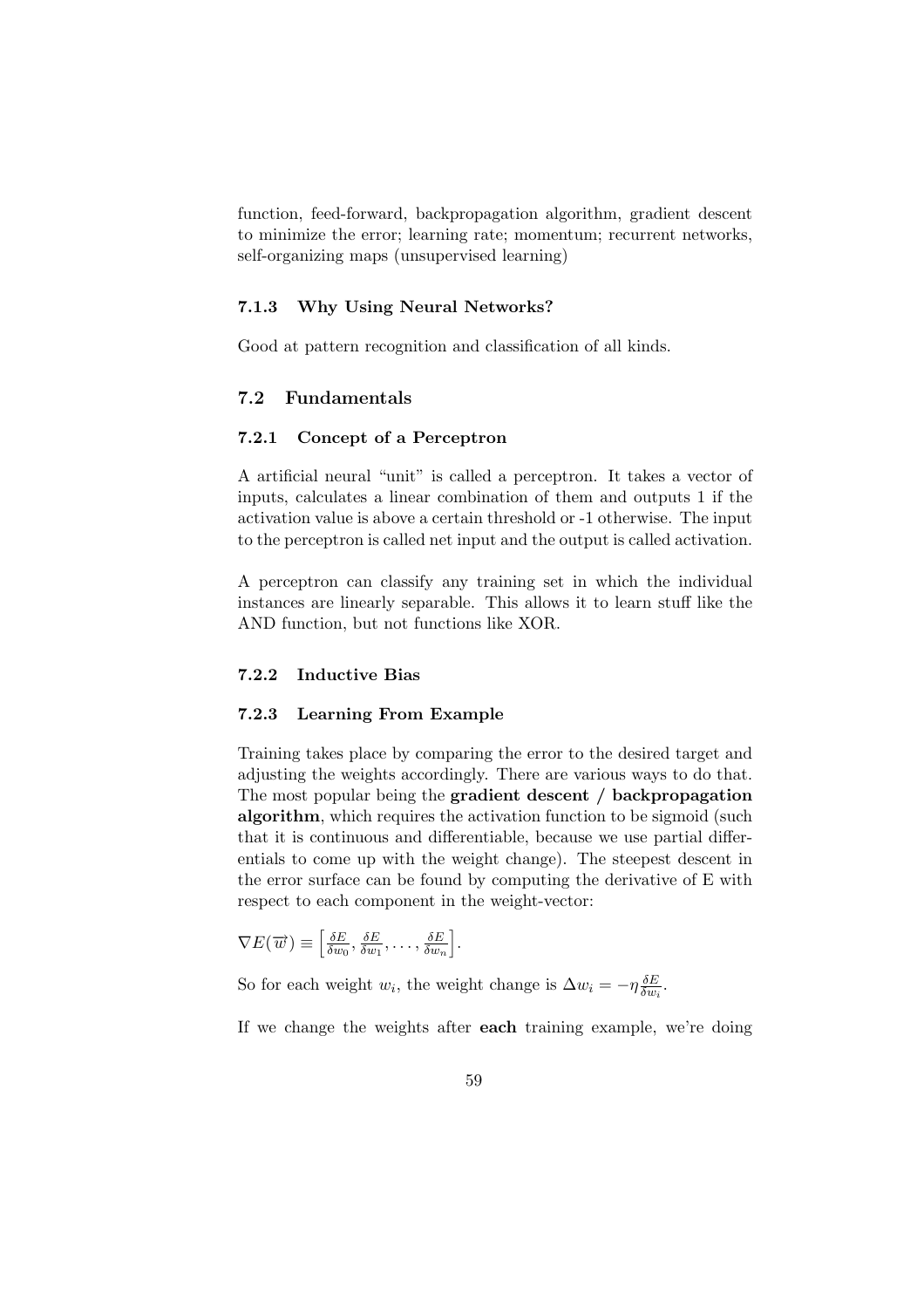function, feed-forward, backpropagation algorithm, gradient descent to minimize the error; learning rate; momentum; recurrent networks, self-organizing maps (unsupervised learning)

### 7.1.3 Why Using Neural Networks?

Good at pattern recognition and classification of all kinds.

## 7.2 Fundamentals

### 7.2.1 Concept of a Perceptron

A artificial neural "unit" is called a perceptron. It takes a vector of inputs, calculates a linear combination of them and outputs 1 if the activation value is above a certain threshold or -1 otherwise. The input to the perceptron is called net input and the output is called activation.

A perceptron can classify any training set in which the individual instances are linearly separable. This allows it to learn stuff like the AND function, but not functions like XOR.

### 7.2.2 Inductive Bias

### 7.2.3 Learning From Example

Training takes place by comparing the error to the desired target and adjusting the weights accordingly. There are various ways to do that. The most popular being the **gradient descent / backpropagation algorithm**, which requires the activation function to be sigmoid (such that it is continuous and differentiable, because we use partial differentials to come up with the weight change). The steepest descent in the error surface can be found by computing the derivative of E with respect to each component in the weight-vector:

$\nabla E(\overrightarrow{w}) \equiv \left[\frac{\delta E}{\delta w_0}, \frac{\delta E}{\delta w_1}, \ldots, \frac{\delta E}{\delta w_n}\right]$.

So for each weight $w_i$, the weight change is $\Delta w_i = -\eta \frac{\delta E}{\delta w_i}$.

If we change the weights after **each** training example, we're doing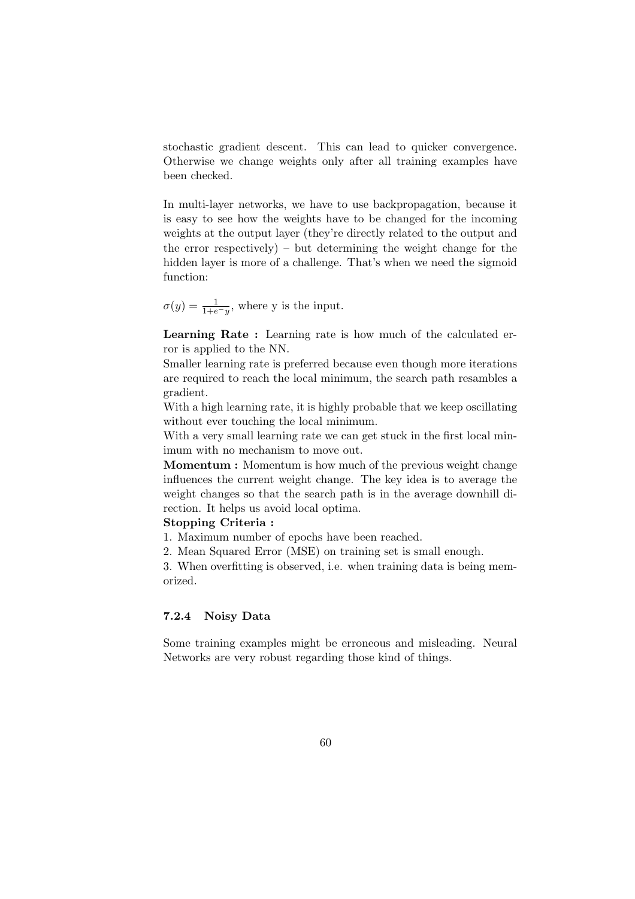stochastic gradient descent. This can lead to quicker convergence. Otherwise we change weights only after all training examples have been checked.

In multi-layer networks, we have to use backpropagation, because it is easy to see how the weights have to be changed for the incoming weights at the output layer (they're directly related to the output and the error respectively) – but determining the weight change for the hidden layer is more of a challenge. That's when we need the sigmoid function:

$\sigma(y) = \frac{1}{1+e^{-y}}$, where y is the input.

**Learning Rate :** Learning rate is how much of the calculated error is applied to the NN.
Smaller learning rate is preferred because even though more iterations are required to reach the local minimum, the search path resambles a gradient.
With a high learning rate, it is highly probable that we keep oscillating without ever touching the local minimum.
With a very small learning rate we can get stuck in the first local minimum with no mechanism to move out.
**Momentum :** Momentum is how much of the previous weight change influences the current weight change. The key idea is to average the weight changes so that the search path is in the average downhill direction. It helps us avoid local optima.
**Stopping Criteria :**
1. Maximum number of epochs have been reached.
2. Mean Squared Error (MSE) on training set is small enough.
3. When overfitting is observed, i.e. when training data is being memorized.

### 7.2.4 Noisy Data

Some training examples might be erroneous and misleading. Neural Networks are very robust regarding those kind of things.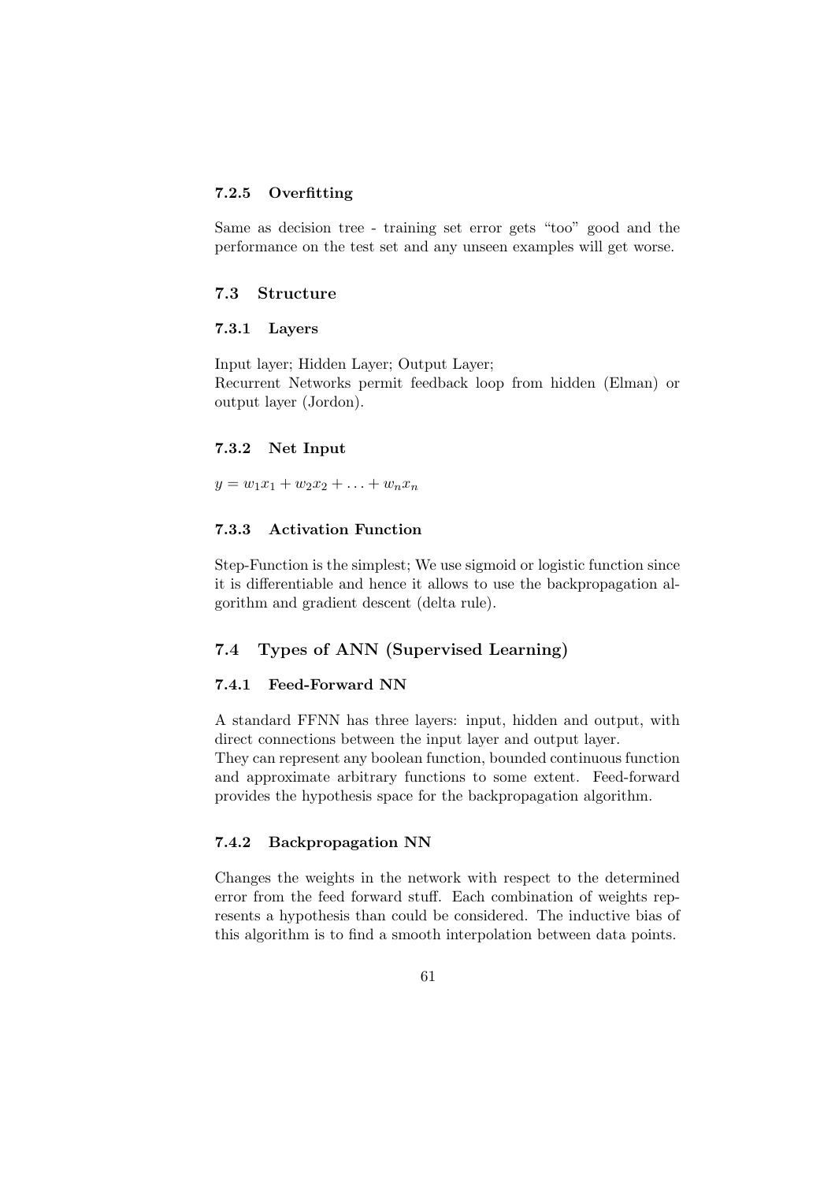#### 7.2.5 Overfitting

Same as decision tree - training set error gets "too" good and the performance on the test set and any unseen examples will get worse.

### 7.3 Structure

#### 7.3.1 Layers

Input layer; Hidden Layer; Output Layer;
Recurrent Networks permit feedback loop from hidden (Elman) or output layer (Jordon).

#### 7.3.2 Net Input

$y = w_1 x_1 + w_2 x_2 + \ldots + w_n x_n$

#### 7.3.3 Activation Function

Step-Function is the simplest; We use sigmoid or logistic function since it is differentiable and hence it allows to use the backpropagation algorithm and gradient descent (delta rule).

### 7.4 Types of ANN (Supervised Learning)

#### 7.4.1 Feed-Forward NN

A standard FFNN has three layers: input, hidden and output, with direct connections between the input layer and output layer.
They can represent any boolean function, bounded continuous function and approximate arbitrary functions to some extent. Feed-forward provides the hypothesis space for the backpropagation algorithm.

#### 7.4.2 Backpropagation NN

Changes the weights in the network with respect to the determined error from the feed forward stuff. Each combination of weights represents a hypothesis than could be considered. The inductive bias of this algorithm is to find a smooth interpolation between data points.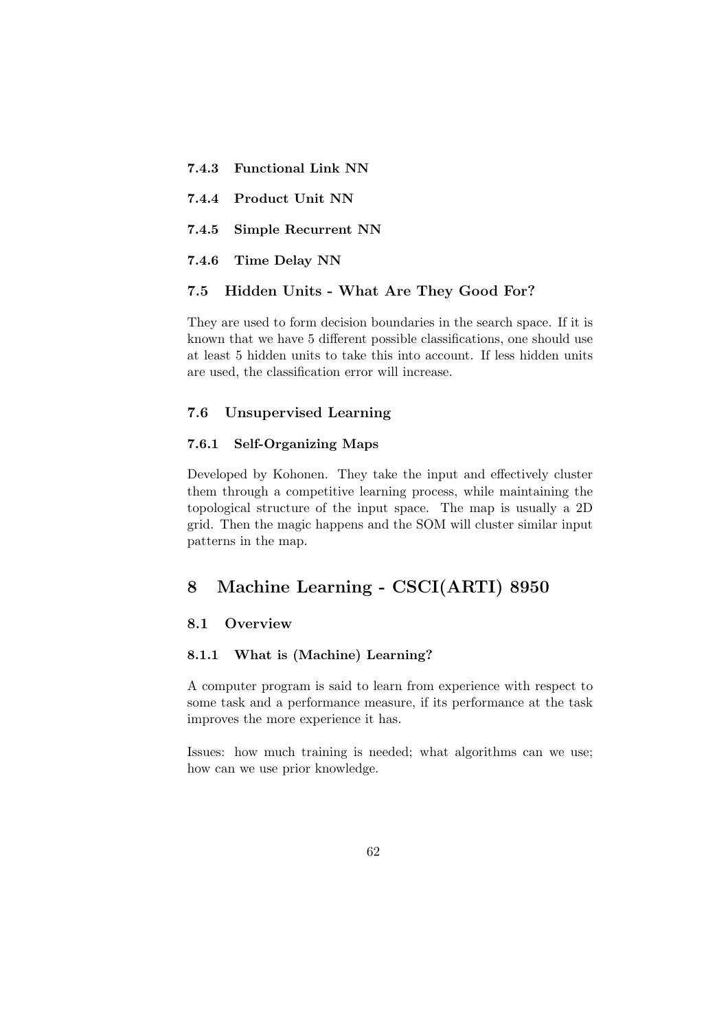#### 7.4.3 Functional Link NN

#### 7.4.4 Product Unit NN

#### 7.4.5 Simple Recurrent NN

#### 7.4.6 Time Delay NN

### 7.5 Hidden Units - What Are They Good For?

They are used to form decision boundaries in the search space. If it is known that we have 5 different possible classifications, one should use at least 5 hidden units to take this into account. If less hidden units are used, the classification error will increase.

### 7.6 Unsupervised Learning

#### 7.6.1 Self-Organizing Maps

Developed by Kohonen. They take the input and effectively cluster them through a competitive learning process, while maintaining the topological structure of the input space. The map is usually a 2D grid. Then the magic happens and the SOM will cluster similar input patterns in the map.

## 8 Machine Learning - CSCI(ARTI) 8950

### 8.1 Overview

#### 8.1.1 What is (Machine) Learning?

A computer program is said to learn from experience with respect to some task and a performance measure, if its performance at the task improves the more experience it has.

Issues: how much training is needed; what algorithms can we use; how can we use prior knowledge.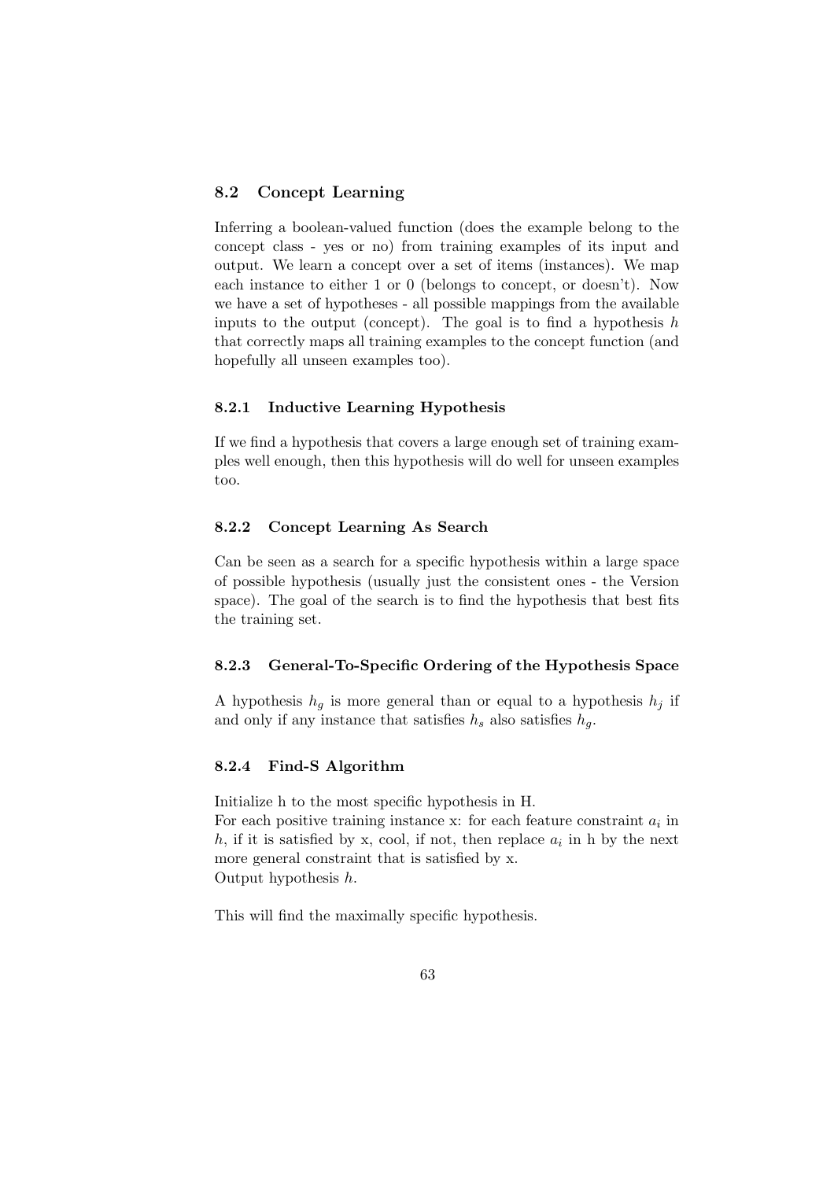## 8.2 Concept Learning

Inferring a boolean-valued function (does the example belong to the concept class - yes or no) from training examples of its input and output. We learn a concept over a set of items (instances). We map each instance to either 1 or 0 (belongs to concept, or doesn't). Now we have a set of hypotheses - all possible mappings from the available inputs to the output (concept). The goal is to find a hypothesis $h$ that correctly maps all training examples to the concept function (and hopefully all unseen examples too).

### 8.2.1 Inductive Learning Hypothesis

If we find a hypothesis that covers a large enough set of training examples well enough, then this hypothesis will do well for unseen examples too.

### 8.2.2 Concept Learning As Search

Can be seen as a search for a specific hypothesis within a large space of possible hypothesis (usually just the consistent ones - the Version space). The goal of the search is to find the hypothesis that best fits the training set.

### 8.2.3 General-To-Specific Ordering of the Hypothesis Space

A hypothesis $h_g$ is more general than or equal to a hypothesis $h_j$ if and only if any instance that satisfies $h_s$ also satisfies $h_g$.

### 8.2.4 Find-S Algorithm

Initialize h to the most specific hypothesis in H.
For each positive training instance x: for each feature constraint $a_i$ in $h$, if it is satisfied by x, cool, if not, then replace $a_i$ in h by the next more general constraint that is satisfied by x.
Output hypothesis $h$.

This will find the maximally specific hypothesis.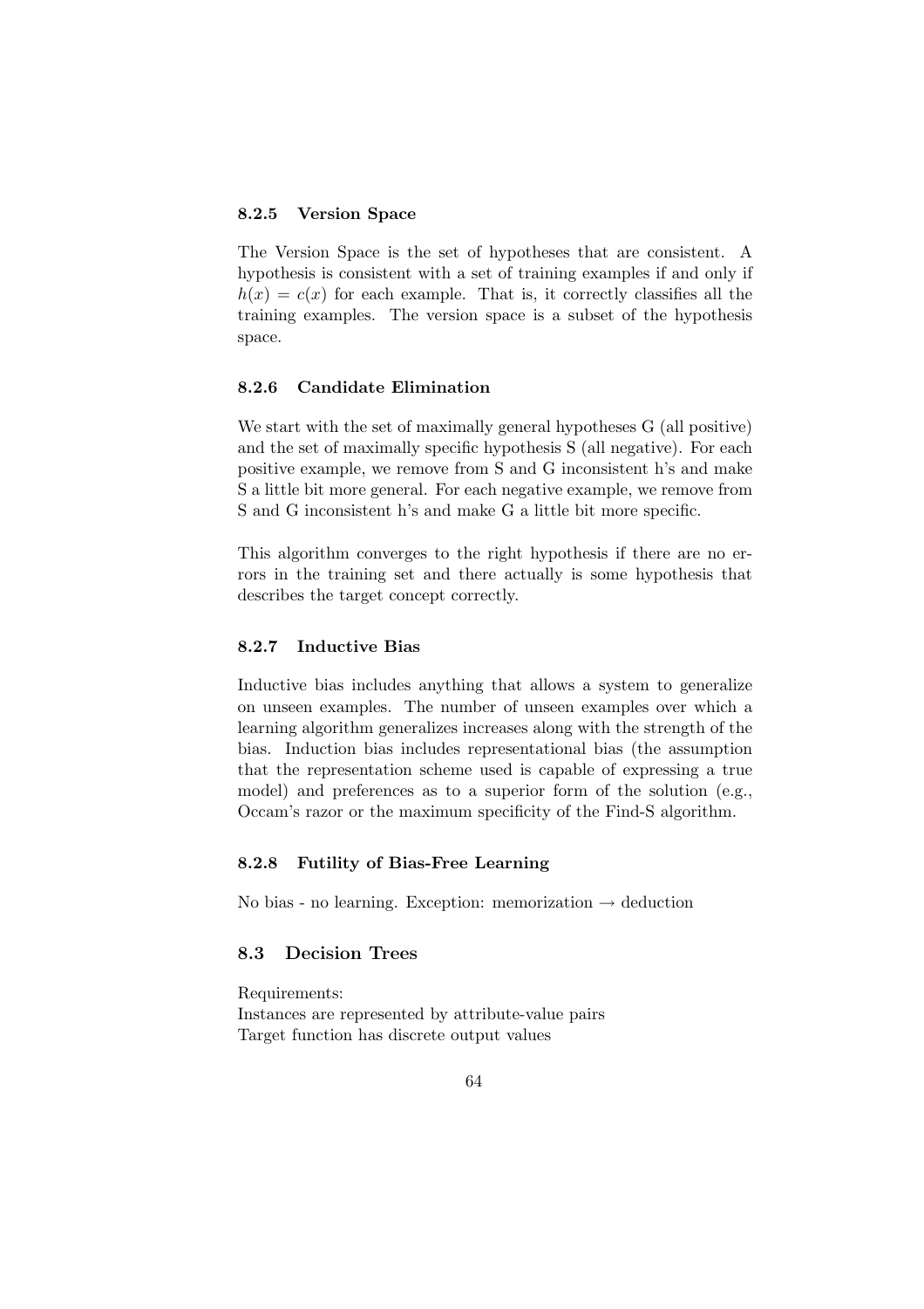### 8.2.5 Version Space

The Version Space is the set of hypotheses that are consistent. A hypothesis is consistent with a set of training examples if and only if $h(x) = c(x)$ for each example. That is, it correctly classifies all the training examples. The version space is a subset of the hypothesis space.

### 8.2.6 Candidate Elimination

We start with the set of maximally general hypotheses G (all positive) and the set of maximally specific hypothesis S (all negative). For each positive example, we remove from S and G inconsistent h's and make S a little bit more general. For each negative example, we remove from S and G inconsistent h's and make G a little bit more specific.

This algorithm converges to the right hypothesis if there are no errors in the training set and there actually is some hypothesis that describes the target concept correctly.

### 8.2.7 Inductive Bias

Inductive bias includes anything that allows a system to generalize on unseen examples. The number of unseen examples over which a learning algorithm generalizes increases along with the strength of the bias. Induction bias includes representational bias (the assumption that the representation scheme used is capable of expressing a true model) and preferences as to a superior form of the solution (e.g., Occam's razor or the maximum specificity of the Find-S algorithm.

### 8.2.8 Futility of Bias-Free Learning

No bias - no learning. Exception: memorization → deduction

## 8.3 Decision Trees

Requirements:
Instances are represented by attribute-value pairs
Target function has discrete output values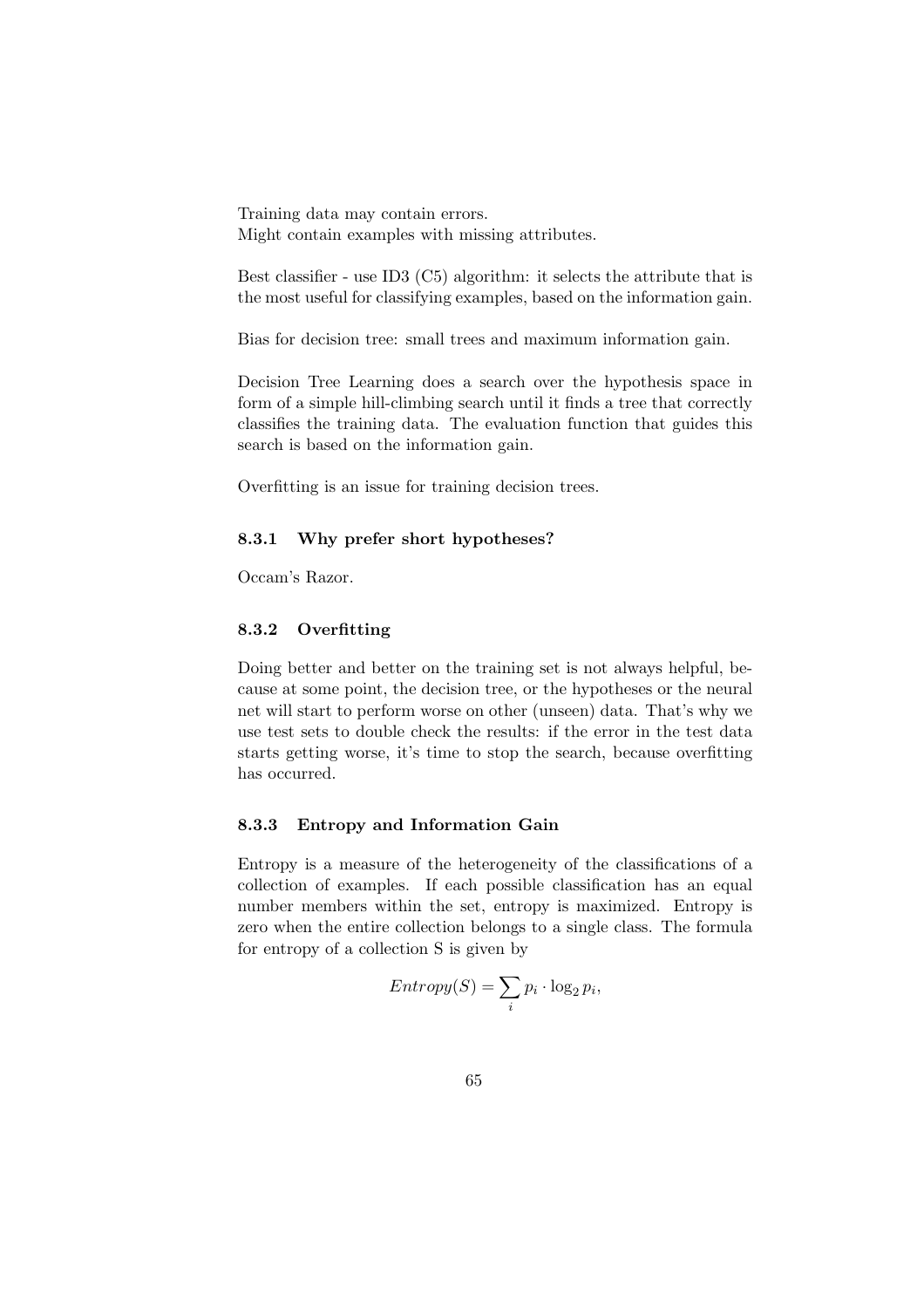Training data may contain errors.
Might contain examples with missing attributes.

Best classifier - use ID3 (C5) algorithm: it selects the attribute that is the most useful for classifying examples, based on the information gain.

Bias for decision tree: small trees and maximum information gain.

Decision Tree Learning does a search over the hypothesis space in form of a simple hill-climbing search until it finds a tree that correctly classifies the training data. The evaluation function that guides this search is based on the information gain.

Overfitting is an issue for training decision trees.

### 8.3.1 Why prefer short hypotheses?

Occam's Razor.

### 8.3.2 Overfitting

Doing better and better on the training set is not always helpful, because at some point, the decision tree, or the hypotheses or the neural net will start to perform worse on other (unseen) data. That's why we use test sets to double check the results: if the error in the test data starts getting worse, it's time to stop the search, because overfitting has occurred.

### 8.3.3 Entropy and Information Gain

Entropy is a measure of the heterogeneity of the classifications of a collection of examples. If each possible classification has an equal number members within the set, entropy is maximized. Entropy is zero when the entire collection belongs to a single class. The formula for entropy of a collection S is given by

$$Entropy(S) = \sum_i p_i \cdot \log_2 p_i,$$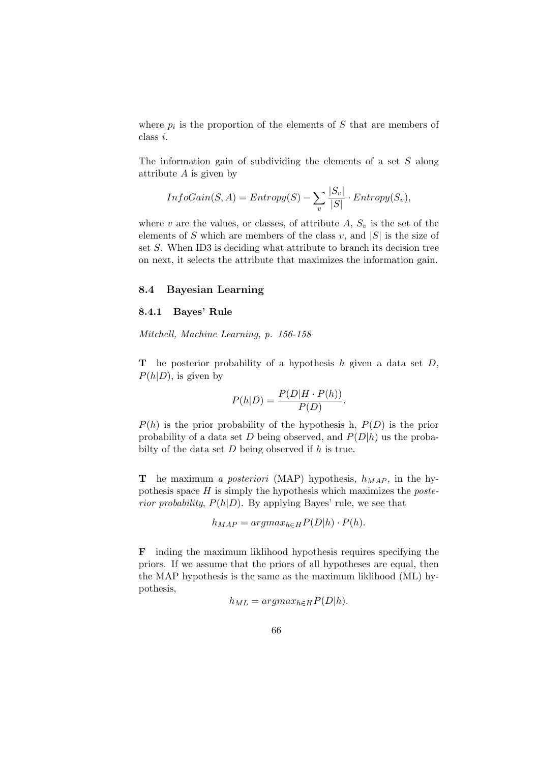where $p_i$ is the proportion of the elements of $S$ that are members of class $i$.

The information gain of subdividing the elements of a set $S$ along attribute $A$ is given by

$$InfoGain(S, A) = Entropy(S) - \sum_{v} \frac{|S_v|}{|S|} \cdot Entropy(S_v),$$

where $v$ are the values, or classes, of attribute $A$, $S_v$ is the set of the elements of $S$ which are members of the class $v$, and $|S|$ is the size of set $S$. When ID3 is deciding what attribute to branch its decision tree on next, it selects the attribute that maximizes the information gain.

### 8.4 Bayesian Learning

#### 8.4.1 Bayes' Rule

*Mitchell, Machine Learning, p. 156-158*

**T** he posterior probability of a hypothesis $h$ given a data set $D$, $P(h|D)$, is given by

$$P(h|D) = \frac{P(D|H \cdot P(h))}{P(D)}.$$

$P(h)$ is the prior probability of the hypothesis h, $P(D)$ is the prior probability of a data set $D$ being observed, and $P(D|h)$ us the probabilty of the data set $D$ being observed if $h$ is true.

**T** he maximum *a posteriori* (MAP) hypothesis, $h_{MAP}$, in the hypothesis space $H$ is simply the hypothesis which maximizes the *posterior probability*, $P(h|D)$. By applying Bayes' rule, we see that

$$h_{MAP} = argmax_{h \in H} P(D|h) \cdot P(h).$$

**F** inding the maximum liklihood hypothesis requires specifying the priors. If we assume that the priors of all hypotheses are equal, then the MAP hypothesis is the same as the maximum liklihood (ML) hypothesis,

$$h_{ML} = argmax_{h \in H} P(D|h).$$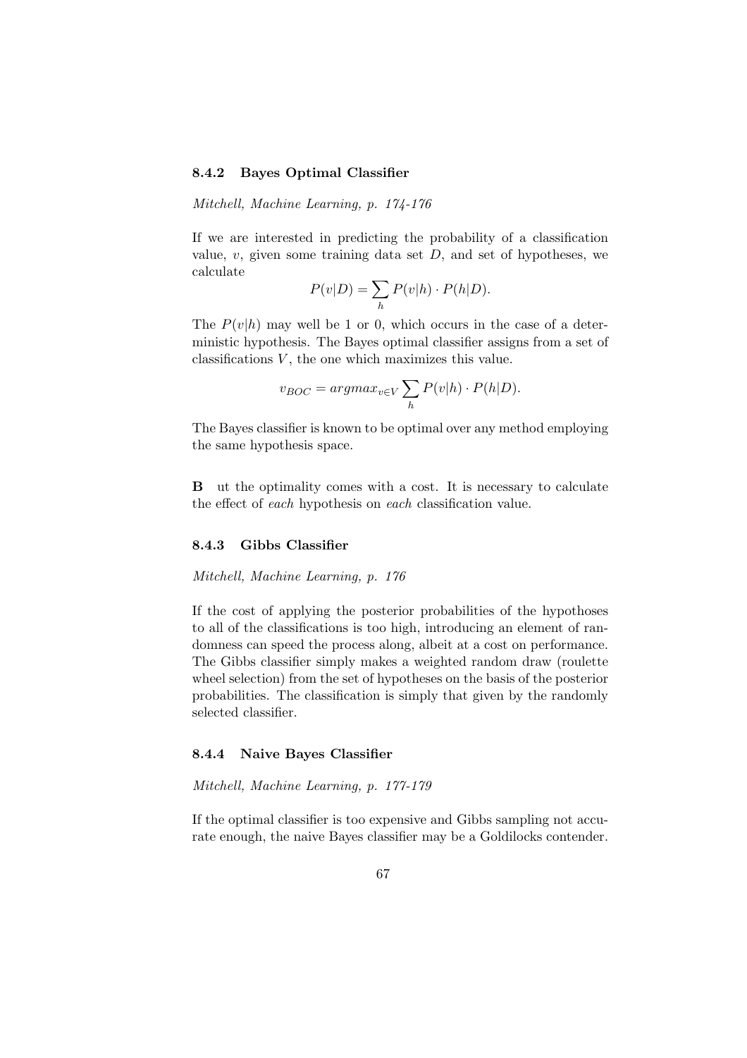### 8.4.2 Bayes Optimal Classifier

*Mitchell, Machine Learning, p. 174-176*

If we are interested in predicting the probability of a classification value, $v$, given some training data set $D$, and set of hypotheses, we calculate

$$P(v|D) = \sum_h P(v|h) \cdot P(h|D).$$

The $P(v|h)$ may well be 1 or 0, which occurs in the case of a deterministic hypothesis. The Bayes optimal classifier assigns from a set of classifications $V$, the one which maximizes this value.

$$v_{BOC} = argmax_{v \in V} \sum_h P(v|h) \cdot P(h|D).$$

The Bayes classifier is known to be optimal over any method employing the same hypothesis space.

**B** ut the optimality comes with a cost. It is necessary to calculate the effect of *each* hypothesis on *each* classification value.

### 8.4.3 Gibbs Classifier

*Mitchell, Machine Learning, p. 176*

If the cost of applying the posterior probabilities of the hypothoses to all of the classifications is too high, introducing an element of randomness can speed the process along, albeit at a cost on performance. The Gibbs classifier simply makes a weighted random draw (roulette wheel selection) from the set of hypotheses on the basis of the posterior probabilities. The classification is simply that given by the randomly selected classifier.

### 8.4.4 Naive Bayes Classifier

*Mitchell, Machine Learning, p. 177-179*

If the optimal classifier is too expensive and Gibbs sampling not accurate enough, the naive Bayes classifier may be a Goldilocks contender.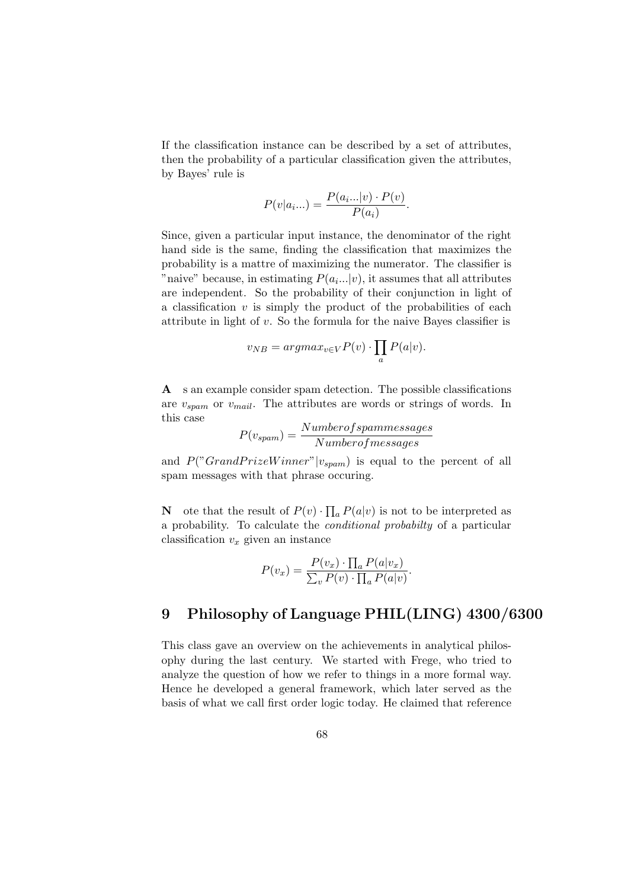If the classification instance can be described by a set of attributes, then the probability of a particular classification given the attributes, by Bayes' rule is

$$P(v|a_i...) = \frac{P(a_i...|v) \cdot P(v)}{P(a_i)}.$$

Since, given a particular input instance, the denominator of the right hand side is the same, finding the classification that maximizes the probability is a mattre of maximizing the numerator. The classifier is "naive" because, in estimating $P(a_i...|v)$, it assumes that all attributes are independent. So the probability of their conjunction in light of a classification $v$ is simply the product of the probabilities of each attribute in light of $v$. So the formula for the naive Bayes classifier is

$$v_{NB} = argmax_{v \in V} P(v) \cdot \prod_a P(a|v).$$

**A** s an example consider spam detection. The possible classifications are $v_{spam}$ or $v_{mail}$. The attributes are words or strings of words. In this case

$$P(v_{spam}) = \frac{Number of spam messages}{Number of messages}$$

and $P("GrandPrizeWinner"|v_{spam})$ is equal to the percent of all spam messages with that phrase occuring.

**N** ote that the result of $P(v) \cdot \prod_a P(a|v)$ is not to be interpreted as a probability. To calculate the *conditional probabilty* of a particular classification $v_x$ given an instance

$$P(v_x) = \frac{P(v_x) \cdot \prod_a P(a|v_x)}{\sum_v P(v) \cdot \prod_a P(a|v)}.$$

# 9 Philosophy of Language PHIL(LING) 4300/6300

This class gave an overview on the achievements in analytical philosophy during the last century. We started with Frege, who tried to analyze the question of how we refer to things in a more formal way. Hence he developed a general framework, which later served as the basis of what we call first order logic today. He claimed that reference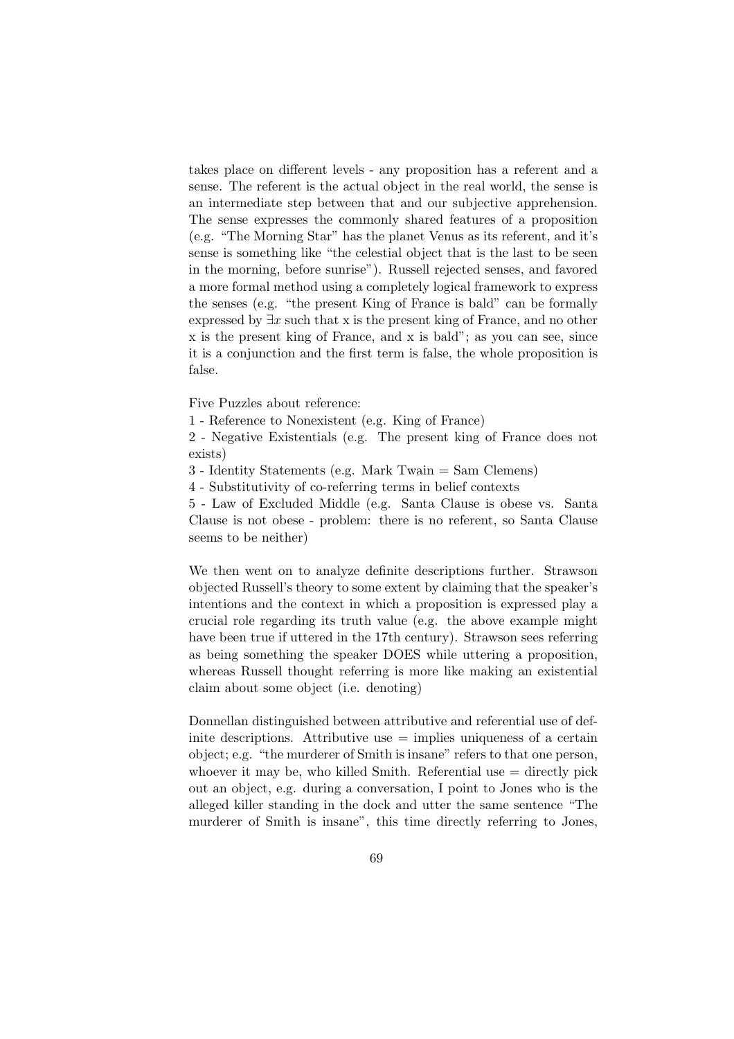takes place on different levels - any proposition has a referent and a sense. The referent is the actual object in the real world, the sense is an intermediate step between that and our subjective apprehension. The sense expresses the commonly shared features of a proposition (e.g. "The Morning Star" has the planet Venus as its referent, and it's sense is something like "the celestial object that is the last to be seen in the morning, before sunrise"). Russell rejected senses, and favored a more formal method using a completely logical framework to express the senses (e.g. "the present King of France is bald" can be formally expressed by $\exists x$ such that x is the present king of France, and no other x is the present king of France, and x is bald"; as you can see, since it is a conjunction and the first term is false, the whole proposition is false.

Five Puzzles about reference:

1 - Reference to Nonexistent (e.g. King of France)

2 - Negative Existentials (e.g. The present king of France does not exists)

3 - Identity Statements (e.g. Mark Twain = Sam Clemens)

4 - Substitutivity of co-referring terms in belief contexts

5 - Law of Excluded Middle (e.g. Santa Clause is obese vs. Santa Clause is not obese - problem: there is no referent, so Santa Clause seems to be neither)

We then went on to analyze definite descriptions further. Strawson objected Russell's theory to some extent by claiming that the speaker's intentions and the context in which a proposition is expressed play a crucial role regarding its truth value (e.g. the above example might have been true if uttered in the 17th century). Strawson sees referring as being something the speaker DOES while uttering a proposition, whereas Russell thought referring is more like making an existential claim about some object (i.e. denoting)

Donnellan distinguished between attributive and referential use of definite descriptions. Attributive use = implies uniqueness of a certain object; e.g. "the murderer of Smith is insane" refers to that one person, whoever it may be, who killed Smith. Referential use = directly pick out an object, e.g. during a conversation, I point to Jones who is the alleged killer standing in the dock and utter the same sentence "The murderer of Smith is insane", this time directly referring to Jones,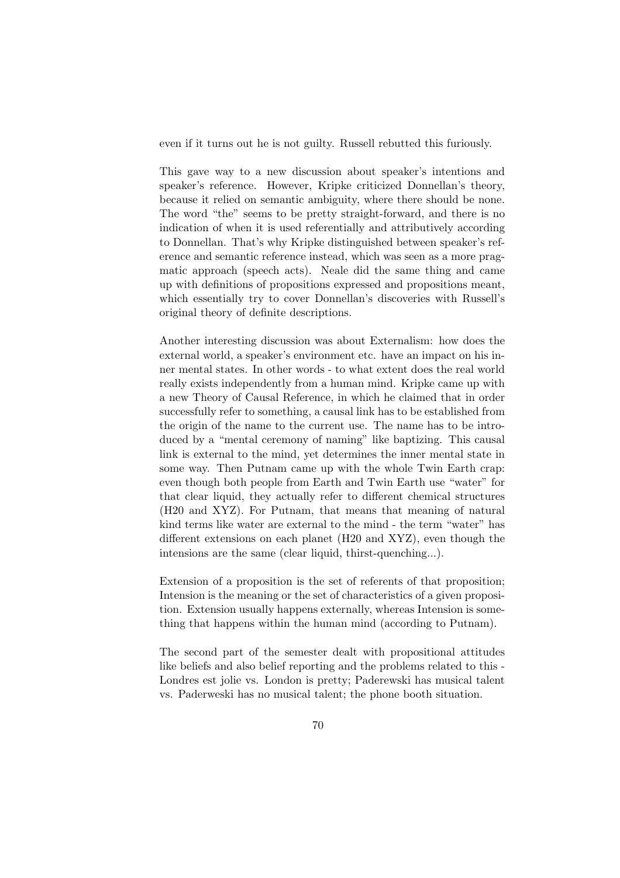even if it turns out he is not guilty. Russell rebutted this furiously.

This gave way to a new discussion about speaker's intentions and speaker's reference. However, Kripke criticized Donnellan's theory, because it relied on semantic ambiguity, where there should be none. The word "the" seems to be pretty straight-forward, and there is no indication of when it is used referentially and attributively according to Donnellan. That's why Kripke distinguished between speaker's reference and semantic reference instead, which was seen as a more pragmatic approach (speech acts). Neale did the same thing and came up with definitions of propositions expressed and propositions meant, which essentially try to cover Donnellan's discoveries with Russell's original theory of definite descriptions.

Another interesting discussion was about Externalism: how does the external world, a speaker's environment etc. have an impact on his inner mental states. In other words - to what extent does the real world really exists independently from a human mind. Kripke came up with a new Theory of Causal Reference, in which he claimed that in order successfully refer to something, a causal link has to be established from the origin of the name to the current use. The name has to be introduced by a "mental ceremony of naming" like baptizing. This causal link is external to the mind, yet determines the inner mental state in some way. Then Putnam came up with the whole Twin Earth crap: even though both people from Earth and Twin Earth use "water" for that clear liquid, they actually refer to different chemical structures (H20 and XYZ). For Putnam, that means that meaning of natural kind terms like water are external to the mind - the term "water" has different extensions on each planet (H20 and XYZ), even though the intensions are the same (clear liquid, thirst-quenching...).

Extension of a proposition is the set of referents of that proposition; Intension is the meaning or the set of characteristics of a given proposition. Extension usually happens externally, whereas Intension is something that happens within the human mind (according to Putnam).

The second part of the semester dealt with propositional attitudes like beliefs and also belief reporting and the problems related to this - Londres est jolie vs. London is pretty; Paderewski has musical talent vs. Paderweski has no musical talent; the phone booth situation.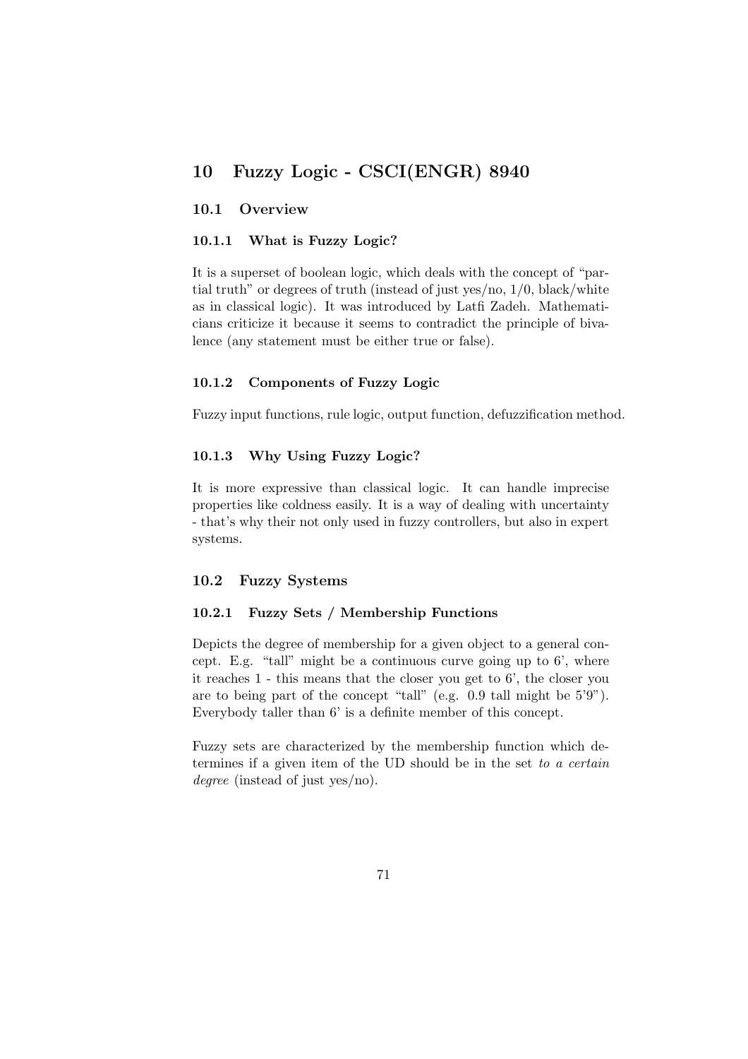# 10 Fuzzy Logic - CSCI(ENGR) 8940

## 10.1 Overview

### 10.1.1 What is Fuzzy Logic?

It is a superset of boolean logic, which deals with the concept of "partial truth" or degrees of truth (instead of just yes/no, 1/0, black/white as in classical logic). It was introduced by Latfi Zadeh. Mathematicians criticize it because it seems to contradict the principle of bivalence (any statement must be either true or false).

### 10.1.2 Components of Fuzzy Logic

Fuzzy input functions, rule logic, output function, defuzzification method.

### 10.1.3 Why Using Fuzzy Logic?

It is more expressive than classical logic. It can handle imprecise properties like coldness easily. It is a way of dealing with uncertainty - that's why their not only used in fuzzy controllers, but also in expert systems.

## 10.2 Fuzzy Systems

### 10.2.1 Fuzzy Sets / Membership Functions

Depicts the degree of membership for a given object to a general concept. E.g. "tall" might be a continuous curve going up to 6', where it reaches 1 - this means that the closer you get to 6', the closer you are to being part of the concept "tall" (e.g. 0.9 tall might be 5'9"). Everybody taller than 6' is a definite member of this concept.

Fuzzy sets are characterized by the membership function which determines if a given item of the UD should be in the set *to a certain degree* (instead of just yes/no).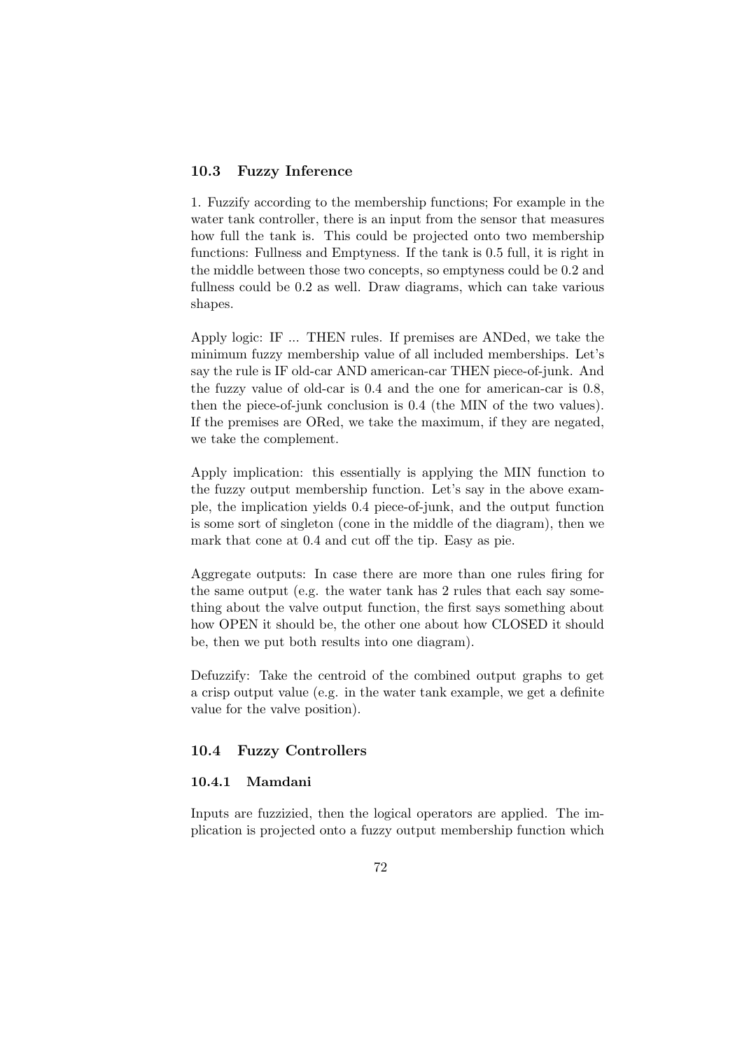## 10.3 Fuzzy Inference

1. Fuzzify according to the membership functions; For example in the water tank controller, there is an input from the sensor that measures how full the tank is. This could be projected onto two membership functions: Fullness and Emptyness. If the tank is 0.5 full, it is right in the middle between those two concepts, so emptyness could be 0.2 and fullness could be 0.2 as well. Draw diagrams, which can take various shapes.

Apply logic: IF ... THEN rules. If premises are ANDed, we take the minimum fuzzy membership value of all included memberships. Let's say the rule is IF old-car AND american-car THEN piece-of-junk. And the fuzzy value of old-car is 0.4 and the one for american-car is 0.8, then the piece-of-junk conclusion is 0.4 (the MIN of the two values). If the premises are ORed, we take the maximum, if they are negated, we take the complement.

Apply implication: this essentially is applying the MIN function to the fuzzy output membership function. Let's say in the above example, the implication yields 0.4 piece-of-junk, and the output function is some sort of singleton (cone in the middle of the diagram), then we mark that cone at 0.4 and cut off the tip. Easy as pie.

Aggregate outputs: In case there are more than one rules firing for the same output (e.g. the water tank has 2 rules that each say something about the valve output function, the first says something about how OPEN it should be, the other one about how CLOSED it should be, then we put both results into one diagram).

Defuzzify: Take the centroid of the combined output graphs to get a crisp output value (e.g. in the water tank example, we get a definite value for the valve position).

## 10.4 Fuzzy Controllers

### 10.4.1 Mamdani

Inputs are fuzzizied, then the logical operators are applied. The implication is projected onto a fuzzy output membership function which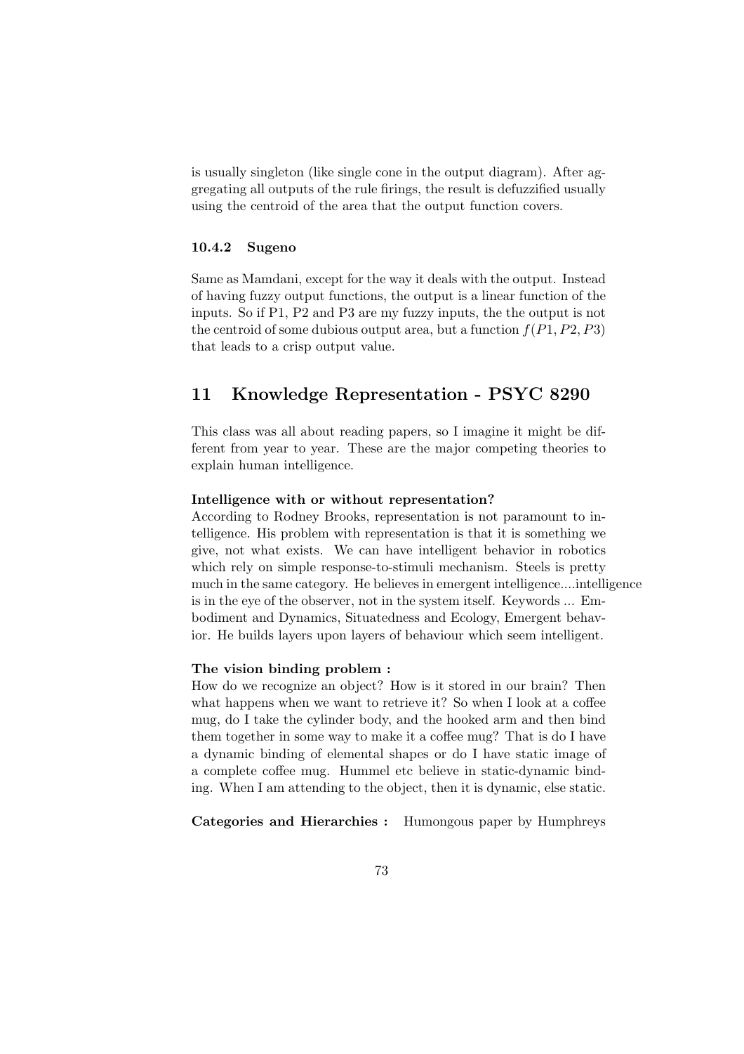is usually singleton (like single cone in the output diagram). After aggregating all outputs of the rule firings, the result is defuzzified usually using the centroid of the area that the output function covers.

### 10.4.2 Sugeno

Same as Mamdani, except for the way it deals with the output. Instead of having fuzzy output functions, the output is a linear function of the inputs. So if P1, P2 and P3 are my fuzzy inputs, the the output is not the centroid of some dubious output area, but a function $f(P1, P2, P3)$ that leads to a crisp output value.

## 11 Knowledge Representation - PSYC 8290

This class was all about reading papers, so I imagine it might be different from year to year. These are the major competing theories to explain human intelligence.

**Intelligence with or without representation?**
According to Rodney Brooks, representation is not paramount to intelligence. His problem with representation is that it is something we give, not what exists. We can have intelligent behavior in robotics which rely on simple response-to-stimuli mechanism. Steels is pretty much in the same category. He believes in emergent intelligence....intelligence is in the eye of the observer, not in the system itself. Keywords ... Embodiment and Dynamics, Situatedness and Ecology, Emergent behavior. He builds layers upon layers of behaviour which seem intelligent.

**The vision binding problem :**
How do we recognize an object? How is it stored in our brain? Then what happens when we want to retrieve it? So when I look at a coffee mug, do I take the cylinder body, and the hooked arm and then bind them together in some way to make it a coffee mug? That is do I have a dynamic binding of elemental shapes or do I have static image of a complete coffee mug. Hummel etc believe in static-dynamic binding. When I am attending to the object, then it is dynamic, else static.

**Categories and Hierarchies :** Humongous paper by Humphreys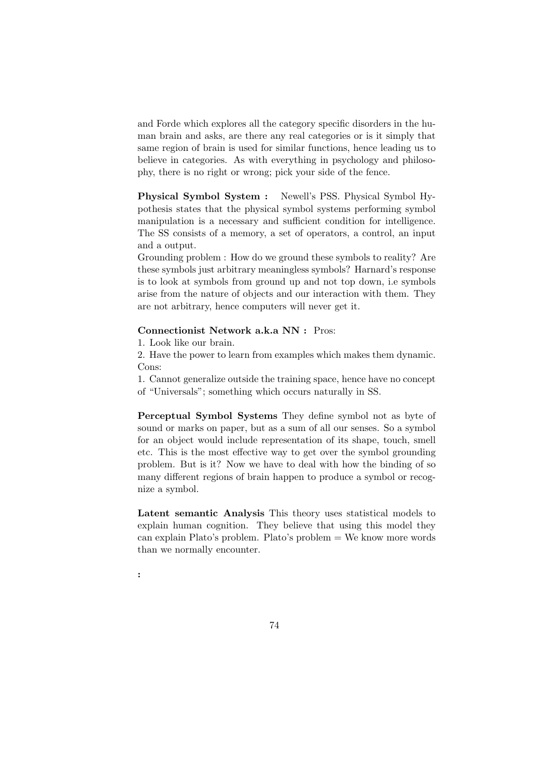and Forde which explores all the category specific disorders in the human brain and asks, are there any real categories or is it simply that same region of brain is used for similar functions, hence leading us to believe in categories. As with everything in psychology and philosophy, there is no right or wrong; pick your side of the fence.

**Physical Symbol System :** Newell's PSS. Physical Symbol Hypothesis states that the physical symbol systems performing symbol manipulation is a necessary and sufficient condition for intelligence. The SS consists of a memory, a set of operators, a control, an input and a output.

Grounding problem : How do we ground these symbols to reality? Are these symbols just arbitrary meaningless symbols? Harnard's response is to look at symbols from ground up and not top down, i.e symbols arise from the nature of objects and our interaction with them. They are not arbitrary, hence computers will never get it.

**Connectionist Network a.k.a NN :** Pros:

1. Look like our brain.
2. Have the power to learn from examples which makes them dynamic.

Cons:

1. Cannot generalize outside the training space, hence have no concept of "Universals"; something which occurs naturally in SS.

**Perceptual Symbol Systems** They define symbol not as byte of sound or marks on paper, but as a sum of all our senses. So a symbol for an object would include representation of its shape, touch, smell etc. This is the most effective way to get over the symbol grounding problem. But is it? Now we have to deal with how the binding of so many different regions of brain happen to produce a symbol or recognize a symbol.

**Latent semantic Analysis** This theory uses statistical models to explain human cognition. They believe that using this model they can explain Plato's problem. Plato's problem = We know more words than we normally encounter.

**:**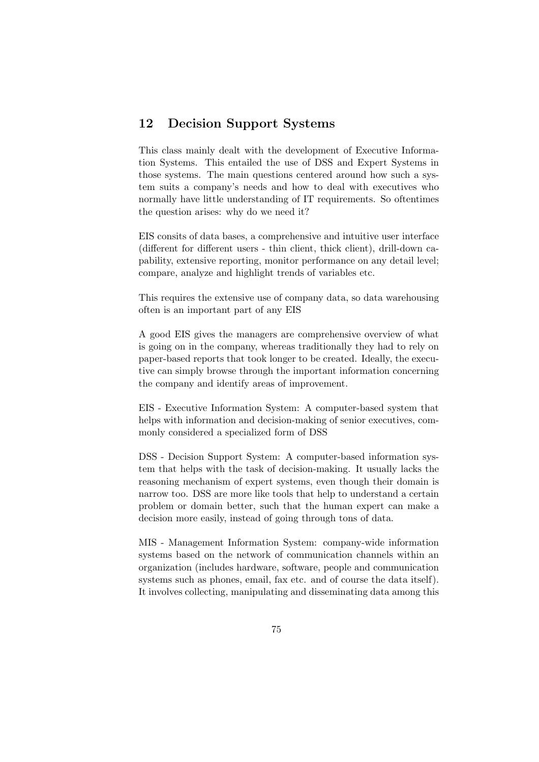## 12 Decision Support Systems

This class mainly dealt with the development of Executive Information Systems. This entailed the use of DSS and Expert Systems in those systems. The main questions centered around how such a system suits a company's needs and how to deal with executives who normally have little understanding of IT requirements. So oftentimes the question arises: why do we need it?

EIS consits of data bases, a comprehensive and intuitive user interface (different for different users - thin client, thick client), drill-down capability, extensive reporting, monitor performance on any detail level; compare, analyze and highlight trends of variables etc.

This requires the extensive use of company data, so data warehousing often is an important part of any EIS

A good EIS gives the managers are comprehensive overview of what is going on in the company, whereas traditionally they had to rely on paper-based reports that took longer to be created. Ideally, the executive can simply browse through the important information concerning the company and identify areas of improvement.

EIS - Executive Information System: A computer-based system that helps with information and decision-making of senior executives, commonly considered a specialized form of DSS

DSS - Decision Support System: A computer-based information system that helps with the task of decision-making. It usually lacks the reasoning mechanism of expert systems, even though their domain is narrow too. DSS are more like tools that help to understand a certain problem or domain better, such that the human expert can make a decision more easily, instead of going through tons of data.

MIS - Management Information System: company-wide information systems based on the network of communication channels within an organization (includes hardware, software, people and communication systems such as phones, email, fax etc. and of course the data itself). It involves collecting, manipulating and disseminating data among this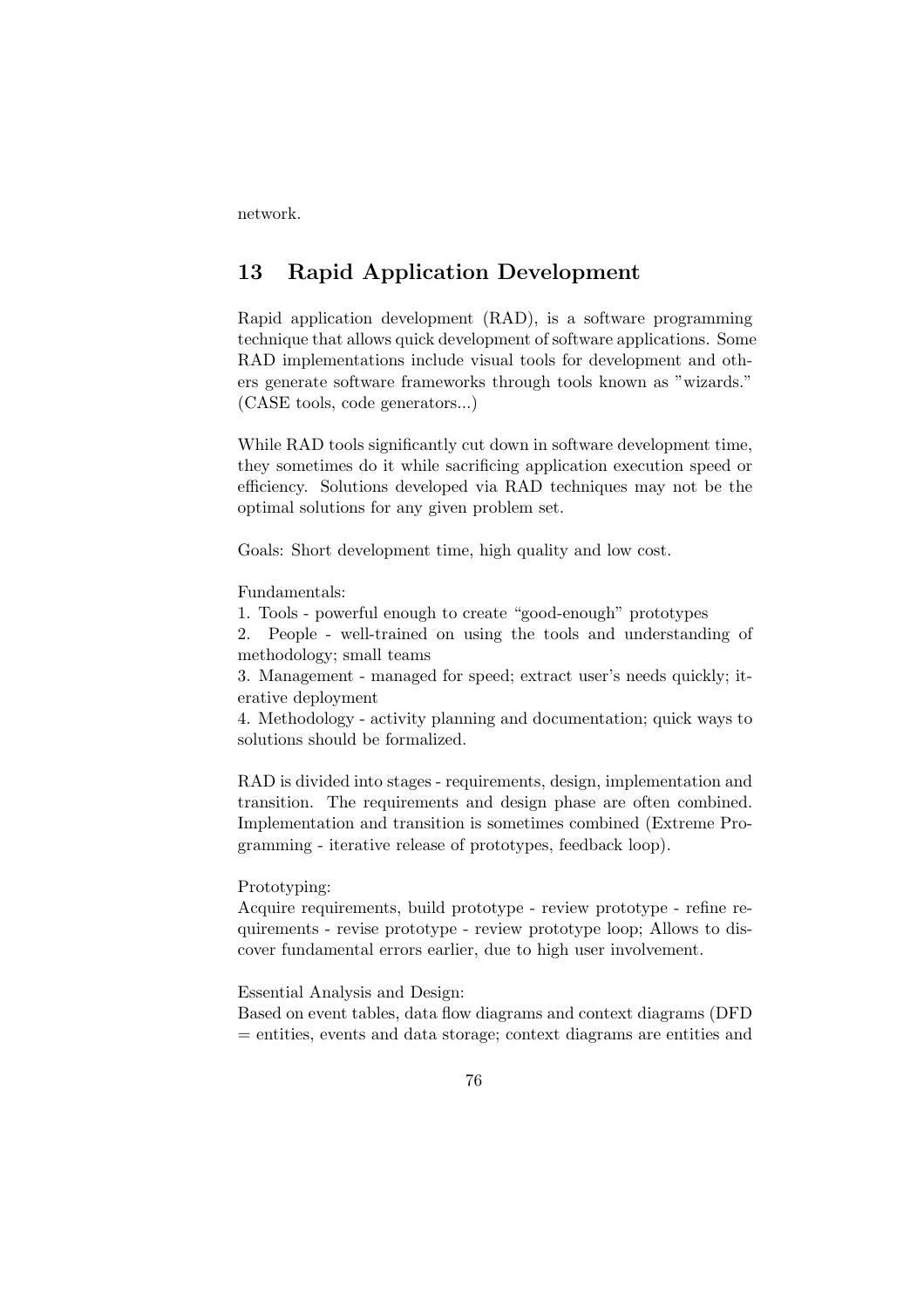network.

## 13 Rapid Application Development

Rapid application development (RAD), is a software programming technique that allows quick development of software applications. Some RAD implementations include visual tools for development and others generate software frameworks through tools known as "wizards." (CASE tools, code generators...)

While RAD tools significantly cut down in software development time, they sometimes do it while sacrificing application execution speed or efficiency. Solutions developed via RAD techniques may not be the optimal solutions for any given problem set.

Goals: Short development time, high quality and low cost.

Fundamentals:
1. Tools - powerful enough to create "good-enough" prototypes
2. People - well-trained on using the tools and understanding of methodology; small teams
3. Management - managed for speed; extract user's needs quickly; iterative deployment
4. Methodology - activity planning and documentation; quick ways to solutions should be formalized.

RAD is divided into stages - requirements, design, implementation and transition. The requirements and design phase are often combined. Implementation and transition is sometimes combined (Extreme Programming - iterative release of prototypes, feedback loop).

Prototyping:
Acquire requirements, build prototype - review prototype - refine requirements - revise prototype - review prototype loop; Allows to discover fundamental errors earlier, due to high user involvement.

Essential Analysis and Design:
Based on event tables, data flow diagrams and context diagrams (DFD = entities, events and data storage; context diagrams are entities and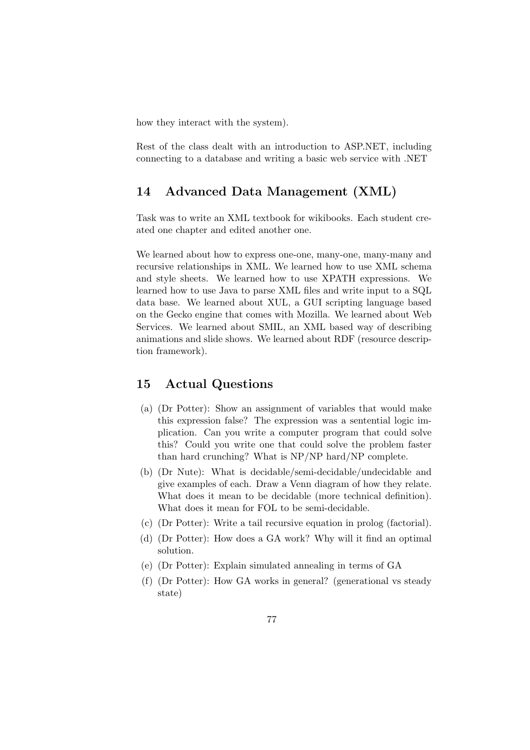how they interact with the system).

Rest of the class dealt with an introduction to ASP.NET, including connecting to a database and writing a basic web service with .NET

## 14 Advanced Data Management (XML)

Task was to write an XML textbook for wikibooks. Each student created one chapter and edited another one.

We learned about how to express one-one, many-one, many-many and recursive relationships in XML. We learned how to use XML schema and style sheets. We learned how to use XPATH expressions. We learned how to use Java to parse XML files and write input to a SQL data base. We learned about XUL, a GUI scripting language based on the Gecko engine that comes with Mozilla. We learned about Web Services. We learned about SMIL, an XML based way of describing animations and slide shows. We learned about RDF (resource description framework).

## 15 Actual Questions

(a) (Dr Potter): Show an assignment of variables that would make this expression false? The expression was a sentential logic implication. Can you write a computer program that could solve this? Could you write one that could solve the problem faster than hard crunching? What is NP/NP hard/NP complete.

(b) (Dr Nute): What is decidable/semi-decidable/undecidable and give examples of each. Draw a Venn diagram of how they relate. What does it mean to be decidable (more technical definition). What does it mean for FOL to be semi-decidable.

(c) (Dr Potter): Write a tail recursive equation in prolog (factorial).

(d) (Dr Potter): How does a GA work? Why will it find an optimal solution.

(e) (Dr Potter): Explain simulated annealing in terms of GA

(f) (Dr Potter): How GA works in general? (generational vs steady state)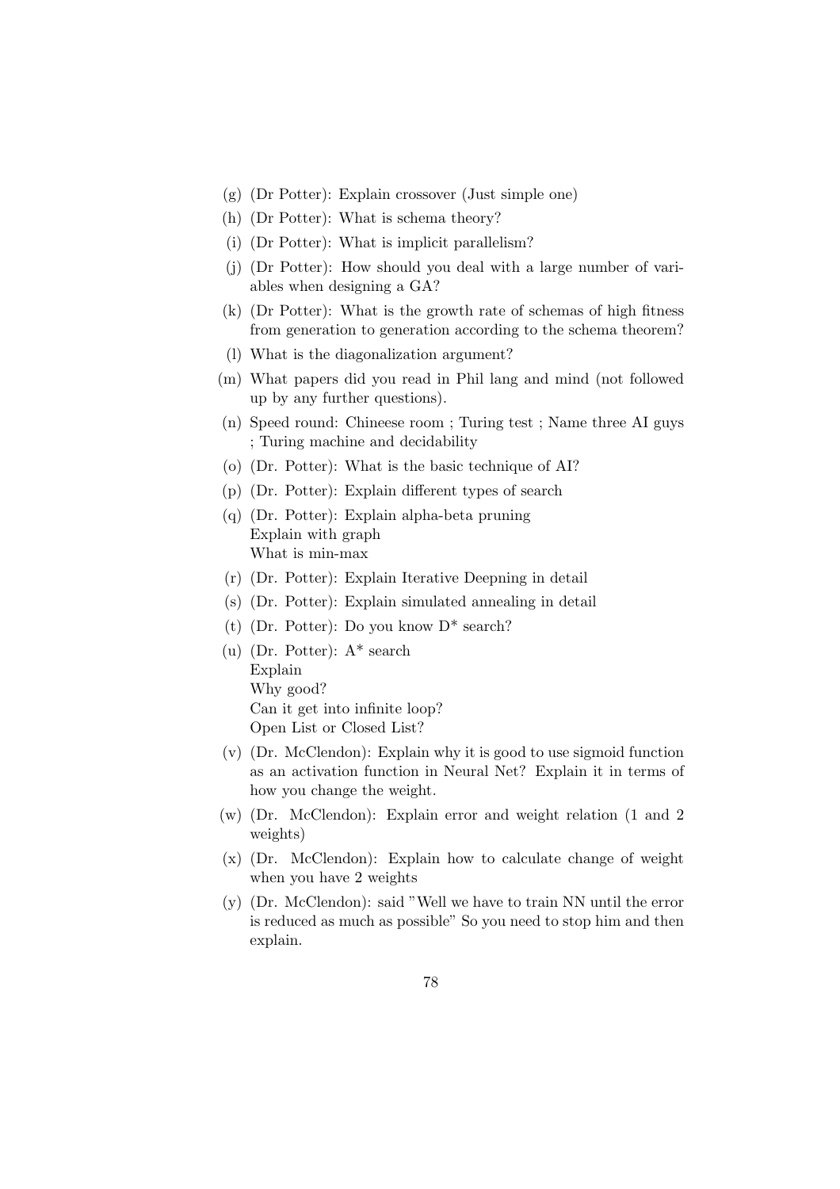(g) (Dr Potter): Explain crossover (Just simple one)

(h) (Dr Potter): What is schema theory?

(i) (Dr Potter): What is implicit parallelism?

(j) (Dr Potter): How should you deal with a large number of variables when designing a GA?

(k) (Dr Potter): What is the growth rate of schemas of high fitness from generation to generation according to the schema theorem?

(l) What is the diagonalization argument?

(m) What papers did you read in Phil lang and mind (not followed up by any further questions).

(n) Speed round: Chineese room ; Turing test ; Name three AI guys ; Turing machine and decidability

(o) (Dr. Potter): What is the basic technique of AI?

(p) (Dr. Potter): Explain different types of search

(q) (Dr. Potter): Explain alpha-beta pruning
Explain with graph
What is min-max

(r) (Dr. Potter): Explain Iterative Deepning in detail

(s) (Dr. Potter): Explain simulated annealing in detail

(t) (Dr. Potter): Do you know D* search?

(u) (Dr. Potter): A* search
Explain
Why good?
Can it get into infinite loop?
Open List or Closed List?

(v) (Dr. McClendon): Explain why it is good to use sigmoid function as an activation function in Neural Net? Explain it in terms of how you change the weight.

(w) (Dr. McClendon): Explain error and weight relation (1 and 2 weights)

(x) (Dr. McClendon): Explain how to calculate change of weight when you have 2 weights

(y) (Dr. McClendon): said "Well we have to train NN until the error is reduced as much as possible" So you need to stop him and then explain.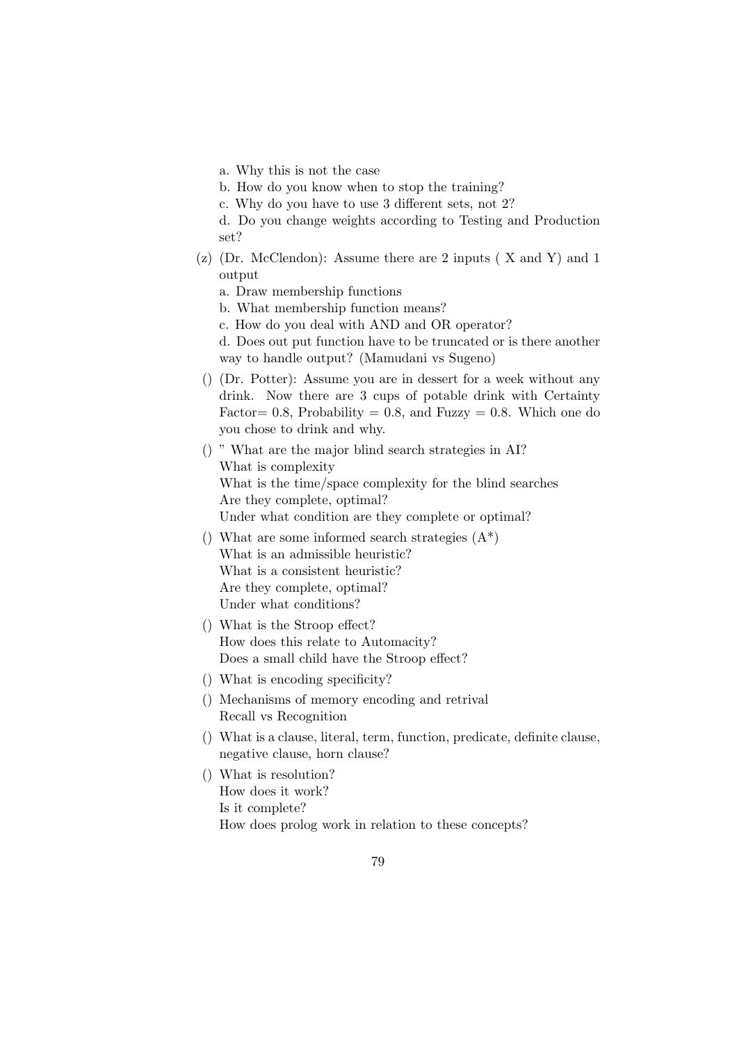a. Why this is not the case

b. How do you know when to stop the training?

c. Why do you have to use 3 different sets, not 2?

d. Do you change weights according to Testing and Production set?

(z) (Dr. McClendon): Assume there are 2 inputs ( X and Y) and 1 output

a. Draw membership functions

b. What membership function means?

c. How do you deal with AND and OR operator?

d. Does out put function have to be truncated or is there another way to handle output? (Mamudani vs Sugeno)

() (Dr. Potter): Assume you are in dessert for a week without any drink. Now there are 3 cups of potable drink with Certainty Factor= 0.8, Probability = 0.8, and Fuzzy = 0.8. Which one do you chose to drink and why.

() " What are the major blind search strategies in AI?
What is complexity
What is the time/space complexity for the blind searches
Are they complete, optimal?
Under what condition are they complete or optimal?

() What are some informed search strategies (A*)
What is an admissible heuristic?
What is a consistent heuristic?
Are they complete, optimal?
Under what conditions?

() What is the Stroop effect?
How does this relate to Automacity?
Does a small child have the Stroop effect?

() What is encoding specificity?

() Mechanisms of memory encoding and retrival
Recall vs Recognition

() What is a clause, literal, term, function, predicate, definite clause, negative clause, horn clause?

() What is resolution?
How does it work?
Is it complete?
How does prolog work in relation to these concepts?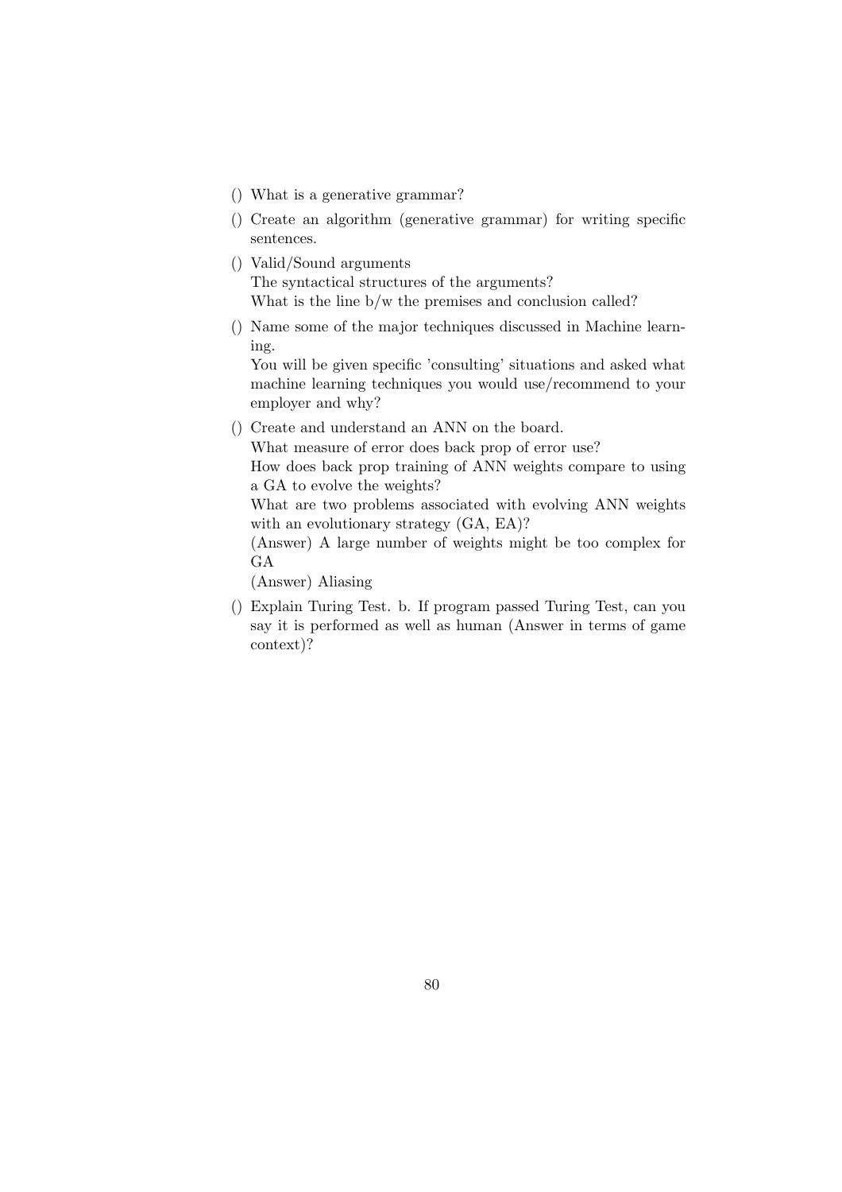- () What is a generative grammar?
- () Create an algorithm (generative grammar) for writing specific sentences.
- () Valid/Sound arguments
  The syntactical structures of the arguments?
  What is the line b/w the premises and conclusion called?
- () Name some of the major techniques discussed in Machine learning.
  You will be given specific 'consulting' situations and asked what machine learning techniques you would use/recommend to your employer and why?
- () Create and understand an ANN on the board.
  What measure of error does back prop of error use?
  How does back prop training of ANN weights compare to using a GA to evolve the weights?
  What are two problems associated with evolving ANN weights with an evolutionary strategy (GA, EA)?
  (Answer) A large number of weights might be too complex for GA
  (Answer) Aliasing
- () Explain Turing Test. b. If program passed Turing Test, can you say it is performed as well as human (Answer in terms of game context)?